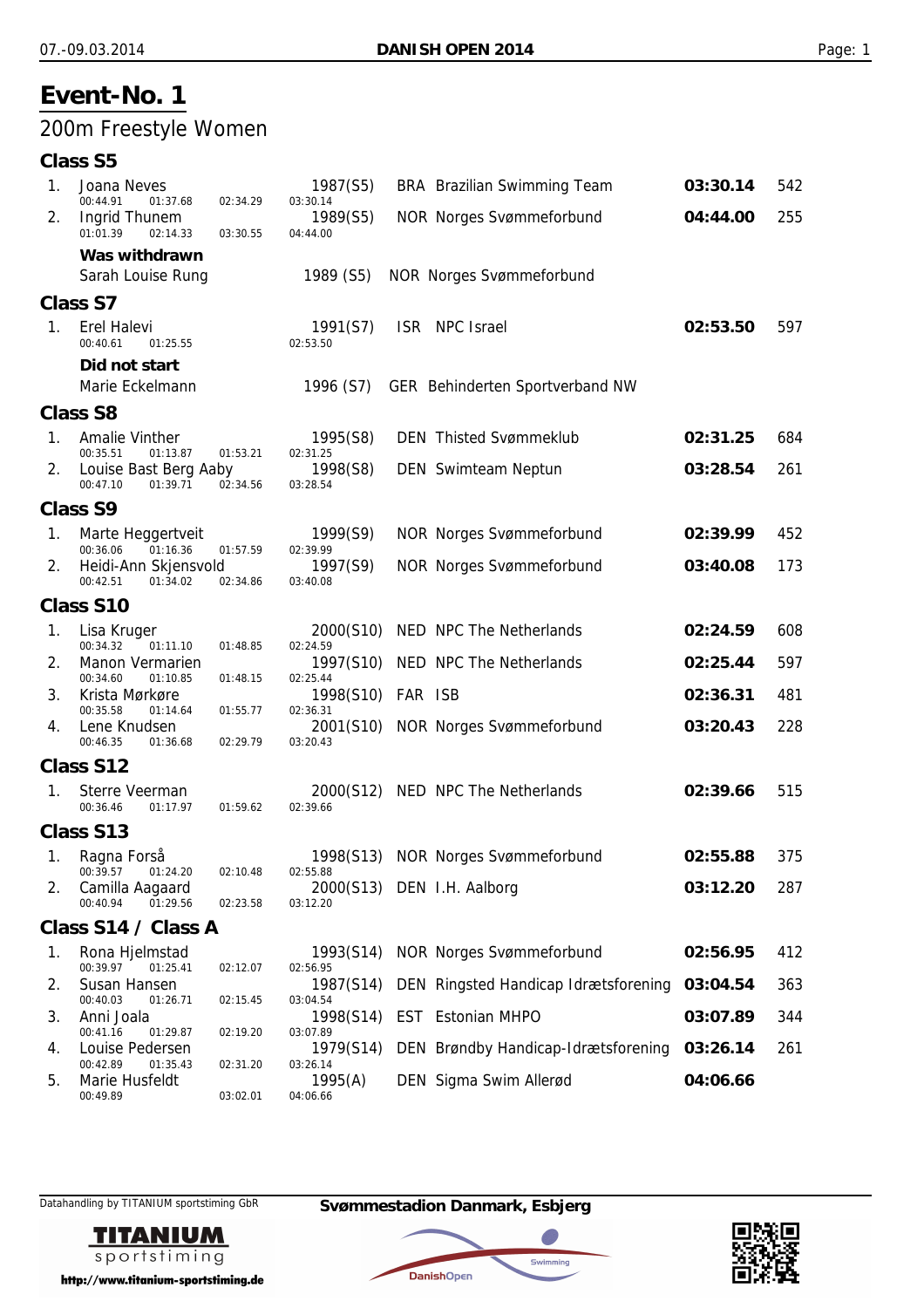# Event-No. 1

## 200m Freestyle Women

### Class S5

| Place | Name | Year (Class) | Nation | Club | Time | Points |
|---|---|---|---|---|---|---|
| 1. | Joana Neves | 1987(S5) | BRA | Brazilian Swimming Team | **03:30.14** | 542 |
| | 00:44.91 01:37.68 02:34.29 03:30.14 | | | | | |
| 2. | Ingrid Thunem | 1989(S5) | NOR | Norges Svømmeforbund | **04:44.00** | 255 |
| | 01:01.39 02:14.33 03:30.55 04:44.00 | | | | | |

**Was withdrawn**

| Name | Year (Class) | Nation | Club |
|---|---|---|---|
| Sarah Louise Rung | 1989 (S5) | NOR | Norges Svømmeforbund |

### Class S7

| Place | Name | Year (Class) | Nation | Club | Time | Points |
|---|---|---|---|---|---|---|
| 1. | Erel Halevi | 1991(S7) | ISR | NPC Israel | **02:53.50** | 597 |
| | 00:40.61 01:25.55 02:53.50 | | | | | |

**Did not start**

| Name | Year (Class) | Nation | Club |
|---|---|---|---|
| Marie Eckelmann | 1996 (S7) | GER | Behinderten Sportverband NW |

### Class S8

| Place | Name | Year (Class) | Nation | Club | Time | Points |
|---|---|---|---|---|---|---|
| 1. | Amalie Vinther | 1995(S8) | DEN | Thisted Svømmeklub | **02:31.25** | 684 |
| | 00:35.51 01:13.87 01:53.21 02:31.25 | | | | | |
| 2. | Louise Bast Berg Aaby | 1998(S8) | DEN | Swimteam Neptun | **03:28.54** | 261 |
| | 00:47.10 01:39.71 02:34.56 03:28.54 | | | | | |

### Class S9

| Place | Name | Year (Class) | Nation | Club | Time | Points |
|---|---|---|---|---|---|---|
| 1. | Marte Heggertveit | 1999(S9) | NOR | Norges Svømmeforbund | **02:39.99** | 452 |
| | 00:36.06 01:16.36 01:57.59 02:39.99 | | | | | |
| 2. | Heidi-Ann Skjensvold | 1997(S9) | NOR | Norges Svømmeforbund | **03:40.08** | 173 |
| | 00:42.51 01:34.02 02:34.86 03:40.08 | | | | | |

### Class S10

| Place | Name | Year (Class) | Nation | Club | Time | Points |
|---|---|---|---|---|---|---|
| 1. | Lisa Kruger | 2000(S10) | NED | NPC The Netherlands | **02:24.59** | 608 |
| | 00:34.32 01:11.10 01:48.85 02:24.59 | | | | | |
| 2. | Manon Vermarien | 1997(S10) | NED | NPC The Netherlands | **02:25.44** | 597 |
| | 00:34.60 01:10.85 01:48.15 02:25.44 | | | | | |
| 3. | Krista Mørkøre | 1998(S10) | FAR | ISB | **02:36.31** | 481 |
| | 00:35.58 01:14.64 01:55.77 02:36.31 | | | | | |
| 4. | Lene Knudsen | 2001(S10) | NOR | Norges Svømmeforbund | **03:20.43** | 228 |
| | 00:46.35 01:36.68 02:29.79 03:20.43 | | | | | |

### Class S12

| Place | Name | Year (Class) | Nation | Club | Time | Points |
|---|---|---|---|---|---|---|
| 1. | Sterre Veerman | 2000(S12) | NED | NPC The Netherlands | **02:39.66** | 515 |
| | 00:36.46 01:17.97 01:59.62 02:39.66 | | | | | |

### Class S13

| Place | Name | Year (Class) | Nation | Club | Time | Points |
|---|---|---|---|---|---|---|
| 1. | Ragna Forså | 1998(S13) | NOR | Norges Svømmeforbund | **02:55.88** | 375 |
| | 00:39.57 01:24.20 02:10.48 02:55.88 | | | | | |
| 2. | Camilla Aagaard | 2000(S13) | DEN | I.H. Aalborg | **03:12.20** | 287 |
| | 00:40.94 01:29.56 02:23.58 03:12.20 | | | | | |

### Class S14 / Class A

| Place | Name | Year (Class) | Nation | Club | Time | Points |
|---|---|---|---|---|---|---|
| 1. | Rona Hjelmstad | 1993(S14) | NOR | Norges Svømmeforbund | **02:56.95** | 412 |
| | 00:39.97 01:25.41 02:12.07 02:56.95 | | | | | |
| 2. | Susan Hansen | 1987(S14) | DEN | Ringsted Handicap Idrætsforening | **03:04.54** | 363 |
| | 00:40.03 01:26.71 02:15.45 03:04.54 | | | | | |
| 3. | Anni Joala | 1998(S14) | EST | Estonian MHPO | **03:07.89** | 344 |
| | 00:41.16 01:29.87 02:19.20 03:07.89 | | | | | |
| 4. | Louise Pedersen | 1979(S14) | DEN | Brøndby Handicap-Idrætsforening | **03:26.14** | 261 |
| | 00:42.89 01:35.43 02:31.20 03:26.14 | | | | | |
| 5. | Marie Husfeldt | 1995(A) | DEN | Sigma Swim Allerød | **04:06.66** | |
| | 00:49.89 03:02.01 04:06.66 | | | | | |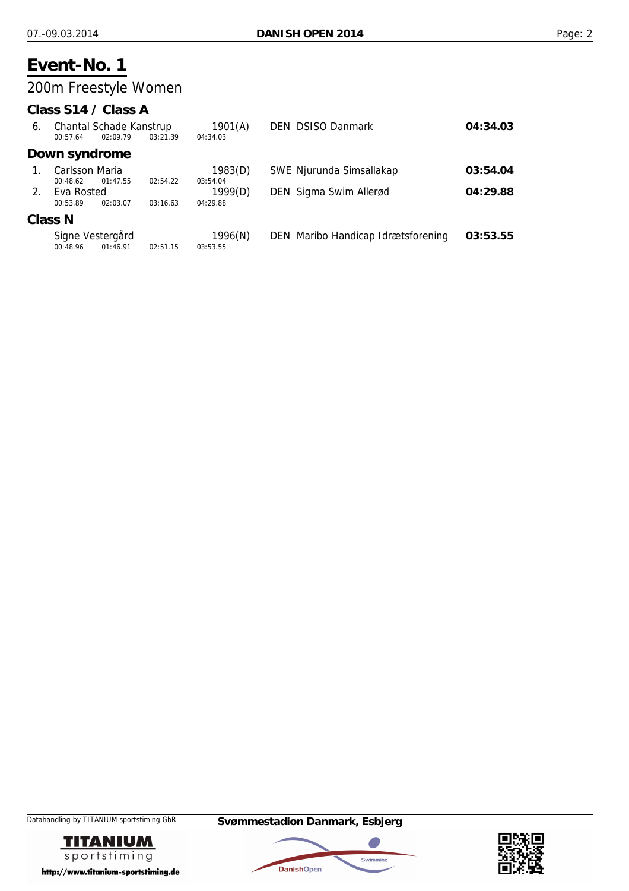# Event-No. 1

## 200m Freestyle Women

### Class S14 / Class A

| Place | Name | Year (Class) | Club | Time |
|---|---|---|---|---|
| 6. | Chantal Schade Kanstrup | 1901(A) | DEN DSISO Danmark | **04:34.03** |
| | 00:57.64 02:09.79 03:21.39 04:34.03 | | | |

### Down syndrome

| Place | Name | Year (Class) | Club | Time |
|---|---|---|---|---|
| 1. | Carlsson Maria | 1983(D) | SWE Njurunda Simsallakap | **03:54.04** |
| | 00:48.62 01:47.55 02:54.22 03:54.04 | | | |
| 2. | Eva Rosted | 1999(D) | DEN Sigma Swim Allerød | **04:29.88** |
| | 00:53.89 02:03.07 03:16.63 04:29.88 | | | |

### Class N

| Place | Name | Year (Class) | Club | Time |
|---|---|---|---|---|
| | Signe Vestergård | 1996(N) | DEN Maribo Handicap Idrætsforening | **03:53.55** |
| | 00:48.96 01:46.91 02:51.15 03:53.55 | | | |

Datahandling by TITANIUM sportstiming GbR

Svømmestadion Danmark, Esbjerg

http://www.titanium-sportstiming.de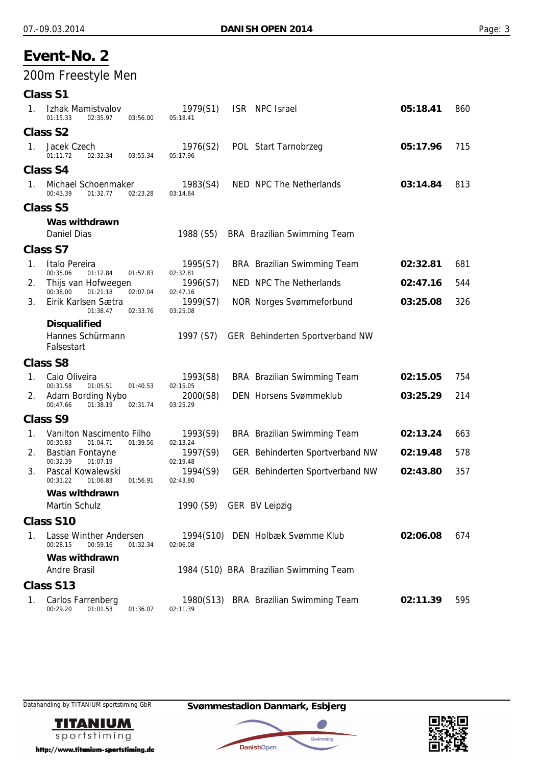# Event-No. 2

## 200m Freestyle Men

### Class S1

| Rank | Name | Year (Class) | Nation | Club | Time | Points |
|---|---|---|---|---|---|---|
| 1. | Izhak Mamistvalov | 1979(S1) | ISR | NPC Israel | **05:18.41** | 860 |
| | 01:15.33 02:35.97 03:56.00 05:18.41 | | | | | |

### Class S2

| Rank | Name | Year (Class) | Nation | Club | Time | Points |
|---|---|---|---|---|---|---|
| 1. | Jacek Czech | 1976(S2) | POL | Start Tarnobrzeg | **05:17.96** | 715 |
| | 01:11.72 02:32.34 03:55.34 05:17.96 | | | | | |

### Class S4

| Rank | Name | Year (Class) | Nation | Club | Time | Points |
|---|---|---|---|---|---|---|
| 1. | Michael Schoenmaker | 1983(S4) | NED | NPC The Netherlands | **03:14.84** | 813 |
| | 00:43.39 01:32.77 02:23.28 03:14.84 | | | | | |

### Class S5

**Was withdrawn**

| Name | Year (Class) | Nation | Club |
|---|---|---|---|
| Daniel Dias | 1988 (S5) | BRA | Brazilian Swimming Team |

### Class S7

| Rank | Name | Year (Class) | Nation | Club | Time | Points |
|---|---|---|---|---|---|---|
| 1. | Italo Pereira | 1995(S7) | BRA | Brazilian Swimming Team | **02:32.81** | 681 |
| | 00:35.06 01:12.84 01:52.83 02:32.81 | | | | | |
| 2. | Thijs van Hofweegen | 1996(S7) | NED | NPC The Netherlands | **02:47.16** | 544 |
| | 00:38.00 01:21.18 02:07.04 02:47.16 | | | | | |
| 3. | Eirik Karlsen Sætra | 1999(S7) | NOR | Norges Svømmeforbund | **03:25.08** | 326 |
| | 01:38.47 02:33.76 03:25.08 | | | | | |

**Disqualified**

| Name | Year (Class) | Nation | Club |
|---|---|---|---|
| Hannes Schürmann | 1997 (S7) | GER | Behinderten Sportverband NW |
| Falsestart | | | |

### Class S8

| Rank | Name | Year (Class) | Nation | Club | Time | Points |
|---|---|---|---|---|---|---|
| 1. | Caio Oliveira | 1993(S8) | BRA | Brazilian Swimming Team | **02:15.05** | 754 |
| | 00:31.58 01:05.51 01:40.53 02:15.05 | | | | | |
| 2. | Adam Bording Nybo | 2000(S8) | DEN | Horsens Svømmeklub | **03:25.29** | 214 |
| | 00:47.66 01:38.19 02:31.74 03:25.29 | | | | | |

### Class S9

| Rank | Name | Year (Class) | Nation | Club | Time | Points |
|---|---|---|---|---|---|---|
| 1. | Vanilton Nascimento Filho | 1993(S9) | BRA | Brazilian Swimming Team | **02:13.24** | 663 |
| | 00:30.83 01:04.71 01:39.56 02:13.24 | | | | | |
| 2. | Bastian Fontayne | 1997(S9) | GER | Behinderten Sportverband NW | **02:19.48** | 578 |
| | 00:32.39 01:07.19 02:19.48 | | | | | |
| 3. | Pascal Kowalewski | 1994(S9) | GER | Behinderten Sportverband NW | **02:43.80** | 357 |
| | 00:31.22 01:06.83 01:56.91 02:43.80 | | | | | |

**Was withdrawn**

| Name | Year (Class) | Nation | Club |
|---|---|---|---|
| Martin Schulz | 1990 (S9) | GER | BV Leipzig |

### Class S10

| Rank | Name | Year (Class) | Nation | Club | Time | Points |
|---|---|---|---|---|---|---|
| 1. | Lasse Winther Andersen | 1994(S10) | DEN | Holbæk Svømme Klub | **02:06.08** | 674 |
| | 00:28.15 00:59.16 01:32.34 02:06.08 | | | | | |

**Was withdrawn**

| Name | Year (Class) | Nation | Club |
|---|---|---|---|
| Andre Brasil | 1984 (S10) | BRA | Brazilian Swimming Team |

### Class S13

| Rank | Name | Year (Class) | Nation | Club | Time | Points |
|---|---|---|---|---|---|---|
| 1. | Carlos Farrenberg | 1980(S13) | BRA | Brazilian Swimming Team | **02:11.39** | 595 |
| | 00:29.20 01:01.53 01:36.07 02:11.39 | | | | | |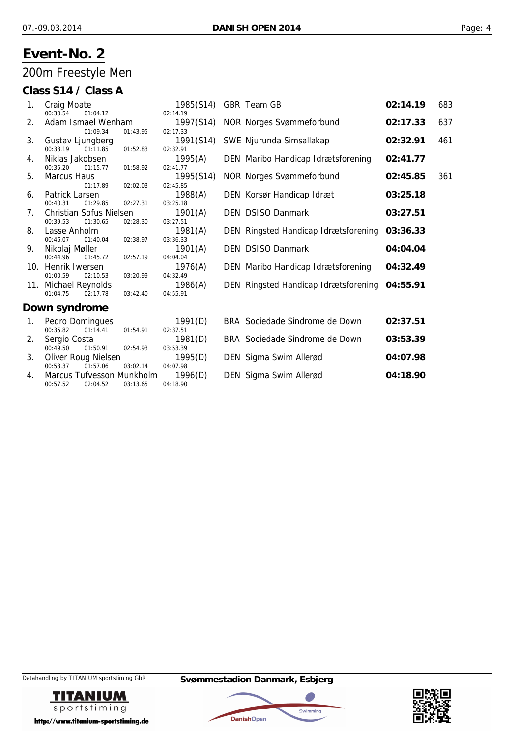# Event-No. 2

## 200m Freestyle Men

### Class S14 / Class A

| Rank | Name | Split 50m | Split 100m | Split 150m | Split 200m | Year (Class) | Nation | Club | Time | Points |
|---|---|---|---|---|---|---|---|---|---|---|
| 1. | Craig Moate | 00:30.54 | 01:04.12 | | 02:14.19 | 1985(S14) | GBR | Team GB | **02:14.19** | 683 |
| 2. | Adam Ismael Wenham | | 01:09.34 | 01:43.95 | 02:17.33 | 1997(S14) | NOR | Norges Svømmeforbund | **02:17.33** | 637 |
| 3. | Gustav Ljungberg | 00:33.19 | 01:11.85 | 01:52.83 | 02:32.91 | 1991(S14) | SWE | Njurunda Simsallakap | **02:32.91** | 461 |
| 4. | Niklas Jakobsen | 00:35.20 | 01:15.77 | 01:58.92 | 02:41.77 | 1995(A) | DEN | Maribo Handicap Idrætsforening | **02:41.77** | |
| 5. | Marcus Haus | | 01:17.89 | 02:02.03 | 02:45.85 | 1995(S14) | NOR | Norges Svømmeforbund | **02:45.85** | 361 |
| 6. | Patrick Larsen | 00:40.31 | 01:29.85 | 02:27.31 | 03:25.18 | 1988(A) | DEN | Korsør Handicap Idræt | **03:25.18** | |
| 7. | Christian Sofus Nielsen | 00:39.53 | 01:30.65 | 02:28.30 | 03:27.51 | 1901(A) | DEN | DSISO Danmark | **03:27.51** | |
| 8. | Lasse Anholm | 00:46.07 | 01:40.04 | 02:38.97 | 03:36.33 | 1981(A) | DEN | Ringsted Handicap Idrætsforening | **03:36.33** | |
| 9. | Nikolaj Møller | 00:44.96 | 01:45.72 | 02:57.19 | 04:04.04 | 1901(A) | DEN | DSISO Danmark | **04:04.04** | |
| 10. | Henrik Iwersen | 01:00.59 | 02:10.53 | 03:20.99 | 04:32.49 | 1976(A) | DEN | Maribo Handicap Idrætsforening | **04:32.49** | |
| 11. | Michael Reynolds | 01:04.75 | 02:17.78 | 03:42.40 | 04:55.91 | 1986(A) | DEN | Ringsted Handicap Idrætsforening | **04:55.91** | |

### Down syndrome

| Rank | Name | Split 50m | Split 100m | Split 150m | Split 200m | Year (Class) | Nation | Club | Time |
|---|---|---|---|---|---|---|---|---|---|
| 1. | Pedro Domingues | 00:35.82 | 01:14.41 | 01:54.91 | 02:37.51 | 1991(D) | BRA | Sociedade Sindrome de Down | **02:37.51** |
| 2. | Sergio Costa | 00:49.50 | 01:50.91 | 02:54.93 | 03:53.39 | 1981(D) | BRA | Sociedade Sindrome de Down | **03:53.39** |
| 3. | Oliver Roug Nielsen | 00:53.37 | 01:57.06 | 03:02.14 | 04:07.98 | 1995(D) | DEN | Sigma Swim Allerød | **04:07.98** |
| 4. | Marcus Tufvesson Munkholm | 00:57.52 | 02:04.52 | 03:13.65 | 04:18.90 | 1996(D) | DEN | Sigma Swim Allerød | **04:18.90** |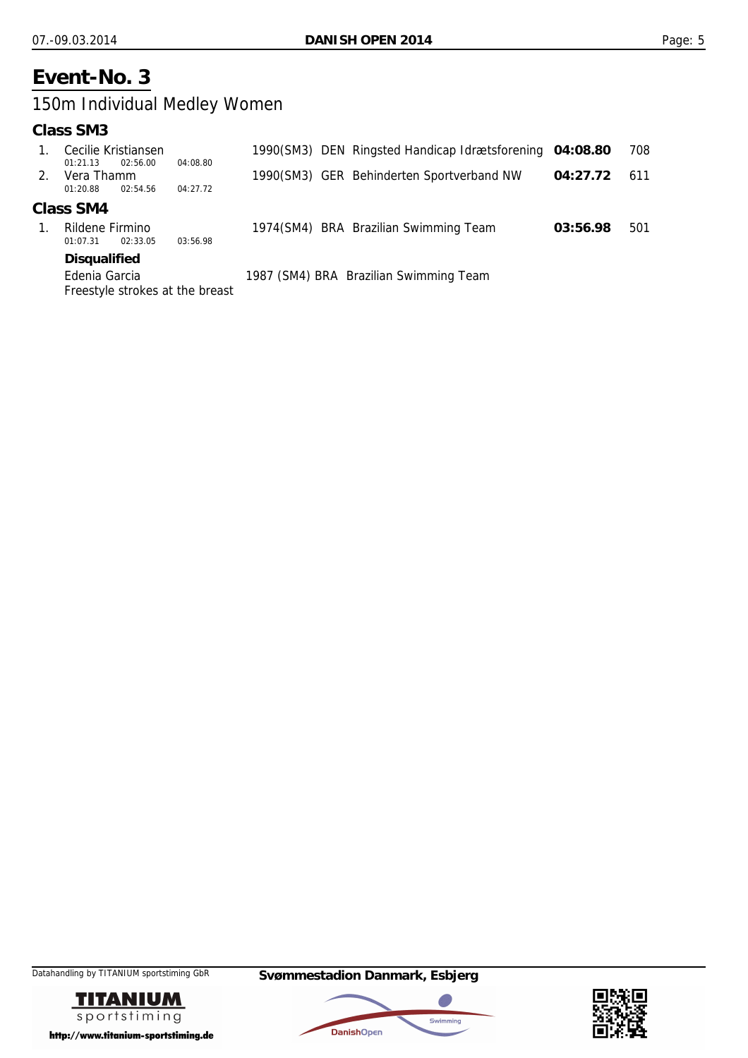# Event-No. 3

## 150m Individual Medley Women

### Class SM3

| Place | Name | Year (Class) | Nation | Club | Time | Points |
|---|---|---|---|---|---|---|
| 1. | Cecilie Kristiansen | 1990(SM3) | DEN | Ringsted Handicap Idrætsforening | **04:08.80** | 708 |
| | 01:21.13 02:56.00 04:08.80 | | | | | |
| 2. | Vera Thamm | 1990(SM3) | GER | Behinderten Sportverband NW | **04:27.72** | 611 |
| | 01:20.88 02:54.56 04:27.72 | | | | | |

### Class SM4

| Place | Name | Year (Class) | Nation | Club | Time | Points |
|---|---|---|---|---|---|---|
| 1. | Rildene Firmino | 1974(SM4) | BRA | Brazilian Swimming Team | **03:56.98** | 501 |
| | 01:07.31 02:33.05 03:56.98 | | | | | |

**Disqualified**

Edenia Garcia 1987 (SM4) BRA Brazilian Swimming Team

Freestyle strokes at the breast

Datahandling by TITANIUM sportstiming GbR

**Svømmestadion Danmark, Esbjerg**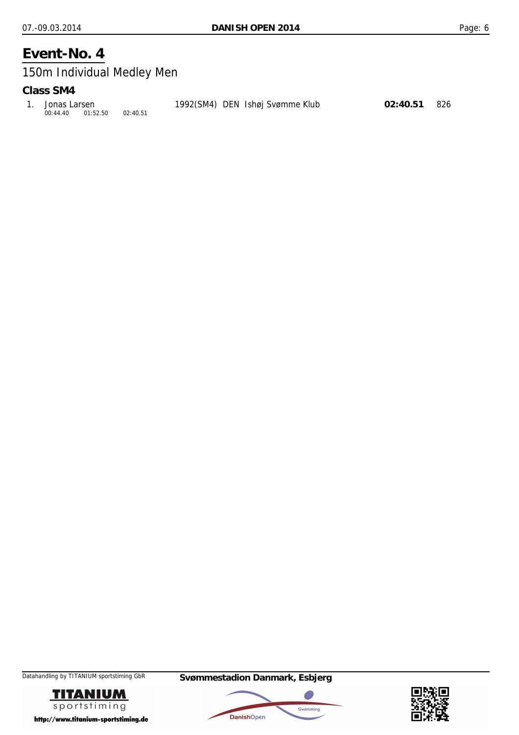# Event-No. 4

## 150m Individual Medley Men

### Class SM4

| | Name | YoB | Nation | Club | Time | Points |
|---|---|---|---|---|---|---|
| 1. | Jonas Larsen | 1992(SM4) | DEN | Ishøj Svømme Klub | **02:40.51** | 826 |
| | 00:44.40  01:52.50  02:40.51 | | | | | |

Datahandling by TITANIUM sportstiming GbR

**Svømmestadion Danmark, Esbjerg**

http://www.titanium-sportstiming.de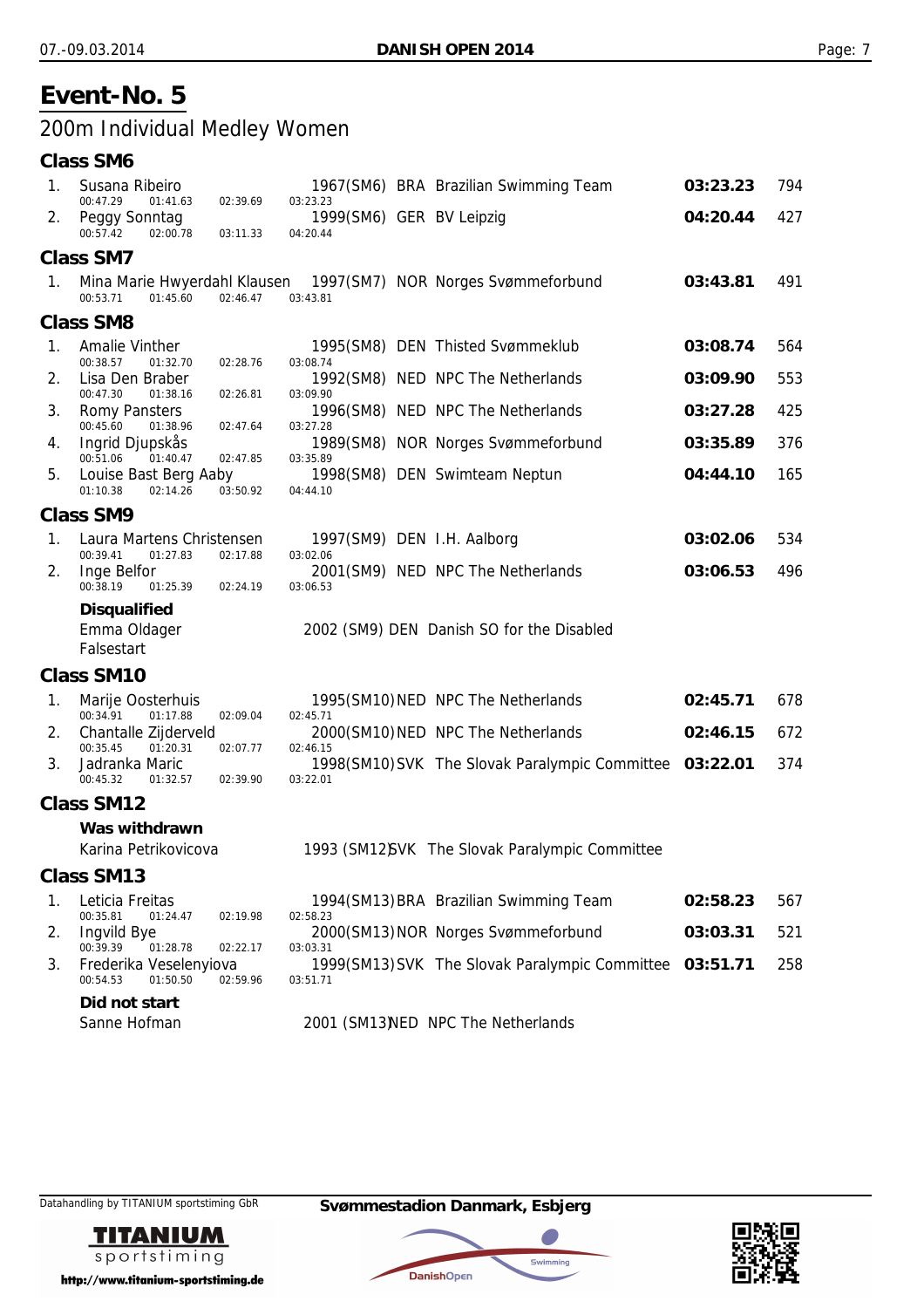# Event-No. 5

## 200m Individual Medley Women

### Class SM6

| Rank | Name | Year (Class) | Nation | Club | Time | Points |
|---|---|---|---|---|---|---|
| 1. | Susana Ribeiro<br>00:47.29 01:41.63 02:39.69 03:23.23 | 1967(SM6) | BRA | Brazilian Swimming Team | **03:23.23** | 794 |
| 2. | Peggy Sonntag<br>00:57.42 02:00.78 03:11.33 04:20.44 | 1999(SM6) | GER | BV Leipzig | **04:20.44** | 427 |

### Class SM7

| Rank | Name | Year (Class) | Nation | Club | Time | Points |
|---|---|---|---|---|---|---|
| 1. | Mina Marie Hwyerdahl Klausen<br>00:53.71 01:45.60 02:46.47 03:43.81 | 1997(SM7) | NOR | Norges Svømmeforbund | **03:43.81** | 491 |

### Class SM8

| Rank | Name | Year (Class) | Nation | Club | Time | Points |
|---|---|---|---|---|---|---|
| 1. | Amalie Vinther<br>00:38.57 01:32.70 02:28.76 03:08.74 | 1995(SM8) | DEN | Thisted Svømmeklub | **03:08.74** | 564 |
| 2. | Lisa Den Braber<br>00:47.30 01:38.16 02:26.81 03:09.90 | 1992(SM8) | NED | NPC The Netherlands | **03:09.90** | 553 |
| 3. | Romy Pansters<br>00:45.60 01:38.96 02:47.64 03:27.28 | 1996(SM8) | NED | NPC The Netherlands | **03:27.28** | 425 |
| 4. | Ingrid Djupskås<br>00:51.06 01:40.47 02:47.85 03:35.89 | 1989(SM8) | NOR | Norges Svømmeforbund | **03:35.89** | 376 |
| 5. | Louise Bast Berg Aaby<br>01:10.38 02:14.26 03:50.92 04:44.10 | 1998(SM8) | DEN | Swimteam Neptun | **04:44.10** | 165 |

### Class SM9

| Rank | Name | Year (Class) | Nation | Club | Time | Points |
|---|---|---|---|---|---|---|
| 1. | Laura Martens Christensen<br>00:39.41 01:27.83 02:17.88 03:02.06 | 1997(SM9) | DEN | I.H. Aalborg | **03:02.06** | 534 |
| 2. | Inge Belfor<br>00:38.19 01:25.39 02:24.19 03:06.53 | 2001(SM9) | NED | NPC The Netherlands | **03:06.53** | 496 |

**Disqualified**

Emma Oldager — 2002 (SM9) DEN Danish SO for the Disabled

Falsestart

### Class SM10

| Rank | Name | Year (Class) | Nation | Club | Time | Points |
|---|---|---|---|---|---|---|
| 1. | Marije Oosterhuis<br>00:34.91 01:17.88 02:09.04 02:45.71 | 1995(SM10) | NED | NPC The Netherlands | **02:45.71** | 678 |
| 2. | Chantalle Zijderveld<br>00:35.45 01:20.31 02:07.77 02:46.15 | 2000(SM10) | NED | NPC The Netherlands | **02:46.15** | 672 |
| 3. | Jadranka Maric<br>00:45.32 01:32.57 02:39.90 03:22.01 | 1998(SM10) | SVK | The Slovak Paralympic Committee | **03:22.01** | 374 |

### Class SM12

**Was withdrawn**

Karina Petrikovicova — 1993 (SM12) SVK The Slovak Paralympic Committee

### Class SM13

| Rank | Name | Year (Class) | Nation | Club | Time | Points |
|---|---|---|---|---|---|---|
| 1. | Leticia Freitas<br>00:35.81 01:24.47 02:19.98 02:58.23 | 1994(SM13) | BRA | Brazilian Swimming Team | **02:58.23** | 567 |
| 2. | Ingvild Bye<br>00:39.39 01:28.78 02:22.17 03:03.31 | 2000(SM13) | NOR | Norges Svømmeforbund | **03:03.31** | 521 |
| 3. | Frederika Veselenyiova<br>00:54.53 01:50.50 02:59.96 03:51.71 | 1999(SM13) | SVK | The Slovak Paralympic Committee | **03:51.71** | 258 |

**Did not start**

Sanne Hofman — 2001 (SM13) NED NPC The Netherlands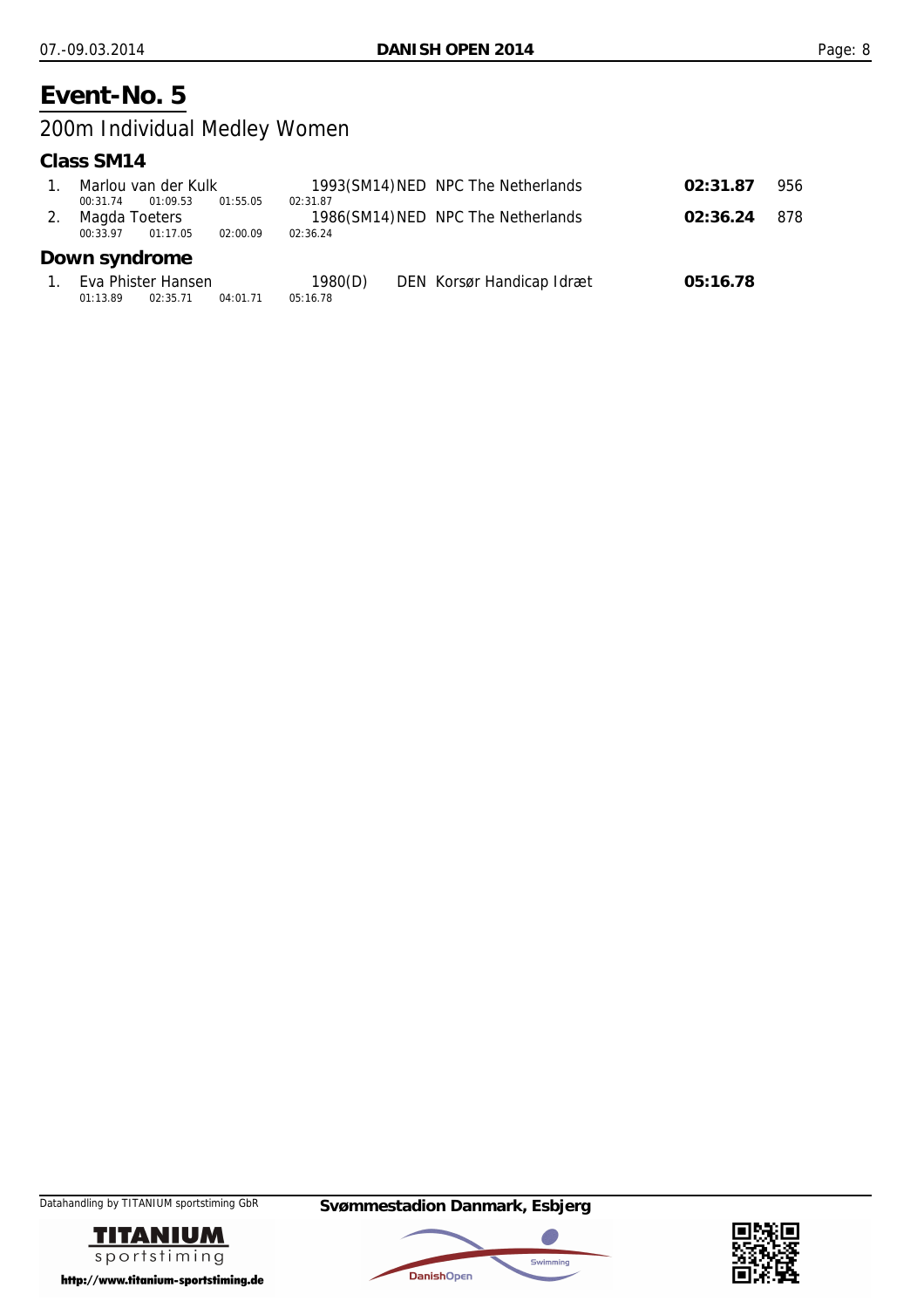# Event-No. 5

## 200m Individual Medley Women

### Class SM14

| Place | Name | Year | Nation | Club | Time | Points |
|---|---|---|---|---|---|---|
| 1. | Marlou van der Kulk | 1993(SM14) | NED | NPC The Netherlands | **02:31.87** | 956 |
| | 00:31.74 · 01:09.53 · 01:55.05 · 02:31.87 | | | | | |
| 2. | Magda Toeters | 1986(SM14) | NED | NPC The Netherlands | **02:36.24** | 878 |
| | 00:33.97 · 01:17.05 · 02:00.09 · 02:36.24 | | | | | |

### Down syndrome

| Place | Name | Year | Nation | Club | Time | Points |
|---|---|---|---|---|---|---|
| 1. | Eva Phister Hansen | 1980(D) | DEN | Korsør Handicap Idræt | **05:16.78** | |
| | 01:13.89 · 02:35.71 · 04:01.71 · 05:16.78 | | | | | |

Datahandling by TITANIUM sportstiming GbR

**Svømmestadion Danmark, Esbjerg**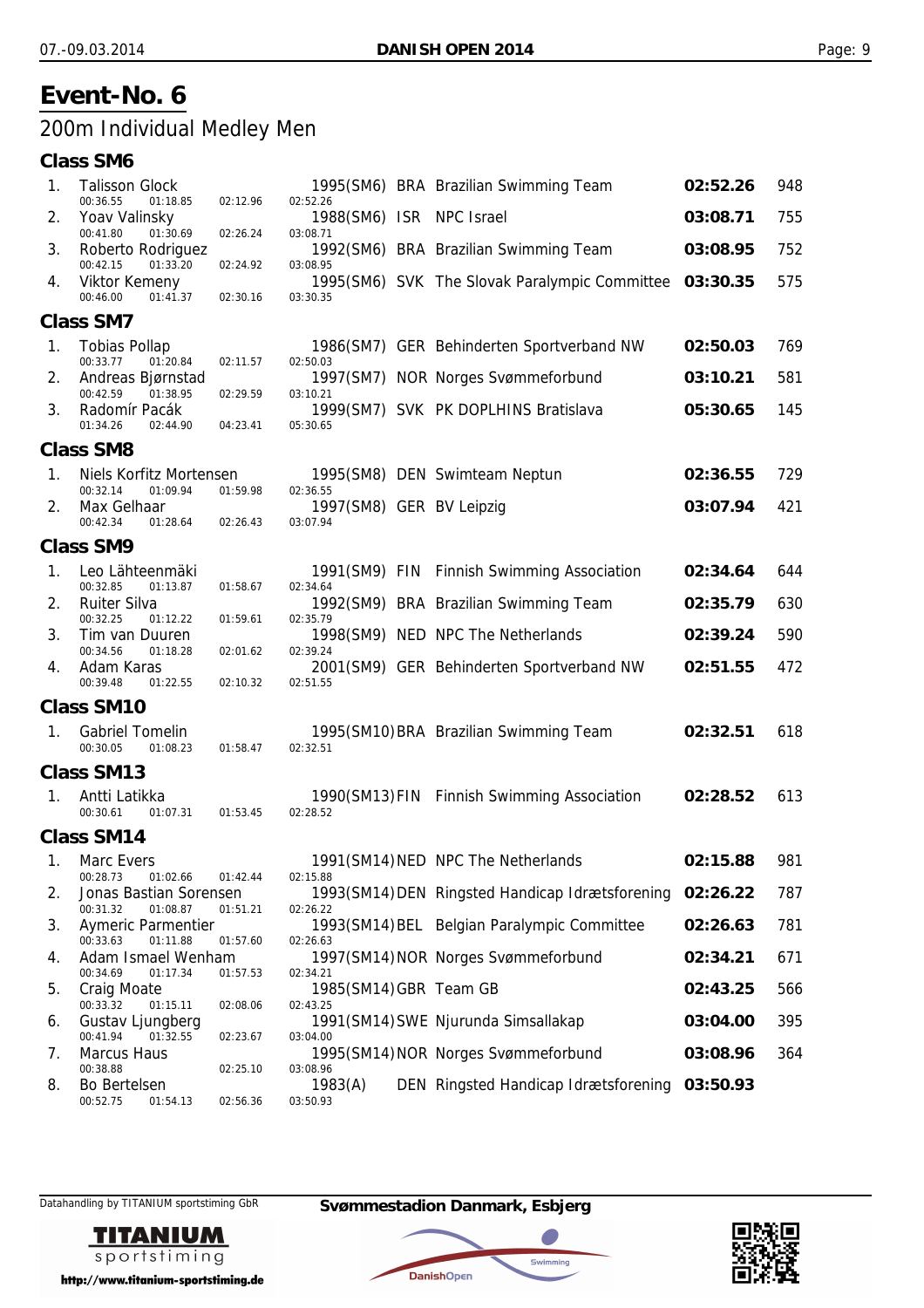# Event-No. 6

## 200m Individual Medley Men

### Class SM6

| Place | Name | 50m | 100m | 150m | 200m | Year (Class) | Nation | Club | Time | Points |
|---|---|---|---|---|---|---|---|---|---|---|
| 1. | Talisson Glock | 00:36.55 | 01:18.85 | 02:12.96 | 02:52.26 | 1995(SM6) | BRA | Brazilian Swimming Team | **02:52.26** | 948 |
| 2. | Yoav Valinsky | 00:41.80 | 01:30.69 | 02:26.24 | 03:08.71 | 1988(SM6) | ISR | NPC Israel | **03:08.71** | 755 |
| 3. | Roberto Rodriguez | 00:42.15 | 01:33.20 | 02:24.92 | 03:08.95 | 1992(SM6) | BRA | Brazilian Swimming Team | **03:08.95** | 752 |
| 4. | Viktor Kemeny | 00:46.00 | 01:41.37 | 02:30.16 | 03:30.35 | 1995(SM6) | SVK | The Slovak Paralympic Committee | **03:30.35** | 575 |

### Class SM7

| Place | Name | 50m | 100m | 150m | 200m | Year (Class) | Nation | Club | Time | Points |
|---|---|---|---|---|---|---|---|---|---|---|
| 1. | Tobias Pollap | 00:33.77 | 01:20.84 | 02:11.57 | 02:50.03 | 1986(SM7) | GER | Behinderten Sportverband NW | **02:50.03** | 769 |
| 2. | Andreas Bjørnstad | 00:42.59 | 01:38.95 | 02:29.59 | 03:10.21 | 1997(SM7) | NOR | Norges Svømmeforbund | **03:10.21** | 581 |
| 3. | Radomír Pacák | 01:34.26 | 02:44.90 | 04:23.41 | 05:30.65 | 1999(SM7) | SVK | PK DOPLHINS Bratislava | **05:30.65** | 145 |

### Class SM8

| Place | Name | 50m | 100m | 150m | 200m | Year (Class) | Nation | Club | Time | Points |
|---|---|---|---|---|---|---|---|---|---|---|
| 1. | Niels Korfitz Mortensen | 00:32.14 | 01:09.94 | 01:59.98 | 02:36.55 | 1995(SM8) | DEN | Swimteam Neptun | **02:36.55** | 729 |
| 2. | Max Gelhaar | 00:42.34 | 01:28.64 | 02:26.43 | 03:07.94 | 1997(SM8) | GER | BV Leipzig | **03:07.94** | 421 |

### Class SM9

| Place | Name | 50m | 100m | 150m | 200m | Year (Class) | Nation | Club | Time | Points |
|---|---|---|---|---|---|---|---|---|---|---|
| 1. | Leo Lähteenmäki | 00:32.85 | 01:13.87 | 01:58.67 | 02:34.64 | 1991(SM9) | FIN | Finnish Swimming Association | **02:34.64** | 644 |
| 2. | Ruiter Silva | 00:32.25 | 01:12.22 | 01:59.61 | 02:35.79 | 1992(SM9) | BRA | Brazilian Swimming Team | **02:35.79** | 630 |
| 3. | Tim van Duuren | 00:34.56 | 01:18.28 | 02:01.62 | 02:39.24 | 1998(SM9) | NED | NPC The Netherlands | **02:39.24** | 590 |
| 4. | Adam Karas | 00:39.48 | 01:22.55 | 02:10.32 | 02:51.55 | 2001(SM9) | GER | Behinderten Sportverband NW | **02:51.55** | 472 |

### Class SM10

| Place | Name | 50m | 100m | 150m | 200m | Year (Class) | Nation | Club | Time | Points |
|---|---|---|---|---|---|---|---|---|---|---|
| 1. | Gabriel Tomelin | 00:30.05 | 01:08.23 | 01:58.47 | 02:32.51 | 1995(SM10) | BRA | Brazilian Swimming Team | **02:32.51** | 618 |

### Class SM13

| Place | Name | 50m | 100m | 150m | 200m | Year (Class) | Nation | Club | Time | Points |
|---|---|---|---|---|---|---|---|---|---|---|
| 1. | Antti Latikka | 00:30.61 | 01:07.31 | 01:53.45 | 02:28.52 | 1990(SM13) | FIN | Finnish Swimming Association | **02:28.52** | 613 |

### Class SM14

| Place | Name | 50m | 100m | 150m | 200m | Year (Class) | Nation | Club | Time | Points |
|---|---|---|---|---|---|---|---|---|---|---|
| 1. | Marc Evers | 00:28.73 | 01:02.66 | 01:42.44 | 02:15.88 | 1991(SM14) | NED | NPC The Netherlands | **02:15.88** | 981 |
| 2. | Jonas Bastian Sorensen | 00:31.32 | 01:08.87 | 01:51.21 | 02:26.22 | 1993(SM14) | DEN | Ringsted Handicap Idrætsforening | **02:26.22** | 787 |
| 3. | Aymeric Parmentier | 00:33.63 | 01:11.88 | 01:57.60 | 02:26.63 | 1993(SM14) | BEL | Belgian Paralympic Committee | **02:26.63** | 781 |
| 4. | Adam Ismael Wenham | 00:34.69 | 01:17.34 | 01:57.53 | 02:34.21 | 1997(SM14) | NOR | Norges Svømmeforbund | **02:34.21** | 671 |
| 5. | Craig Moate | 00:33.32 | 01:15.11 | 02:08.06 | 02:43.25 | 1985(SM14) | GBR | Team GB | **02:43.25** | 566 |
| 6. | Gustav Ljungberg | 00:41.94 | 01:32.55 | 02:23.67 | 03:04.00 | 1991(SM14) | SWE | Njurunda Simsallakap | **03:04.00** | 395 |
| 7. | Marcus Haus | 00:38.88 | | 02:25.10 | 03:08.96 | 1995(SM14) | NOR | Norges Svømmeforbund | **03:08.96** | 364 |
| 8. | Bo Bertelsen | 00:52.75 | 01:54.13 | 02:56.36 | 03:50.93 | 1983(A) | DEN | Ringsted Handicap Idrætsforening | **03:50.93** | |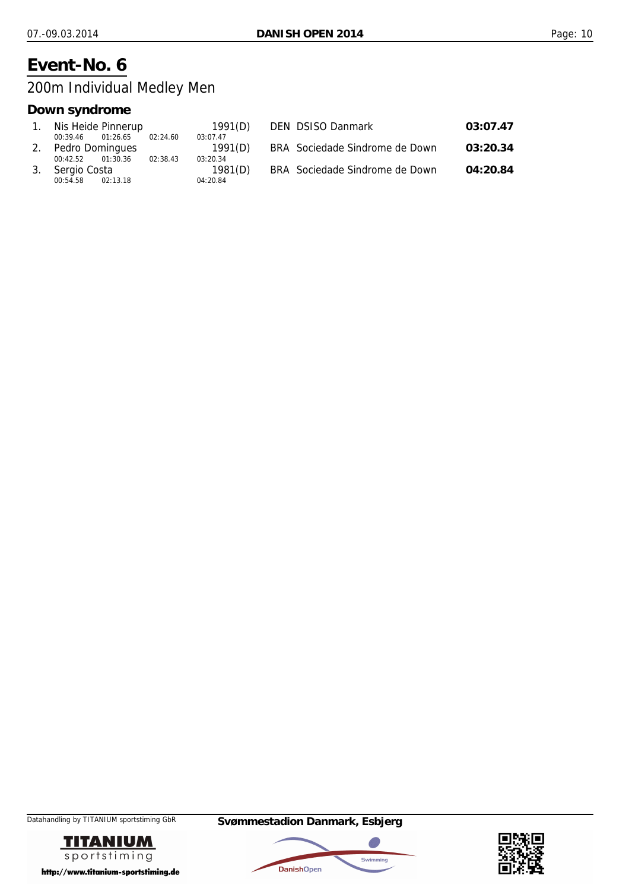# Event-No. 6

## 200m Individual Medley Men

### Down syndrome

| Rank | Name | Year | Nation | Club | Time |
|---|---|---|---|---|---|
| 1. | Nis Heide Pinnerup | 1991(D) | DEN | DSISO Danmark | **03:07.47** |
| | 00:39.46 01:26.65 02:24.60 03:07.47 | | | | |
| 2. | Pedro Domingues | 1991(D) | BRA | Sociedade Sindrome de Down | **03:20.34** |
| | 00:42.52 01:30.36 02:38.43 03:20.34 | | | | |
| 3. | Sergio Costa | 1981(D) | BRA | Sociedade Sindrome de Down | **04:20.84** |
| | 00:54.58 02:13.18 04:20.84 | | | | |

Datahandling by TITANIUM sportstiming GbR

**Svømmestadion Danmark, Esbjerg**

http://www.titanium-sportstiming.de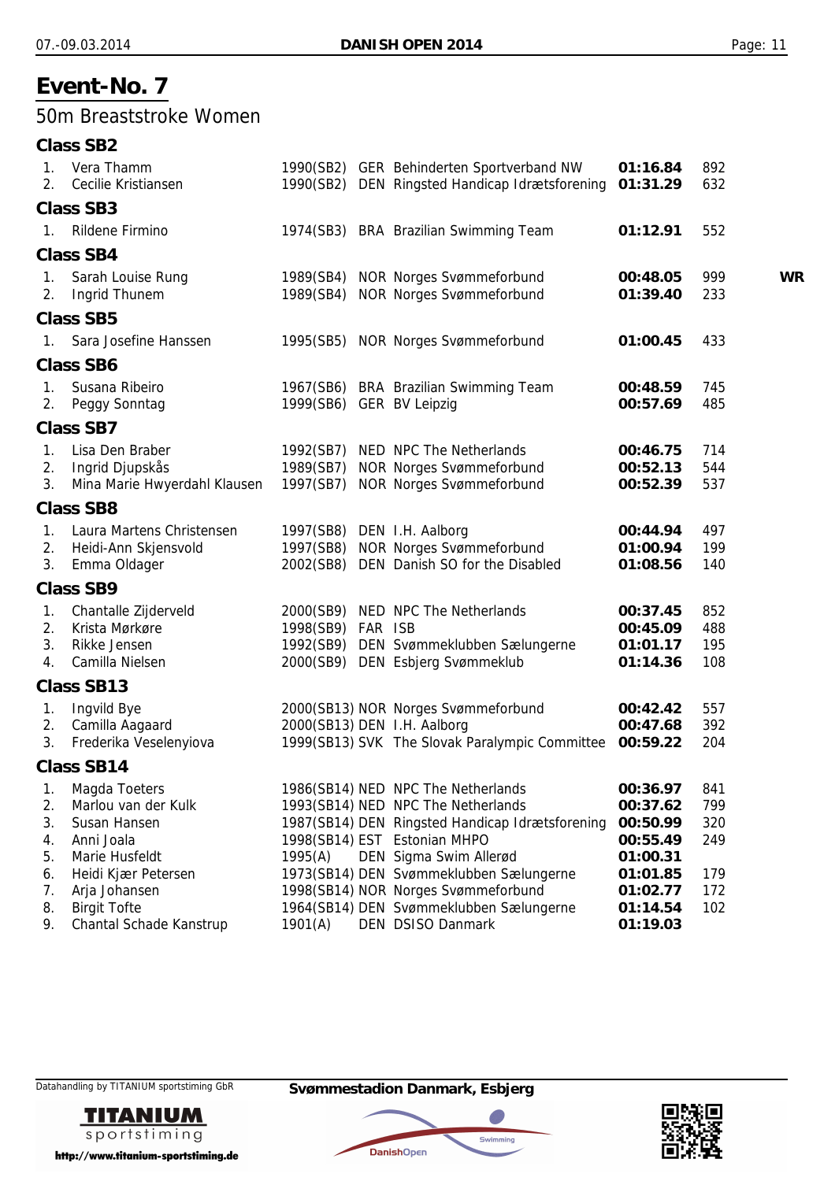# Event-No. 7

## 50m Breaststroke Women

### Class SB2

| | | | | | | | |
|---|---|---|---|---|---|---|---|
| 1. | Vera Thamm | 1990(SB2) | GER | Behinderten Sportverband NW | **01:16.84** | 892 | |
| 2. | Cecilie Kristiansen | 1990(SB2) | DEN | Ringsted Handicap Idrætsforening | **01:31.29** | 632 | |

### Class SB3

| | | | | | | | |
|---|---|---|---|---|---|---|---|
| 1. | Ridlene Firmino | 1974(SB3) | BRA | Brazilian Swimming Team | **01:12.91** | 552 | |

### Class SB4

| | | | | | | | |
|---|---|---|---|---|---|---|---|
| 1. | Sarah Louise Rung | 1989(SB4) | NOR | Norges Svømmeforbund | **00:48.05** | 999 | **WR** |
| 2. | Ingrid Thunem | 1989(SB4) | NOR | Norges Svømmeforbund | **01:39.40** | 233 | |

### Class SB5

| | | | | | | | |
|---|---|---|---|---|---|---|---|
| 1. | Sara Josefine Hanssen | 1995(SB5) | NOR | Norges Svømmeforbund | **01:00.45** | 433 | |

### Class SB6

| | | | | | | | |
|---|---|---|---|---|---|---|---|
| 1. | Susana Ribeiro | 1967(SB6) | BRA | Brazilian Swimming Team | **00:48.59** | 745 | |
| 2. | Peggy Sonntag | 1999(SB6) | GER | BV Leipzig | **00:57.69** | 485 | |

### Class SB7

| | | | | | | | |
|---|---|---|---|---|---|---|---|
| 1. | Lisa Den Braber | 1992(SB7) | NED | NPC The Netherlands | **00:46.75** | 714 | |
| 2. | Ingrid Djupskås | 1989(SB7) | NOR | Norges Svømmeforbund | **00:52.13** | 544 | |
| 3. | Mina Marie Hwyerdahl Klausen | 1997(SB7) | NOR | Norges Svømmeforbund | **00:52.39** | 537 | |

### Class SB8

| | | | | | | | |
|---|---|---|---|---|---|---|---|
| 1. | Laura Martens Christensen | 1997(SB8) | DEN | I.H. Aalborg | **00:44.94** | 497 | |
| 2. | Heidi-Ann Skjensvold | 1997(SB8) | NOR | Norges Svømmeforbund | **01:00.94** | 199 | |
| 3. | Emma Oldager | 2002(SB8) | DEN | Danish SO for the Disabled | **01:08.56** | 140 | |

### Class SB9

| | | | | | | | |
|---|---|---|---|---|---|---|---|
| 1. | Chantalle Zijderveld | 2000(SB9) | NED | NPC The Netherlands | **00:37.45** | 852 | |
| 2. | Krista Mørkøre | 1998(SB9) | FAR | ISB | **00:45.09** | 488 | |
| 3. | Rikke Jensen | 1992(SB9) | DEN | Svømmeklubben Sælungerne | **01:01.17** | 195 | |
| 4. | Camilla Nielsen | 2000(SB9) | DEN | Esbjerg Svømmeklub | **01:14.36** | 108 | |

### Class SB13

| | | | | | | | |
|---|---|---|---|---|---|---|---|
| 1. | Ingvild Bye | 2000(SB13) | NOR | Norges Svømmeforbund | **00:42.42** | 557 | |
| 2. | Camilla Aagaard | 2000(SB13) | DEN | I.H. Aalborg | **00:47.68** | 392 | |
| 3. | Frederika Veselenyiova | 1999(SB13) | SVK | The Slovak Paralympic Committee | **00:59.22** | 204 | |

### Class SB14

| | | | | | | | |
|---|---|---|---|---|---|---|---|
| 1. | Magda Toeters | 1986(SB14) | NED | NPC The Netherlands | **00:36.97** | 841 | |
| 2. | Marlou van der Kulk | 1993(SB14) | NED | NPC The Netherlands | **00:37.62** | 799 | |
| 3. | Susan Hansen | 1987(SB14) | DEN | Ringsted Handicap Idrætsforening | **00:50.99** | 320 | |
| 4. | Anni Joala | 1998(SB14) | EST | Estonian MHPO | **00:55.49** | 249 | |
| 5. | Marie Husfeldt | 1995(A) | DEN | Sigma Swim Allerød | **01:00.31** | | |
| 6. | Heidi Kjær Petersen | 1973(SB14) | DEN | Svømmeklubben Sælungerne | **01:01.85** | 179 | |
| 7. | Arja Johansen | 1998(SB14) | NOR | Norges Svømmeforbund | **01:02.77** | 172 | |
| 8. | Birgit Tofte | 1964(SB14) | DEN | Svømmeklubben Sælungerne | **01:14.54** | 102 | |
| 9. | Chantal Schade Kanstrup | 1901(A) | DEN | DSISO Danmark | **01:19.03** | | |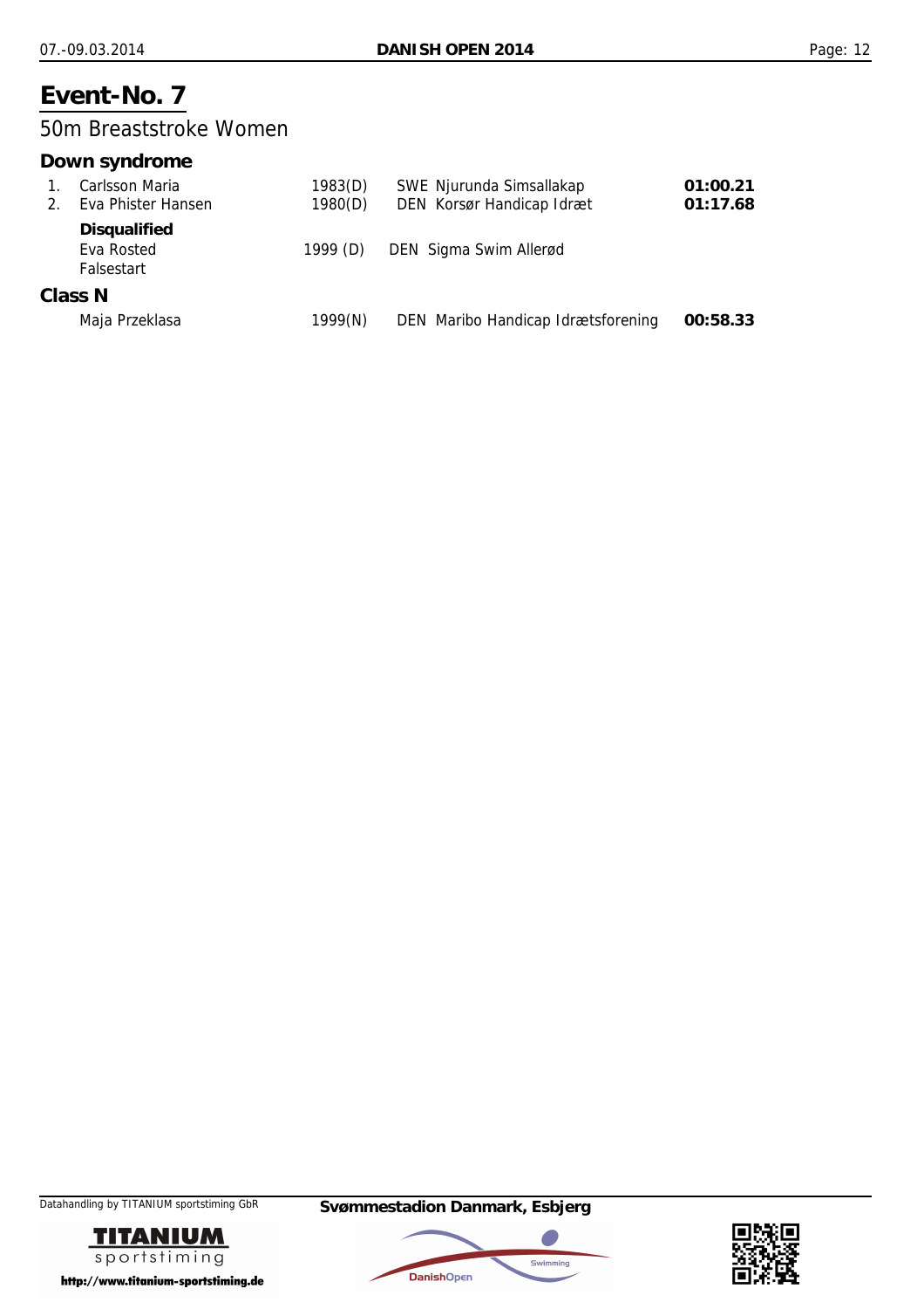# Event-No. 7

## 50m Breaststroke Women

### Down syndrome

| | Name | Year | Club | Time |
|---|---|---|---|---|
| 1. | Carlsson Maria | 1983(D) | SWE Njurunda Simsallakap | **01:00.21** |
| 2. | Eva Phister Hansen | 1980(D) | DEN Korsør Handicap Idræt | **01:17.68** |

**Disqualified**

| Name | Year | Club |
|---|---|---|
| Eva Rosted<br>Falsestart | 1999 (D) | DEN Sigma Swim Allerød |

### Class N

| Name | Year | Club | Time |
|---|---|---|---|
| Maja Przeklasa | 1999(N) | DEN Maribo Handicap Idrætsforening | **00:58.33** |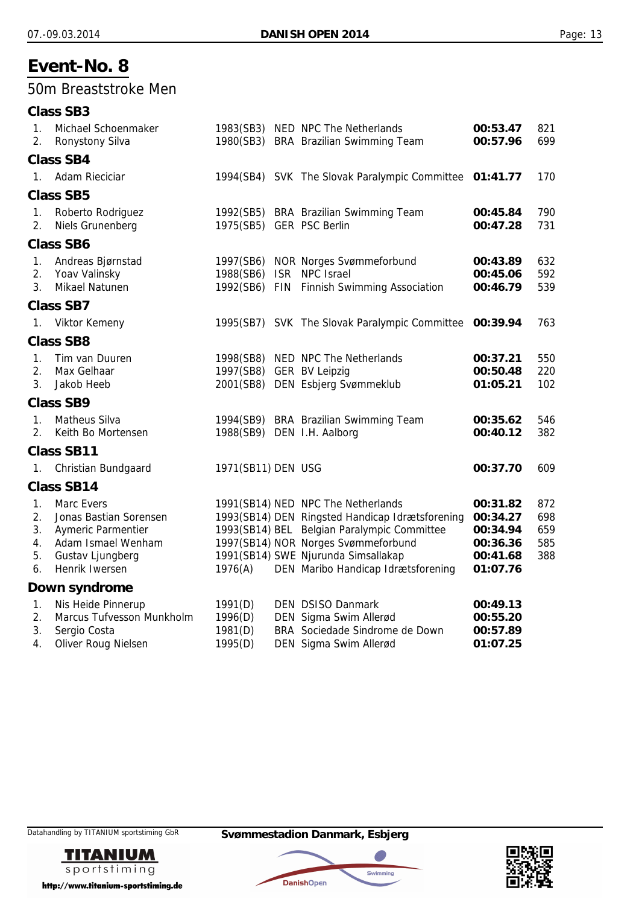# Event-No. 8

## 50m Breaststroke Men

### Class SB3

| Place | Name | Year (Class) | Nation | Club | Time | Points |
|---|---|---|---|---|---|---|
| 1. | Michael Schoenmaker | 1983(SB3) | NED | NPC The Netherlands | **00:53.47** | 821 |
| 2. | Ronystony Silva | 1980(SB3) | BRA | Brazilian Swimming Team | **00:57.96** | 699 |

### Class SB4

| Place | Name | Year (Class) | Nation | Club | Time | Points |
|---|---|---|---|---|---|---|
| 1. | Adam Rieciciar | 1994(SB4) | SVK | The Slovak Paralympic Committee | **01:41.77** | 170 |

### Class SB5

| Place | Name | Year (Class) | Nation | Club | Time | Points |
|---|---|---|---|---|---|---|
| 1. | Roberto Rodriguez | 1992(SB5) | BRA | Brazilian Swimming Team | **00:45.84** | 790 |
| 2. | Niels Grunenberg | 1975(SB5) | GER | PSC Berlin | **00:47.28** | 731 |

### Class SB6

| Place | Name | Year (Class) | Nation | Club | Time | Points |
|---|---|---|---|---|---|---|
| 1. | Andreas Bjørnstad | 1997(SB6) | NOR | Norges Svømmeforbund | **00:43.89** | 632 |
| 2. | Yoav Valinsky | 1988(SB6) | ISR | NPC Israel | **00:45.06** | 592 |
| 3. | Mikael Natunen | 1992(SB6) | FIN | Finnish Swimming Association | **00:46.79** | 539 |

### Class SB7

| Place | Name | Year (Class) | Nation | Club | Time | Points |
|---|---|---|---|---|---|---|
| 1. | Viktor Kemeny | 1995(SB7) | SVK | The Slovak Paralympic Committee | **00:39.94** | 763 |

### Class SB8

| Place | Name | Year (Class) | Nation | Club | Time | Points |
|---|---|---|---|---|---|---|
| 1. | Tim van Duuren | 1998(SB8) | NED | NPC The Netherlands | **00:37.21** | 550 |
| 2. | Max Gelhaar | 1997(SB8) | GER | BV Leipzig | **00:50.48** | 220 |
| 3. | Jakob Heeb | 2001(SB8) | DEN | Esbjerg Svømmeklub | **01:05.21** | 102 |

### Class SB9

| Place | Name | Year (Class) | Nation | Club | Time | Points |
|---|---|---|---|---|---|---|
| 1. | Matheus Silva | 1994(SB9) | BRA | Brazilian Swimming Team | **00:35.62** | 546 |
| 2. | Keith Bo Mortensen | 1988(SB9) | DEN | I.H. Aalborg | **00:40.12** | 382 |

### Class SB11

| Place | Name | Year (Class) | Nation | Club | Time | Points |
|---|---|---|---|---|---|---|
| 1. | Christian Bundgaard | 1971(SB11) | DEN | USG | **00:37.70** | 609 |

### Class SB14

| Place | Name | Year (Class) | Nation | Club | Time | Points |
|---|---|---|---|---|---|---|
| 1. | Marc Evers | 1991(SB14) | NED | NPC The Netherlands | **00:31.82** | 872 |
| 2. | Jonas Bastian Sorensen | 1993(SB14) | DEN | Ringsted Handicap Idrætsforening | **00:34.27** | 698 |
| 3. | Aymeric Parmentier | 1993(SB14) | BEL | Belgian Paralympic Committee | **00:34.94** | 659 |
| 4. | Adam Ismael Wenham | 1997(SB14) | NOR | Norges Svømmeforbund | **00:36.36** | 585 |
| 5. | Gustav Ljungberg | 1991(SB14) | SWE | Njurunda Simsallakap | **00:41.68** | 388 |
| 6. | Henrik Iwersen | 1976(A) | DEN | Maribo Handicap Idrætsforening | **01:07.76** | |

### Down syndrome

| Place | Name | Year (Class) | Nation | Club | Time | Points |
|---|---|---|---|---|---|---|
| 1. | Nis Heide Pinnerup | 1991(D) | DEN | DSISO Danmark | **00:49.13** | |
| 2. | Marcus Tufvesson Munkholm | 1996(D) | DEN | Sigma Swim Allerød | **00:55.20** | |
| 3. | Sergio Costa | 1981(D) | BRA | Sociedade Sindrome de Down | **00:57.89** | |
| 4. | Oliver Roug Nielsen | 1995(D) | DEN | Sigma Swim Allerød | **01:07.25** | |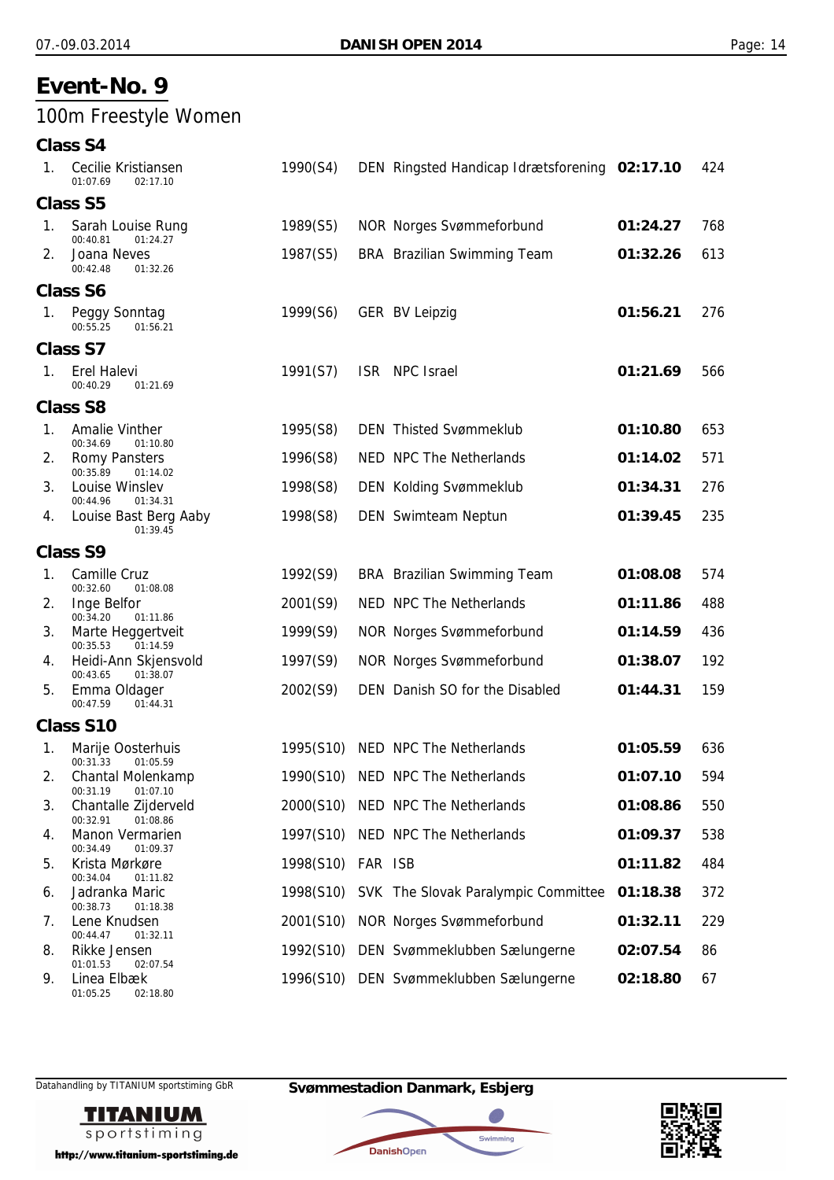# Event-No. 9

## 100m Freestyle Women

### Class S4

| Rank | Name | Year | Nation | Club | Time | Points |
|---|---|---|---|---|---|---|
| 1. | Cecilie Kristiansen<br>01:07.69 02:17.10 | 1990(S4) | DEN | Ringsted Handicap Idrætsforening | **02:17.10** | 424 |

### Class S5

| Rank | Name | Year | Nation | Club | Time | Points |
|---|---|---|---|---|---|---|
| 1. | Sarah Louise Rung<br>00:40.81 01:24.27 | 1989(S5) | NOR | Norges Svømmeforbund | **01:24.27** | 768 |
| 2. | Joana Neves<br>00:42.48 01:32.26 | 1987(S5) | BRA | Brazilian Swimming Team | **01:32.26** | 613 |

### Class S6

| Rank | Name | Year | Nation | Club | Time | Points |
|---|---|---|---|---|---|---|
| 1. | Peggy Sonntag<br>00:55.25 01:56.21 | 1999(S6) | GER | BV Leipzig | **01:56.21** | 276 |

### Class S7

| Rank | Name | Year | Nation | Club | Time | Points |
|---|---|---|---|---|---|---|
| 1. | Erel Halevi<br>00:40.29 01:21.69 | 1991(S7) | ISR | NPC Israel | **01:21.69** | 566 |

### Class S8

| Rank | Name | Year | Nation | Club | Time | Points |
|---|---|---|---|---|---|---|
| 1. | Amalie Vinther<br>00:34.69 01:10.80 | 1995(S8) | DEN | Thisted Svømmeklub | **01:10.80** | 653 |
| 2. | Romy Pansters<br>00:35.89 01:14.02 | 1996(S8) | NED | NPC The Netherlands | **01:14.02** | 571 |
| 3. | Louise Winslev<br>00:44.96 01:34.31 | 1998(S8) | DEN | Kolding Svømmeklub | **01:34.31** | 276 |
| 4. | Louise Bast Berg Aaby<br>01:39.45 | 1998(S8) | DEN | Swimteam Neptun | **01:39.45** | 235 |

### Class S9

| Rank | Name | Year | Nation | Club | Time | Points |
|---|---|---|---|---|---|---|
| 1. | Camille Cruz<br>00:32.60 01:08.08 | 1992(S9) | BRA | Brazilian Swimming Team | **01:08.08** | 574 |
| 2. | Inge Belfor<br>00:34.20 01:11.86 | 2001(S9) | NED | NPC The Netherlands | **01:11.86** | 488 |
| 3. | Marte Heggertveit<br>00:35.53 01:14.59 | 1999(S9) | NOR | Norges Svømmeforbund | **01:14.59** | 436 |
| 4. | Heidi-Ann Skjensvold<br>00:43.65 01:38.07 | 1997(S9) | NOR | Norges Svømmeforbund | **01:38.07** | 192 |
| 5. | Emma Oldager<br>00:47.59 01:44.31 | 2002(S9) | DEN | Danish SO for the Disabled | **01:44.31** | 159 |

### Class S10

| Rank | Name | Year | Nation | Club | Time | Points |
|---|---|---|---|---|---|---|
| 1. | Marije Oosterhuis<br>00:31.33 01:05.59 | 1995(S10) | NED | NPC The Netherlands | **01:05.59** | 636 |
| 2. | Chantal Molenkamp<br>00:31.19 01:07.10 | 1990(S10) | NED | NPC The Netherlands | **01:07.10** | 594 |
| 3. | Chantalle Zijderveld<br>00:32.91 01:08.86 | 2000(S10) | NED | NPC The Netherlands | **01:08.86** | 550 |
| 4. | Manon Vermarien<br>00:34.49 01:09.37 | 1997(S10) | NED | NPC The Netherlands | **01:09.37** | 538 |
| 5. | Krista Mørkøre<br>00:34.04 01:11.82 | 1998(S10) | FAR | ISB | **01:11.82** | 484 |
| 6. | Jadranka Maric<br>00:38.73 01:18.38 | 1998(S10) | SVK | The Slovak Paralympic Committee | **01:18.38** | 372 |
| 7. | Lene Knudsen<br>00:44.47 01:32.11 | 2001(S10) | NOR | Norges Svømmeforbund | **01:32.11** | 229 |
| 8. | Rikke Jensen<br>01:01.53 02:07.54 | 1992(S10) | DEN | Svømmeklubben Sælungerne | **02:07.54** | 86 |
| 9. | Linea Elbæk<br>01:05.25 02:18.80 | 1996(S10) | DEN | Svømmeklubben Sælungerne | **02:18.80** | 67 |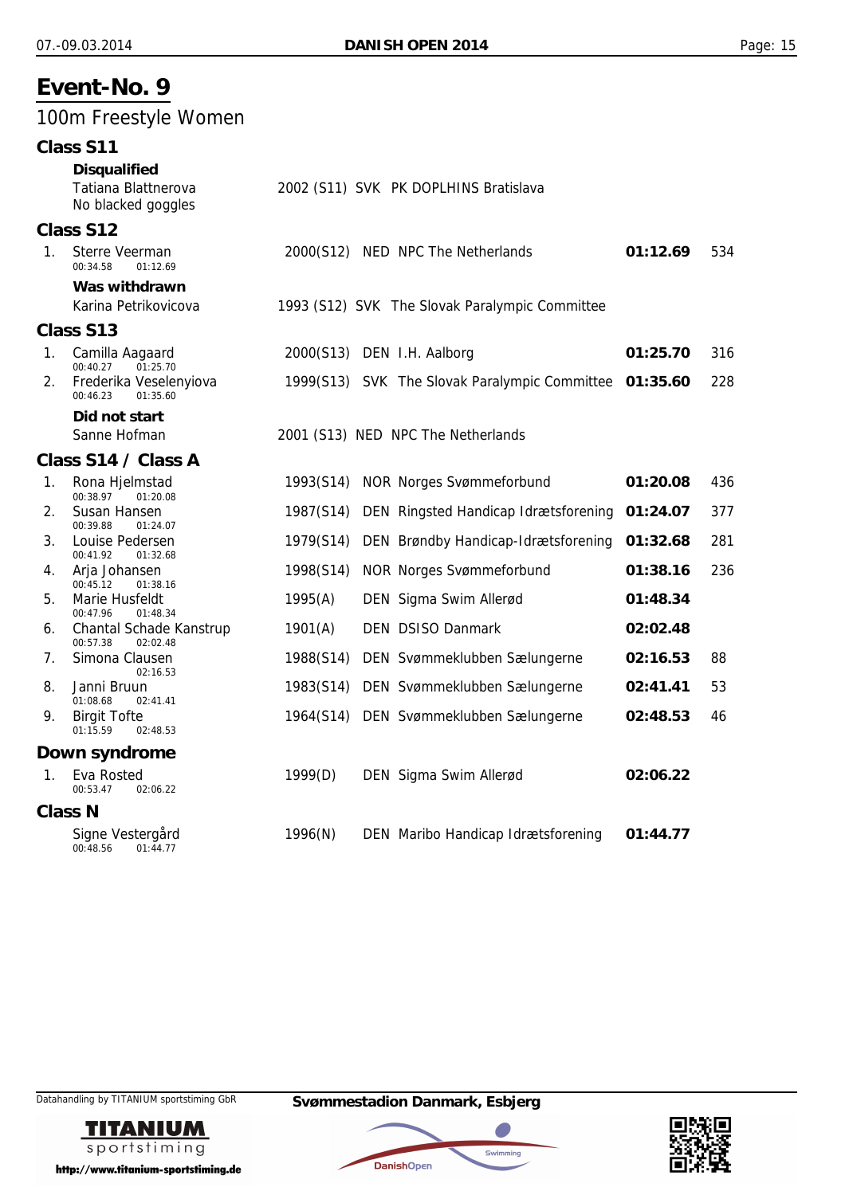# Event-No. 9

## 100m Freestyle Women

### Class S11

**Disqualified**

| | Name | Year (Class) | Nation | Club | Time | Points |
|---|---|---|---|---|---|---|
| | Tatiana Blattnerova<br>No blacked goggles | 2002 (S11) | SVK | PK DOPLHINS Bratislava | | |

### Class S12

| | Name | Year (Class) | Nation | Club | Time | Points |
|---|---|---|---|---|---|---|
| 1. | Sterre Veerman<br>00:34.58 01:12.69 | 2000(S12) | NED | NPC The Netherlands | **01:12.69** | 534 |

**Was withdrawn**

| | Name | Year (Class) | Nation | Club | Time | Points |
|---|---|---|---|---|---|---|
| | Karina Petrikovicova | 1993 (S12) | SVK | The Slovak Paralympic Committee | | |

### Class S13

| | Name | Year (Class) | Nation | Club | Time | Points |
|---|---|---|---|---|---|---|
| 1. | Camilla Aagaard<br>00:40.27 01:25.70 | 2000(S13) | DEN | I.H. Aalborg | **01:25.70** | 316 |
| 2. | Frederika Veselenyiova<br>00:46.23 01:35.60 | 1999(S13) | SVK | The Slovak Paralympic Committee | **01:35.60** | 228 |

**Did not start**

| | Name | Year (Class) | Nation | Club | Time | Points |
|---|---|---|---|---|---|---|
| | Sanne Hofman | 2001 (S13) | NED | NPC The Netherlands | | |

### Class S14 / Class A

| | Name | Year (Class) | Nation | Club | Time | Points |
|---|---|---|---|---|---|---|
| 1. | Rona Hjelmstad<br>00:38.97 01:20.08 | 1993(S14) | NOR | Norges Svømmeforbund | **01:20.08** | 436 |
| 2. | Susan Hansen<br>00:39.88 01:24.07 | 1987(S14) | DEN | Ringsted Handicap Idrætsforening | **01:24.07** | 377 |
| 3. | Louise Pedersen<br>00:41.92 01:32.68 | 1979(S14) | DEN | Brøndby Handicap-Idrætsforening | **01:32.68** | 281 |
| 4. | Arja Johansen<br>00:45.12 01:38.16 | 1998(S14) | NOR | Norges Svømmeforbund | **01:38.16** | 236 |
| 5. | Marie Husfeldt<br>00:47.96 01:48.34 | 1995(A) | DEN | Sigma Swim Allerød | **01:48.34** | |
| 6. | Chantal Schade Kanstrup<br>00:57.38 02:02.48 | 1901(A) | DEN | DSISO Danmark | **02:02.48** | |
| 7. | Simona Clausen<br>02:16.53 | 1988(S14) | DEN | Svømmeklubben Sælungerne | **02:16.53** | 88 |
| 8. | Janni Bruun<br>01:08.68 02:41.41 | 1983(S14) | DEN | Svømmeklubben Sælungerne | **02:41.41** | 53 |
| 9. | Birgit Tofte<br>01:15.59 02:48.53 | 1964(S14) | DEN | Svømmeklubben Sælungerne | **02:48.53** | 46 |

### Down syndrome

| | Name | Year (Class) | Nation | Club | Time | Points |
|---|---|---|---|---|---|---|
| 1. | Eva Rosted<br>00:53.47 02:06.22 | 1999(D) | DEN | Sigma Swim Allerød | **02:06.22** | |

### Class N

| | Name | Year (Class) | Nation | Club | Time | Points |
|---|---|---|---|---|---|---|
| | Signe Vestergård<br>00:48.56 01:44.77 | 1996(N) | DEN | Maribo Handicap Idrætsforening | **01:44.77** | |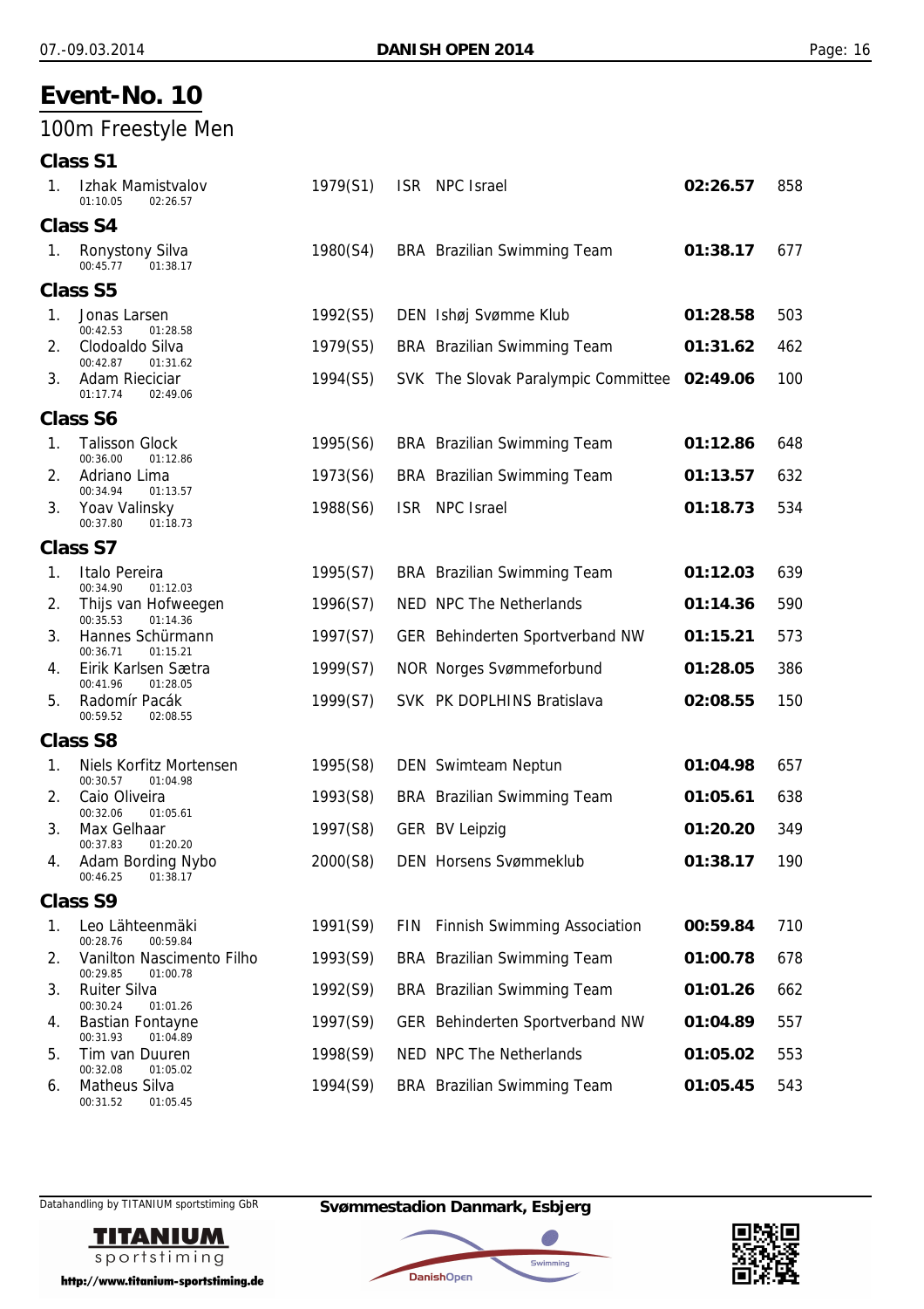# Event-No. 10

## 100m Freestyle Men

### Class S1

| | Name | Year | Nat | Club | Time | Points |
|---|---|---|---|---|---|---|
| 1. | Izhak Mamistvalov<br>01:10.05 02:26.57 | 1979(S1) | ISR | NPC Israel | **02:26.57** | 858 |

### Class S4

| | Name | Year | Nat | Club | Time | Points |
|---|---|---|---|---|---|---|
| 1. | Ronystony Silva<br>00:45.77 01:38.17 | 1980(S4) | BRA | Brazilian Swimming Team | **01:38.17** | 677 |

### Class S5

| | Name | Year | Nat | Club | Time | Points |
|---|---|---|---|---|---|---|
| 1. | Jonas Larsen<br>00:42.53 01:28.58 | 1992(S5) | DEN | Ishøj Svømme Klub | **01:28.58** | 503 |
| 2. | Clodoaldo Silva<br>00:42.87 01:31.62 | 1979(S5) | BRA | Brazilian Swimming Team | **01:31.62** | 462 |
| 3. | Adam Riecíciar<br>01:17.74 02:49.06 | 1994(S5) | SVK | The Slovak Paralympic Committee | **02:49.06** | 100 |

### Class S6

| | Name | Year | Nat | Club | Time | Points |
|---|---|---|---|---|---|---|
| 1. | Talisson Glock<br>00:36.00 01:12.86 | 1995(S6) | BRA | Brazilian Swimming Team | **01:12.86** | 648 |
| 2. | Adriano Lima<br>00:34.94 01:13.57 | 1973(S6) | BRA | Brazilian Swimming Team | **01:13.57** | 632 |
| 3. | Yoav Valinsky<br>00:37.80 01:18.73 | 1988(S6) | ISR | NPC Israel | **01:18.73** | 534 |

### Class S7

| | Name | Year | Nat | Club | Time | Points |
|---|---|---|---|---|---|---|
| 1. | Italo Pereira<br>00:34.90 01:12.03 | 1995(S7) | BRA | Brazilian Swimming Team | **01:12.03** | 639 |
| 2. | Thijs van Hofweegen<br>00:35.53 01:14.36 | 1996(S7) | NED | NPC The Netherlands | **01:14.36** | 590 |
| 3. | Hannes Schürmann<br>00:36.71 01:15.21 | 1997(S7) | GER | Behinderten Sportverband NW | **01:15.21** | 573 |
| 4. | Eirik Karlsen Sætra<br>00:41.96 01:28.05 | 1999(S7) | NOR | Norges Svømmeforbund | **01:28.05** | 386 |
| 5. | Radomír Pacák<br>00:59.52 02:08.55 | 1999(S7) | SVK | PK DOPLHINS Bratislava | **02:08.55** | 150 |

### Class S8

| | Name | Year | Nat | Club | Time | Points |
|---|---|---|---|---|---|---|
| 1. | Niels Korfitz Mortensen<br>00:30.57 01:04.98 | 1995(S8) | DEN | Swimteam Neptun | **01:04.98** | 657 |
| 2. | Caio Oliveira<br>00:32.06 01:05.61 | 1993(S8) | BRA | Brazilian Swimming Team | **01:05.61** | 638 |
| 3. | Max Gelhaar<br>00:37.83 01:20.20 | 1997(S8) | GER | BV Leipzig | **01:20.20** | 349 |
| 4. | Adam Bording Nybo<br>00:46.25 01:38.17 | 2000(S8) | DEN | Horsens Svømmeklub | **01:38.17** | 190 |

### Class S9

| | Name | Year | Nat | Club | Time | Points |
|---|---|---|---|---|---|---|
| 1. | Leo Lähteenmäki<br>00:28.76 00:59.84 | 1991(S9) | FIN | Finnish Swimming Association | **00:59.84** | 710 |
| 2. | Vanilton Nascimento Filho<br>00:29.85 01:00.78 | 1993(S9) | BRA | Brazilian Swimming Team | **01:00.78** | 678 |
| 3. | Ruiter Silva<br>00:30.24 01:01.26 | 1992(S9) | BRA | Brazilian Swimming Team | **01:01.26** | 662 |
| 4. | Bastian Fontayne<br>00:31.93 01:04.89 | 1997(S9) | GER | Behinderten Sportverband NW | **01:04.89** | 557 |
| 5. | Tim van Duuren<br>00:32.08 01:05.02 | 1998(S9) | NED | NPC The Netherlands | **01:05.02** | 553 |
| 6. | Matheus Silva<br>00:31.52 01:05.45 | 1994(S9) | BRA | Brazilian Swimming Team | **01:05.45** | 543 |

Datahandling by TITANIUM sportstiming GbR

**Svømmestadion Danmark, Esbjerg**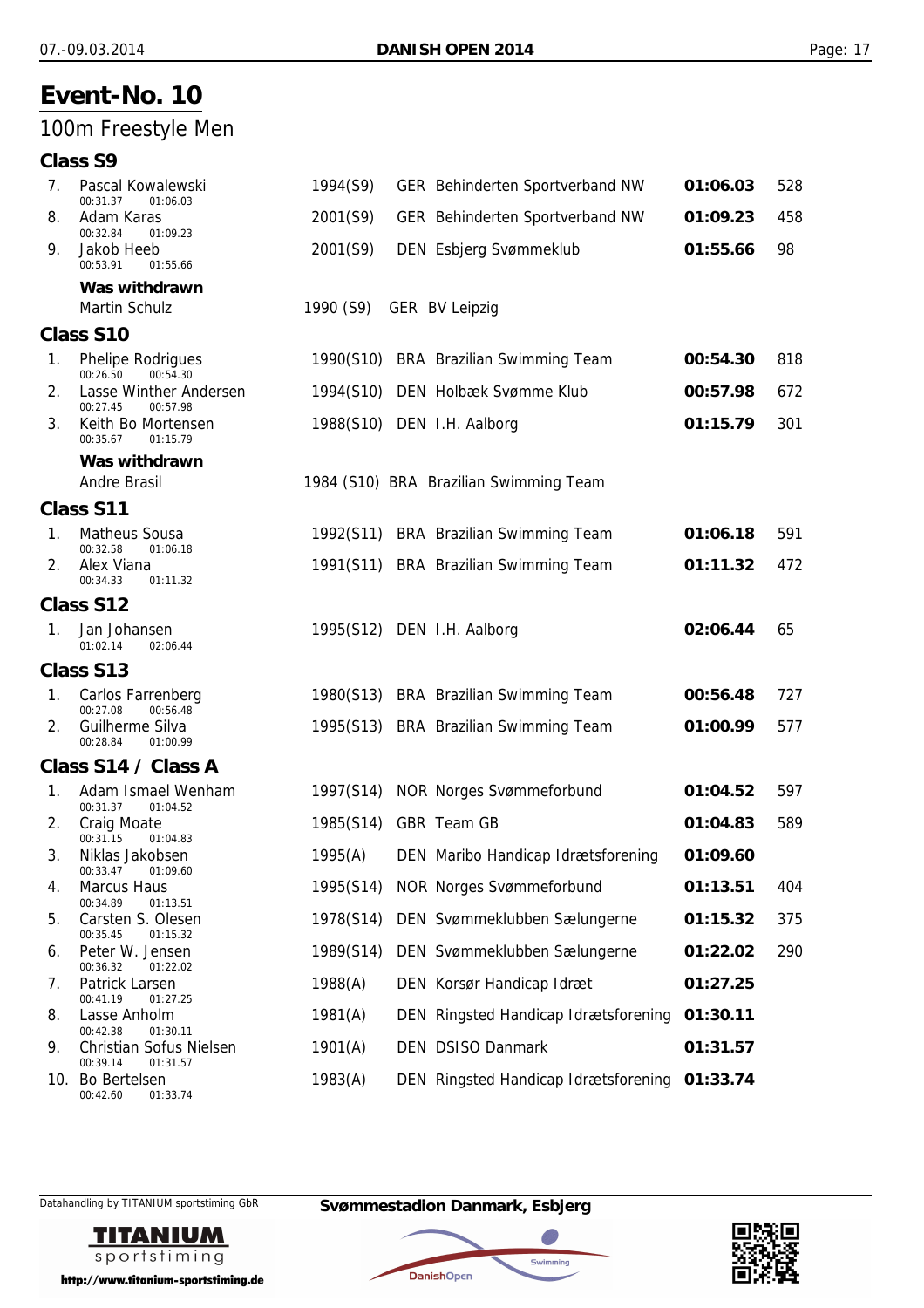# Event-No. 10

## 100m Freestyle Men

### Class S9

| Place | Name | Splits | Year (Class) | Nation | Club | Time | Points |
|---|---|---|---|---|---|---|---|
| 7. | Pascal Kowalewski | 00:31.37 01:06.03 | 1994(S9) | GER | Behinderten Sportverband NW | **01:06.03** | 528 |
| 8. | Adam Karas | 00:32.84 01:09.23 | 2001(S9) | GER | Behinderten Sportverband NW | **01:09.23** | 458 |
| 9. | Jakob Heeb | 00:53.91 01:55.66 | 2001(S9) | DEN | Esbjerg Svømmeklub | **01:55.66** | 98 |

**Was withdrawn**

| Name | Year (Class) | Nation | Club |
|---|---|---|---|
| Martin Schulz | 1990 (S9) | GER | BV Leipzig |

### Class S10

| Place | Name | Splits | Year (Class) | Nation | Club | Time | Points |
|---|---|---|---|---|---|---|---|
| 1. | Phelipe Rodrigues | 00:26.50 00:54.30 | 1990(S10) | BRA | Brazilian Swimming Team | **00:54.30** | 818 |
| 2. | Lasse Winther Andersen | 00:27.45 00:57.98 | 1994(S10) | DEN | Holbæk Svømme Klub | **00:57.98** | 672 |
| 3. | Keith Bo Mortensen | 00:35.67 01:15.79 | 1988(S10) | DEN | I.H. Aalborg | **01:15.79** | 301 |

**Was withdrawn**

| Name | Year (Class) | Nation | Club |
|---|---|---|---|
| Andre Brasil | 1984 (S10) | BRA | Brazilian Swimming Team |

### Class S11

| Place | Name | Splits | Year (Class) | Nation | Club | Time | Points |
|---|---|---|---|---|---|---|---|
| 1. | Matheus Sousa | 00:32.58 01:06.18 | 1992(S11) | BRA | Brazilian Swimming Team | **01:06.18** | 591 |
| 2. | Alex Viana | 00:34.33 01:11.32 | 1991(S11) | BRA | Brazilian Swimming Team | **01:11.32** | 472 |

### Class S12

| Place | Name | Splits | Year (Class) | Nation | Club | Time | Points |
|---|---|---|---|---|---|---|---|
| 1. | Jan Johansen | 01:02.14 02:06.44 | 1995(S12) | DEN | I.H. Aalborg | **02:06.44** | 65 |

### Class S13

| Place | Name | Splits | Year (Class) | Nation | Club | Time | Points |
|---|---|---|---|---|---|---|---|
| 1. | Carlos Farrenberg | 00:27.08 00:56.48 | 1980(S13) | BRA | Brazilian Swimming Team | **00:56.48** | 727 |
| 2. | Guilherme Silva | 00:28.84 01:00.99 | 1995(S13) | BRA | Brazilian Swimming Team | **01:00.99** | 577 |

### Class S14 / Class A

| Place | Name | Splits | Year (Class) | Nation | Club | Time | Points |
|---|---|---|---|---|---|---|---|
| 1. | Adam Ismael Wenham | 00:31.37 01:04.52 | 1997(S14) | NOR | Norges Svømmeforbund | **01:04.52** | 597 |
| 2. | Craig Moate | 00:31.15 01:04.83 | 1985(S14) | GBR | Team GB | **01:04.83** | 589 |
| 3. | Niklas Jakobsen | 00:33.47 01:09.60 | 1995(A) | DEN | Maribo Handicap Idrætsforening | **01:09.60** | |
| 4. | Marcus Haus | 00:34.89 01:13.51 | 1995(S14) | NOR | Norges Svømmeforbund | **01:13.51** | 404 |
| 5. | Carsten S. Olesen | 00:35.45 01:15.32 | 1978(S14) | DEN | Svømmeklubben Sælungerne | **01:15.32** | 375 |
| 6. | Peter W. Jensen | 00:36.32 01:22.02 | 1989(S14) | DEN | Svømmeklubben Sælungerne | **01:22.02** | 290 |
| 7. | Patrick Larsen | 00:41.19 01:27.25 | 1988(A) | DEN | Korsør Handicap Idræt | **01:27.25** | |
| 8. | Lasse Anholm | 00:42.38 01:30.11 | 1981(A) | DEN | Ringsted Handicap Idrætsforening | **01:30.11** | |
| 9. | Christian Sofus Nielsen | 00:39.14 01:31.57 | 1901(A) | DEN | DSISO Danmark | **01:31.57** | |
| 10. | Bo Bertelsen | 00:42.60 01:33.74 | 1983(A) | DEN | Ringsted Handicap Idrætsforening | **01:33.74** | |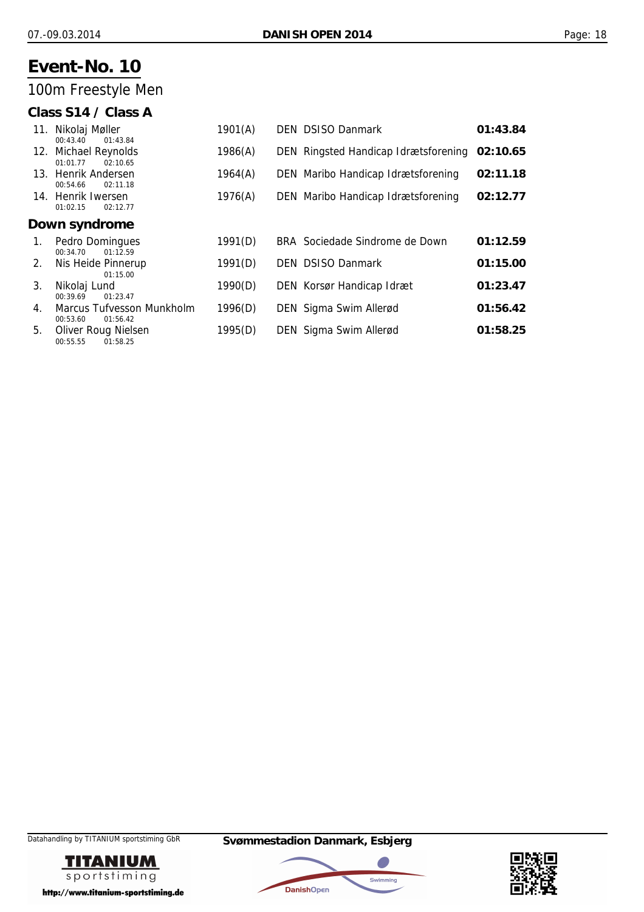# Event-No. 10

## 100m Freestyle Men

### Class S14 / Class A

| Rank | Name | Splits | Year | Nation | Club | Time |
|---|---|---|---|---|---|---|
| 11. | Nikolaj Møller | 00:43.40 01:43.84 | 1901(A) | DEN | DSISO Danmark | **01:43.84** |
| 12. | Michael Reynolds | 01:01.77 02:10.65 | 1986(A) | DEN | Ringsted Handicap Idrætsforening | **02:10.65** |
| 13. | Henrik Andersen | 00:54.66 02:11.18 | 1964(A) | DEN | Maribo Handicap Idrætsforening | **02:11.18** |
| 14. | Henrik Iwersen | 01:02.15 02:12.77 | 1976(A) | DEN | Maribo Handicap Idrætsforening | **02:12.77** |

### Down syndrome

| Rank | Name | Splits | Year | Nation | Club | Time |
|---|---|---|---|---|---|---|
| 1. | Pedro Domingues | 00:34.70 01:12.59 | 1991(D) | BRA | Sociedade Sindrome de Down | **01:12.59** |
| 2. | Nis Heide Pinnerup | 01:15.00 | 1991(D) | DEN | DSISO Danmark | **01:15.00** |
| 3. | Nikolaj Lund | 00:39.69 01:23.47 | 1990(D) | DEN | Korsør Handicap Idræt | **01:23.47** |
| 4. | Marcus Tufvesson Munkholm | 00:53.60 01:56.42 | 1996(D) | DEN | Sigma Swim Allerød | **01:56.42** |
| 5. | Oliver Roug Nielsen | 00:55.55 01:58.25 | 1995(D) | DEN | Sigma Swim Allerød | **01:58.25** |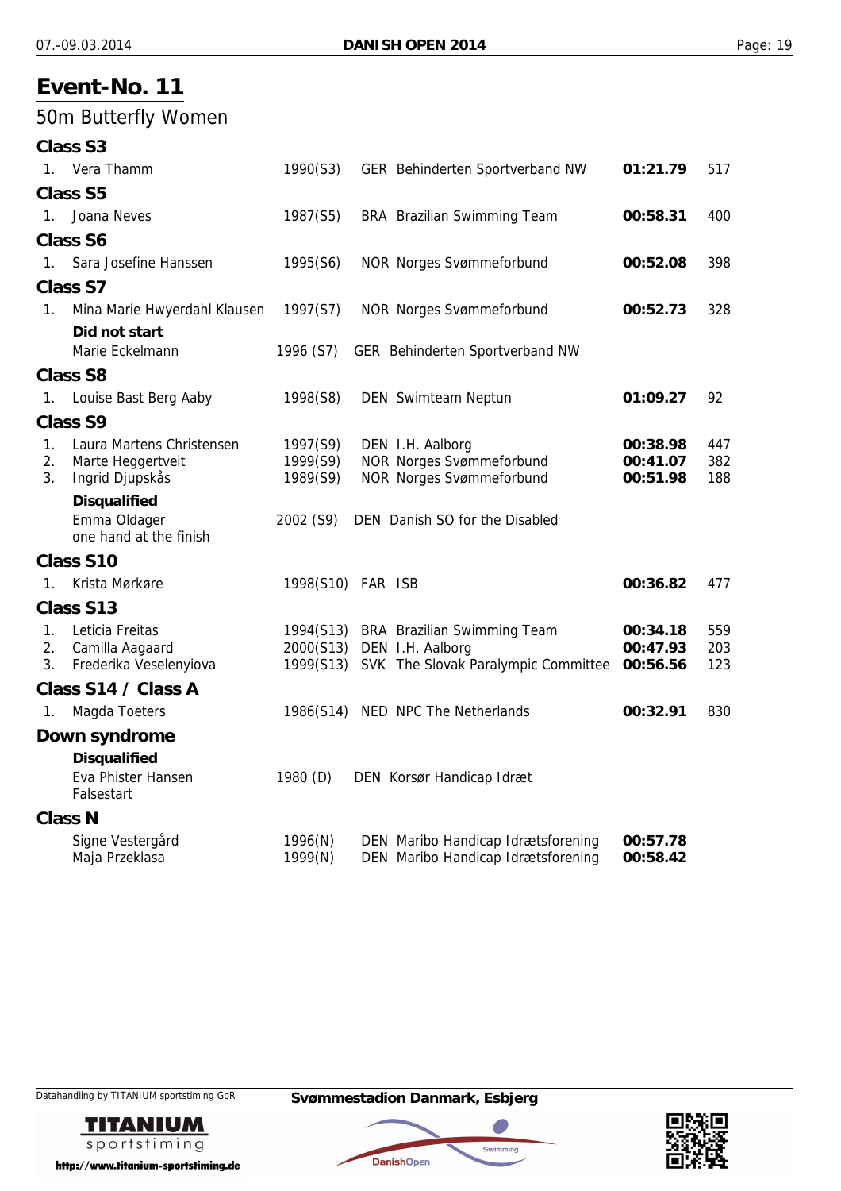# Event-No. 11

## 50m Butterfly Women

### Class S3

| | | | | | |
|---|---|---|---|---|---|
| 1. | Vera Thamm | 1990(S3) | GER Behinderten Sportverband NW | **01:21.79** | 517 |

### Class S5

| | | | | | |
|---|---|---|---|---|---|
| 1. | Joana Neves | 1987(S5) | BRA Brazilian Swimming Team | **00:58.31** | 400 |

### Class S6

| | | | | | |
|---|---|---|---|---|---|
| 1. | Sara Josefine Hanssen | 1995(S6) | NOR Norges Svømmeforbund | **00:52.08** | 398 |

### Class S7

| | | | | | |
|---|---|---|---|---|---|
| 1. | Mina Marie Hwyerdahl Klausen | 1997(S7) | NOR Norges Svømmeforbund | **00:52.73** | 328 |

**Did not start**

| | | |
|---|---|---|
| Marie Eckelmann | 1996 (S7) | GER Behinderten Sportverband NW |

### Class S8

| | | | | | |
|---|---|---|---|---|---|
| 1. | Louise Bast Berg Aaby | 1998(S8) | DEN Swimteam Neptun | **01:09.27** | 92 |

### Class S9

| | | | | | |
|---|---|---|---|---|---|
| 1. | Laura Martens Christensen | 1997(S9) | DEN I.H. Aalborg | **00:38.98** | 447 |
| 2. | Marte Heggertveit | 1999(S9) | NOR Norges Svømmeforbund | **00:41.07** | 382 |
| 3. | Ingrid Djupskås | 1989(S9) | NOR Norges Svømmeforbund | **00:51.98** | 188 |

**Disqualified**

| | | |
|---|---|---|
| Emma Oldager | 2002 (S9) | DEN Danish SO for the Disabled |
| one hand at the finish | | |

### Class S10

| | | | | | |
|---|---|---|---|---|---|
| 1. | Krista Mørkøre | 1998(S10) | FAR ISB | **00:36.82** | 477 |

### Class S13

| | | | | | |
|---|---|---|---|---|---|
| 1. | Leticia Freitas | 1994(S13) | BRA Brazilian Swimming Team | **00:34.18** | 559 |
| 2. | Camilla Aagaard | 2000(S13) | DEN I.H. Aalborg | **00:47.93** | 203 |
| 3. | Frederika Veselenyiova | 1999(S13) | SVK The Slovak Paralympic Committee | **00:56.56** | 123 |

### Class S14 / Class A

| | | | | | |
|---|---|---|---|---|---|
| 1. | Magda Toeters | 1986(S14) | NED NPC The Netherlands | **00:32.91** | 830 |

### Down syndrome

**Disqualified**

| | | |
|---|---|---|
| Eva Phister Hansen | 1980 (D) | DEN Korsør Handicap Idræt |
| Falsestart | | |

### Class N

| | | | |
|---|---|---|---|
| Signe Vestergård | 1996(N) | DEN Maribo Handicap Idrætsforening | **00:57.78** |
| Maja Przeklasa | 1999(N) | DEN Maribo Handicap Idrætsforening | **00:58.42** |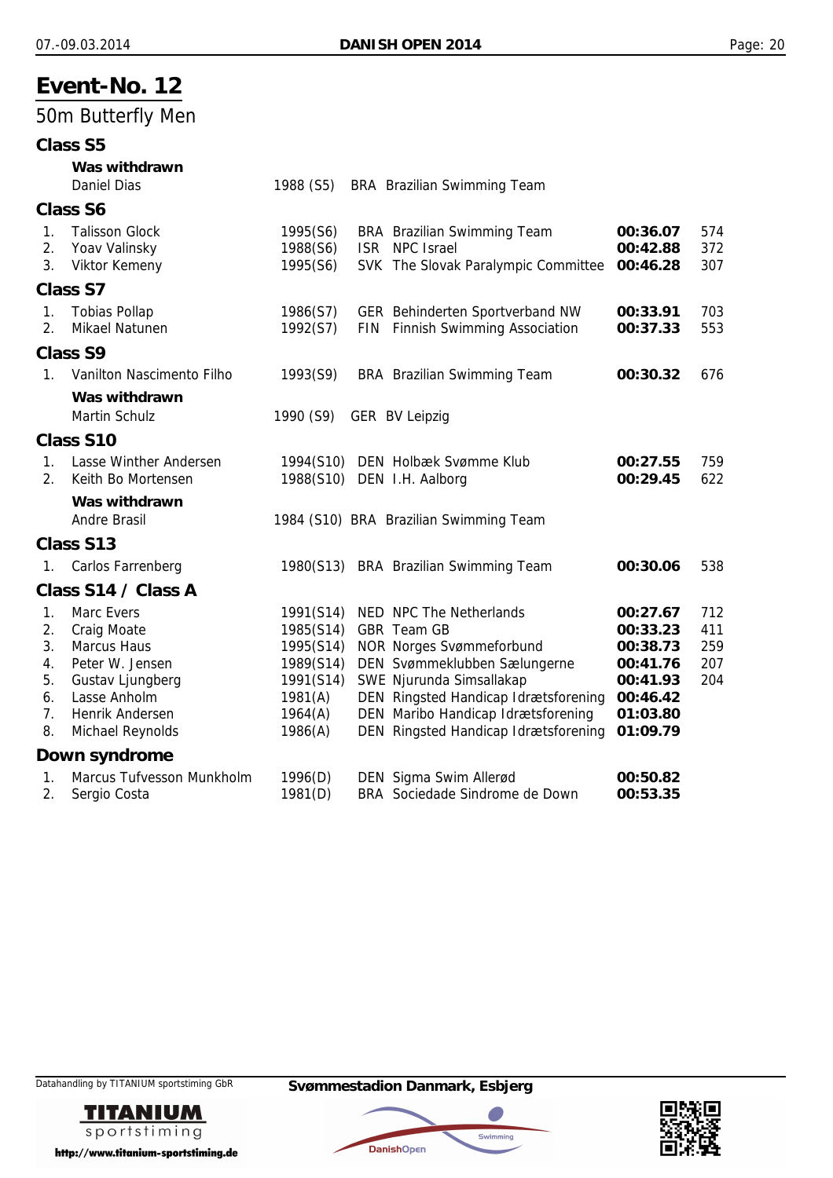# Event-No. 12

## 50m Butterfly Men

### Class S5

**Was withdrawn**

Daniel Dias 1988 (S5) BRA Brazilian Swimming Team

### Class S6

| | Name | Year (Class) | Club | Time | Points |
|---|---|---|---|---|---|
| 1. | Talisson Glock | 1995(S6) | BRA Brazilian Swimming Team | **00:36.07** | 574 |
| 2. | Yoav Valinsky | 1988(S6) | ISR NPC Israel | **00:42.88** | 372 |
| 3. | Viktor Kemeny | 1995(S6) | SVK The Slovak Paralympic Committee | **00:46.28** | 307 |

### Class S7

| | Name | Year (Class) | Club | Time | Points |
|---|---|---|---|---|---|
| 1. | Tobias Pollap | 1986(S7) | GER Behinderten Sportverband NW | **00:33.91** | 703 |
| 2. | Mikael Natunen | 1992(S7) | FIN Finnish Swimming Association | **00:37.33** | 553 |

### Class S9

| | Name | Year (Class) | Club | Time | Points |
|---|---|---|---|---|---|
| 1. | Vanilton Nascimento Filho | 1993(S9) | BRA Brazilian Swimming Team | **00:30.32** | 676 |

**Was withdrawn**

Martin Schulz 1990 (S9) GER BV Leipzig

### Class S10

| | Name | Year (Class) | Club | Time | Points |
|---|---|---|---|---|---|
| 1. | Lasse Winther Andersen | 1994(S10) | DEN Holbæk Svømme Klub | **00:27.55** | 759 |
| 2. | Keith Bo Mortensen | 1988(S10) | DEN I.H. Aalborg | **00:29.45** | 622 |

**Was withdrawn**

Andre Brasil 1984 (S10) BRA Brazilian Swimming Team

### Class S13

| | Name | Year (Class) | Club | Time | Points |
|---|---|---|---|---|---|
| 1. | Carlos Farrenberg | 1980(S13) | BRA Brazilian Swimming Team | **00:30.06** | 538 |

### Class S14 / Class A

| | Name | Year (Class) | Club | Time | Points |
|---|---|---|---|---|---|
| 1. | Marc Evers | 1991(S14) | NED NPC The Netherlands | **00:27.67** | 712 |
| 2. | Craig Moate | 1985(S14) | GBR Team GB | **00:33.23** | 411 |
| 3. | Marcus Haus | 1995(S14) | NOR Norges Svømmeforbund | **00:38.73** | 259 |
| 4. | Peter W. Jensen | 1989(S14) | DEN Svømmeklubben Sælungerne | **00:41.76** | 207 |
| 5. | Gustav Ljungberg | 1991(S14) | SWE Njurunda Simsallakap | **00:41.93** | 204 |
| 6. | Lasse Anholm | 1981(A) | DEN Ringsted Handicap Idrætsforening | **00:46.42** | |
| 7. | Henrik Andersen | 1964(A) | DEN Maribo Handicap Idrætsforening | **01:03.80** | |
| 8. | Michael Reynolds | 1986(A) | DEN Ringsted Handicap Idrætsforening | **01:09.79** | |

### Down syndrome

| | Name | Year (Class) | Club | Time | Points |
|---|---|---|---|---|---|
| 1. | Marcus Tufvesson Munkholm | 1996(D) | DEN Sigma Swim Allerød | **00:50.82** | |
| 2. | Sergio Costa | 1981(D) | BRA Sociedade Sindrome de Down | **00:53.35** | |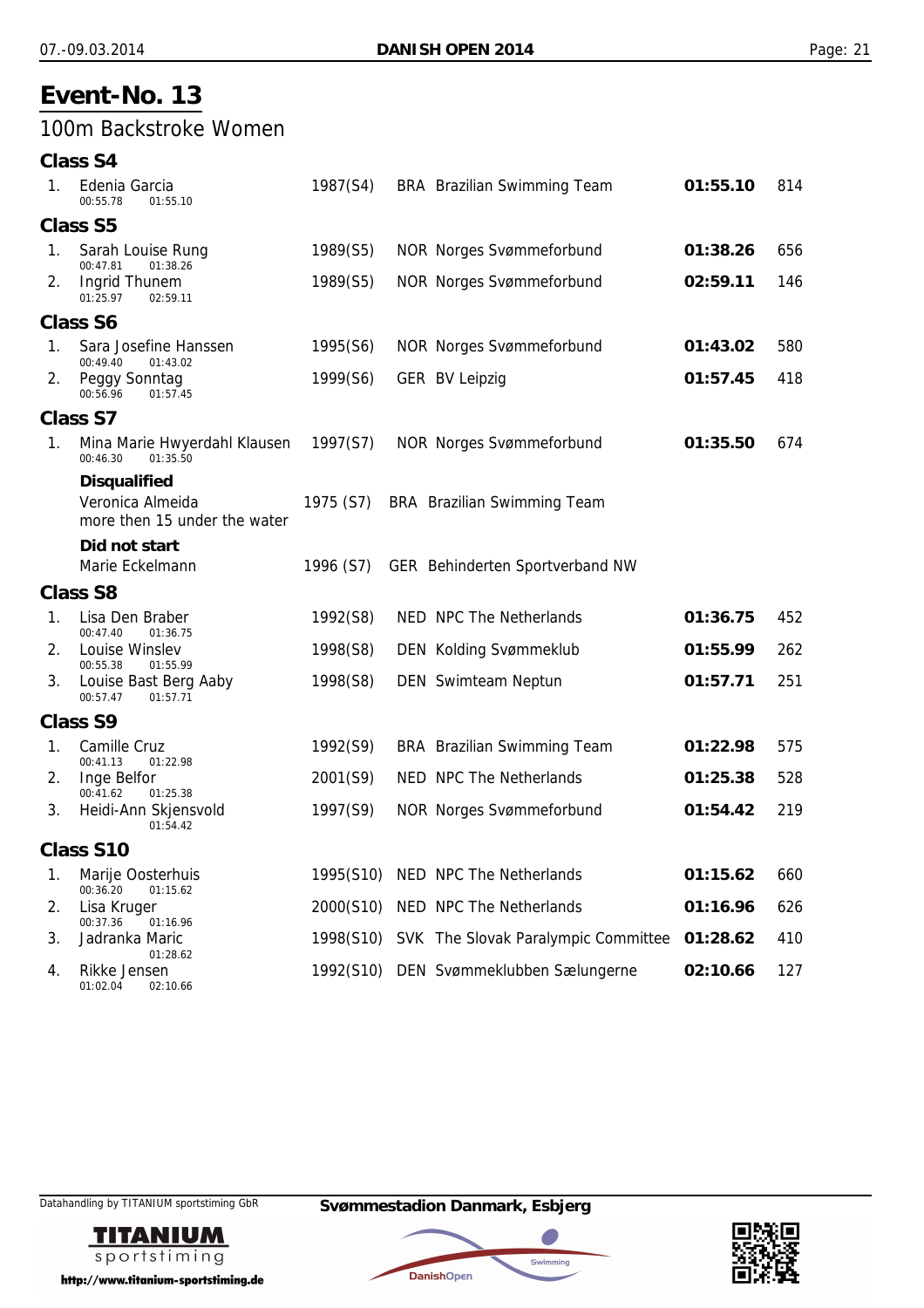# Event-No. 13

## 100m Backstroke Women

### Class S4

| Rank | Name | Year (Class) | Nation | Club | Time | Points |
|---|---|---|---|---|---|---|
| 1. | Edenia Garcia<br>00:55.78 01:55.10 | 1987(S4) | BRA | Brazilian Swimming Team | **01:55.10** | 814 |

### Class S5

| Rank | Name | Year (Class) | Nation | Club | Time | Points |
|---|---|---|---|---|---|---|
| 1. | Sarah Louise Rung<br>00:47.81 01:38.26 | 1989(S5) | NOR | Norges Svømmeforbund | **01:38.26** | 656 |
| 2. | Ingrid Thunem<br>01:25.97 02:59.11 | 1989(S5) | NOR | Norges Svømmeforbund | **02:59.11** | 146 |

### Class S6

| Rank | Name | Year (Class) | Nation | Club | Time | Points |
|---|---|---|---|---|---|---|
| 1. | Sara Josefine Hanssen<br>00:49.40 01:43.02 | 1995(S6) | NOR | Norges Svømmeforbund | **01:43.02** | 580 |
| 2. | Peggy Sonntag<br>00:56.96 01:57.45 | 1999(S6) | GER | BV Leipzig | **01:57.45** | 418 |

### Class S7

| Rank | Name | Year (Class) | Nation | Club | Time | Points |
|---|---|---|---|---|---|---|
| 1. | Mina Marie Hwyerdahl Klausen<br>00:46.30 01:35.50 | 1997(S7) | NOR | Norges Svømmeforbund | **01:35.50** | 674 |

**Disqualified**

| Name | Year (Class) | Nation | Club |
|---|---|---|---|
| Veronica Almeida<br>more then 15 under the water | 1975 (S7) | BRA | Brazilian Swimming Team |

**Did not start**

| Name | Year (Class) | Nation | Club |
|---|---|---|---|
| Marie Eckelmann | 1996 (S7) | GER | Behinderten Sportverband NW |

### Class S8

| Rank | Name | Year (Class) | Nation | Club | Time | Points |
|---|---|---|---|---|---|---|
| 1. | Lisa Den Braber<br>00:47.40 01:36.75 | 1992(S8) | NED | NPC The Netherlands | **01:36.75** | 452 |
| 2. | Louise Winslev<br>00:55.38 01:55.99 | 1998(S8) | DEN | Kolding Svømmeklub | **01:55.99** | 262 |
| 3. | Louise Bast Berg Aaby<br>00:57.47 01:57.71 | 1998(S8) | DEN | Swimteam Neptun | **01:57.71** | 251 |

### Class S9

| Rank | Name | Year (Class) | Nation | Club | Time | Points |
|---|---|---|---|---|---|---|
| 1. | Camille Cruz<br>00:41.13 01:22.98 | 1992(S9) | BRA | Brazilian Swimming Team | **01:22.98** | 575 |
| 2. | Inge Belfor<br>00:41.62 01:25.38 | 2001(S9) | NED | NPC The Netherlands | **01:25.38** | 528 |
| 3. | Heidi-Ann Skjensvold<br>01:54.42 | 1997(S9) | NOR | Norges Svømmeforbund | **01:54.42** | 219 |

### Class S10

| Rank | Name | Year (Class) | Nation | Club | Time | Points |
|---|---|---|---|---|---|---|
| 1. | Marije Oosterhuis<br>00:36.20 01:15.62 | 1995(S10) | NED | NPC The Netherlands | **01:15.62** | 660 |
| 2. | Lisa Kruger<br>00:37.36 01:16.96 | 2000(S10) | NED | NPC The Netherlands | **01:16.96** | 626 |
| 3. | Jadranka Maric<br>01:28.62 | 1998(S10) | SVK | The Slovak Paralympic Committee | **01:28.62** | 410 |
| 4. | Rikke Jensen<br>01:02.04 02:10.66 | 1992(S10) | DEN | Svømmeklubben Sælungerne | **02:10.66** | 127 |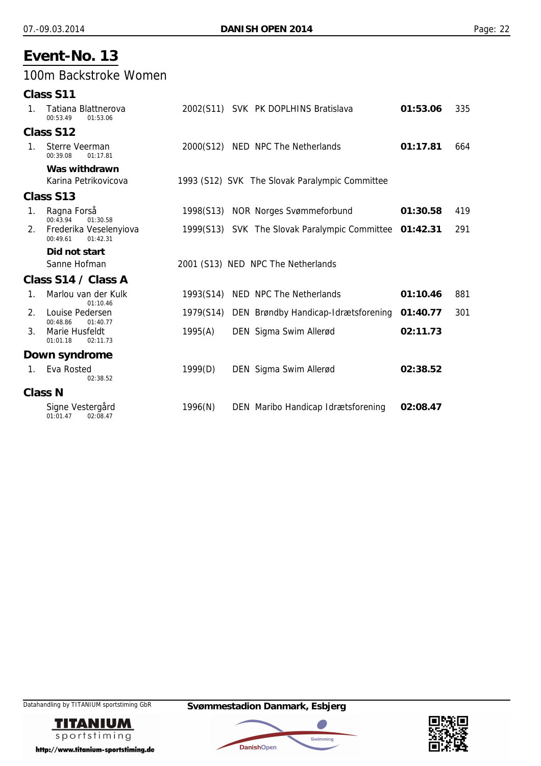# Event-No. 13

## 100m Backstroke Women

### Class S11

| Rank | Name | Year (Class) | Nation | Club | Time | Points |
|---|---|---|---|---|---|---|
| 1. | Tatiana Blattnerova<br>00:53.49 01:53.06 | 2002(S11) | SVK | PK DOPLHINS Bratislava | **01:53.06** | 335 |

### Class S12

| Rank | Name | Year (Class) | Nation | Club | Time | Points |
|---|---|---|---|---|---|---|
| 1. | Sterre Veerman<br>00:39.08 01:17.81 | 2000(S12) | NED | NPC The Netherlands | **01:17.81** | 664 |

**Was withdrawn**

| Name | Year (Class) | Nation | Club |
|---|---|---|---|
| Karina Petrikovicova | 1993 (S12) | SVK | The Slovak Paralympic Committee |

### Class S13

| Rank | Name | Year (Class) | Nation | Club | Time | Points |
|---|---|---|---|---|---|---|
| 1. | Ragna Forså<br>00:43.94 01:30.58 | 1998(S13) | NOR | Norges Svømmeforbund | **01:30.58** | 419 |
| 2. | Frederika Veselenyiova<br>00:49.61 01:42.31 | 1999(S13) | SVK | The Slovak Paralympic Committee | **01:42.31** | 291 |

**Did not start**

| Name | Year (Class) | Nation | Club |
|---|---|---|---|
| Sanne Hofman | 2001 (S13) | NED | NPC The Netherlands |

### Class S14 / Class A

| Rank | Name | Year (Class) | Nation | Club | Time | Points |
|---|---|---|---|---|---|---|
| 1. | Marlou van der Kulk<br>01:10.46 | 1993(S14) | NED | NPC The Netherlands | **01:10.46** | 881 |
| 2. | Louise Pedersen<br>00:48.86 01:40.77 | 1979(S14) | DEN | Brøndby Handicap-Idrætsforening | **01:40.77** | 301 |
| 3. | Marie Husfeldt<br>01:01.18 02:11.73 | 1995(A) | DEN | Sigma Swim Allerød | **02:11.73** | |

### Down syndrome

| Rank | Name | Year (Class) | Nation | Club | Time | Points |
|---|---|---|---|---|---|---|
| 1. | Eva Rosted<br>02:38.52 | 1999(D) | DEN | Sigma Swim Allerød | **02:38.52** | |

### Class N

| Rank | Name | Year (Class) | Nation | Club | Time | Points |
|---|---|---|---|---|---|---|
| | Signe Vestergård<br>01:01.47 02:08.47 | 1996(N) | DEN | Maribo Handicap Idrætsforening | **02:08.47** | |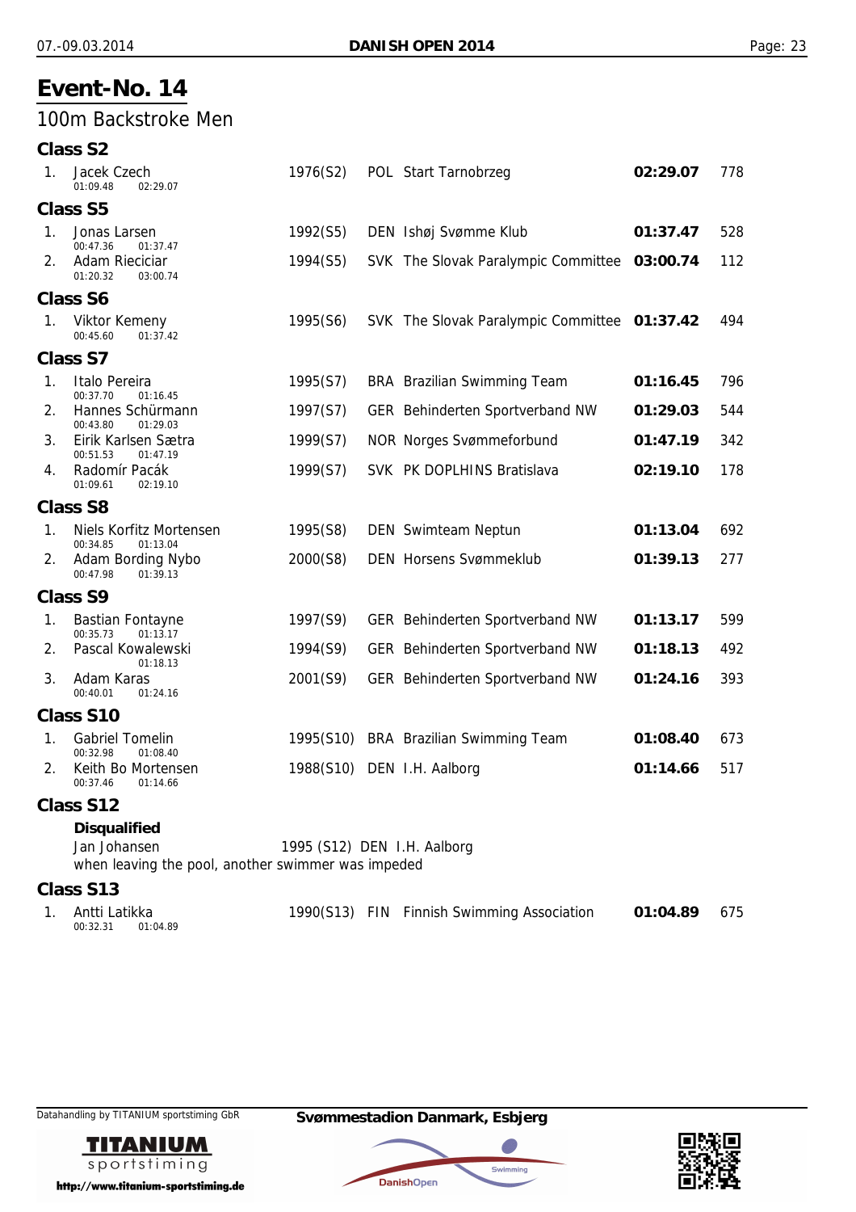# Event-No. 14

## 100m Backstroke Men

### Class S2

| Rank | Name | Splits | Year (Class) | Nation | Club | Time | Points |
|---|---|---|---|---|---|---|---|
| 1. | Jacek Czech | 01:09.48 / 02:29.07 | 1976(S2) | POL | Start Tarnobrzeg | **02:29.07** | 778 |

### Class S5

| Rank | Name | Splits | Year (Class) | Nation | Club | Time | Points |
|---|---|---|---|---|---|---|---|
| 1. | Jonas Larsen | 00:47.36 / 01:37.47 | 1992(S5) | DEN | Ishøj Svømme Klub | **01:37.47** | 528 |
| 2. | Adam Rieciciar | 01:20.32 / 03:00.74 | 1994(S5) | SVK | The Slovak Paralympic Committee | **03:00.74** | 112 |

### Class S6

| Rank | Name | Splits | Year (Class) | Nation | Club | Time | Points |
|---|---|---|---|---|---|---|---|
| 1. | Viktor Kemeny | 00:45.60 / 01:37.42 | 1995(S6) | SVK | The Slovak Paralympic Committee | **01:37.42** | 494 |

### Class S7

| Rank | Name | Splits | Year (Class) | Nation | Club | Time | Points |
|---|---|---|---|---|---|---|---|
| 1. | Italo Pereira | 00:37.70 / 01:16.45 | 1995(S7) | BRA | Brazilian Swimming Team | **01:16.45** | 796 |
| 2. | Hannes Schürmann | 00:43.80 / 01:29.03 | 1997(S7) | GER | Behinderten Sportverband NW | **01:29.03** | 544 |
| 3. | Eirik Karlsen Sætra | 00:51.53 / 01:47.19 | 1999(S7) | NOR | Norges Svømmeforbund | **01:47.19** | 342 |
| 4. | Radomír Pacák | 01:09.61 / 02:19.10 | 1999(S7) | SVK | PK DOPLHINS Bratislava | **02:19.10** | 178 |

### Class S8

| Rank | Name | Splits | Year (Class) | Nation | Club | Time | Points |
|---|---|---|---|---|---|---|---|
| 1. | Niels Korfitz Mortensen | 00:34.85 / 01:13.04 | 1995(S8) | DEN | Swimteam Neptun | **01:13.04** | 692 |
| 2. | Adam Bording Nybo | 00:47.98 / 01:39.13 | 2000(S8) | DEN | Horsens Svømmeklub | **01:39.13** | 277 |

### Class S9

| Rank | Name | Splits | Year (Class) | Nation | Club | Time | Points |
|---|---|---|---|---|---|---|---|
| 1. | Bastian Fontayne | 00:35.73 / 01:13.17 | 1997(S9) | GER | Behinderten Sportverband NW | **01:13.17** | 599 |
| 2. | Pascal Kowalewski | 01:18.13 | 1994(S9) | GER | Behinderten Sportverband NW | **01:18.13** | 492 |
| 3. | Adam Karas | 00:40.01 / 01:24.16 | 2001(S9) | GER | Behinderten Sportverband NW | **01:24.16** | 393 |

### Class S10

| Rank | Name | Splits | Year (Class) | Nation | Club | Time | Points |
|---|---|---|---|---|---|---|---|
| 1. | Gabriel Tomelin | 00:32.98 / 01:08.40 | 1995(S10) | BRA | Brazilian Swimming Team | **01:08.40** | 673 |
| 2. | Keith Bo Mortensen | 00:37.46 / 01:14.66 | 1988(S10) | DEN | I.H. Aalborg | **01:14.66** | 517 |

### Class S12

**Disqualified**

Jan Johansen — 1995 (S12) DEN I.H. Aalborg

when leaving the pool, another swimmer was impeded

### Class S13

| Rank | Name | Splits | Year (Class) | Nation | Club | Time | Points |
|---|---|---|---|---|---|---|---|
| 1. | Antti Latikka | 00:32.31 / 01:04.89 | 1990(S13) | FIN | Finnish Swimming Association | **01:04.89** | 675 |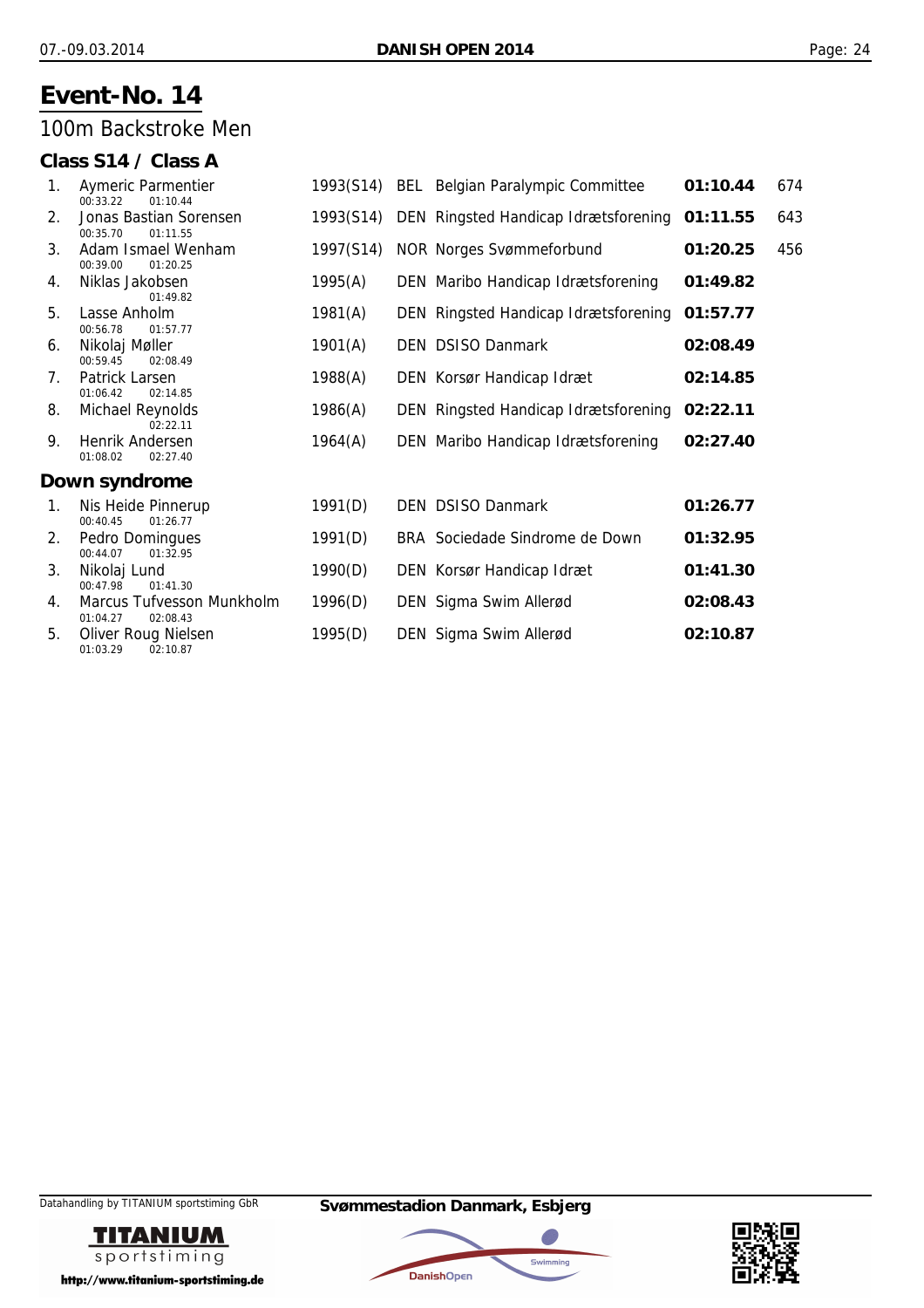# Event-No. 14

## 100m Backstroke Men

### Class S14 / Class A

| Place | Name | Splits | Year (Class) | Nation | Club | Time | Points |
|---|---|---|---|---|---|---|---|
| 1. | Aymeric Parmentier | 00:33.22 01:10.44 | 1993(S14) | BEL | Belgian Paralympic Committee | **01:10.44** | 674 |
| 2. | Jonas Bastian Sorensen | 00:35.70 01:11.55 | 1993(S14) | DEN | Ringsted Handicap Idrætsforening | **01:11.55** | 643 |
| 3. | Adam Ismael Wenham | 00:39.00 01:20.25 | 1997(S14) | NOR | Norges Svømmeforbund | **01:20.25** | 456 |
| 4. | Niklas Jakobsen | 01:49.82 | 1995(A) | DEN | Maribo Handicap Idrætsforening | **01:49.82** | |
| 5. | Lasse Anholm | 00:56.78 01:57.77 | 1981(A) | DEN | Ringsted Handicap Idrætsforening | **01:57.77** | |
| 6. | Nikolaj Møller | 00:59.45 02:08.49 | 1901(A) | DEN | DSISO Danmark | **02:08.49** | |
| 7. | Patrick Larsen | 01:06.42 02:14.85 | 1988(A) | DEN | Korsør Handicap Idræt | **02:14.85** | |
| 8. | Michael Reynolds | 02:22.11 | 1986(A) | DEN | Ringsted Handicap Idrætsforening | **02:22.11** | |
| 9. | Henrik Andersen | 01:08.02 02:27.40 | 1964(A) | DEN | Maribo Handicap Idrætsforening | **02:27.40** | |

### Down syndrome

| Place | Name | Splits | Year (Class) | Nation | Club | Time |
|---|---|---|---|---|---|---|
| 1. | Nis Heide Pinnerup | 00:40.45 01:26.77 | 1991(D) | DEN | DSISO Danmark | **01:26.77** |
| 2. | Pedro Domingues | 00:44.07 01:32.95 | 1991(D) | BRA | Sociedade Sindrome de Down | **01:32.95** |
| 3. | Nikolaj Lund | 00:47.98 01:41.30 | 1990(D) | DEN | Korsør Handicap Idræt | **01:41.30** |
| 4. | Marcus Tufvesson Munkholm | 01:04.27 02:08.43 | 1996(D) | DEN | Sigma Swim Allerød | **02:08.43** |
| 5. | Oliver Roug Nielsen | 01:03.29 02:10.87 | 1995(D) | DEN | Sigma Swim Allerød | **02:10.87** |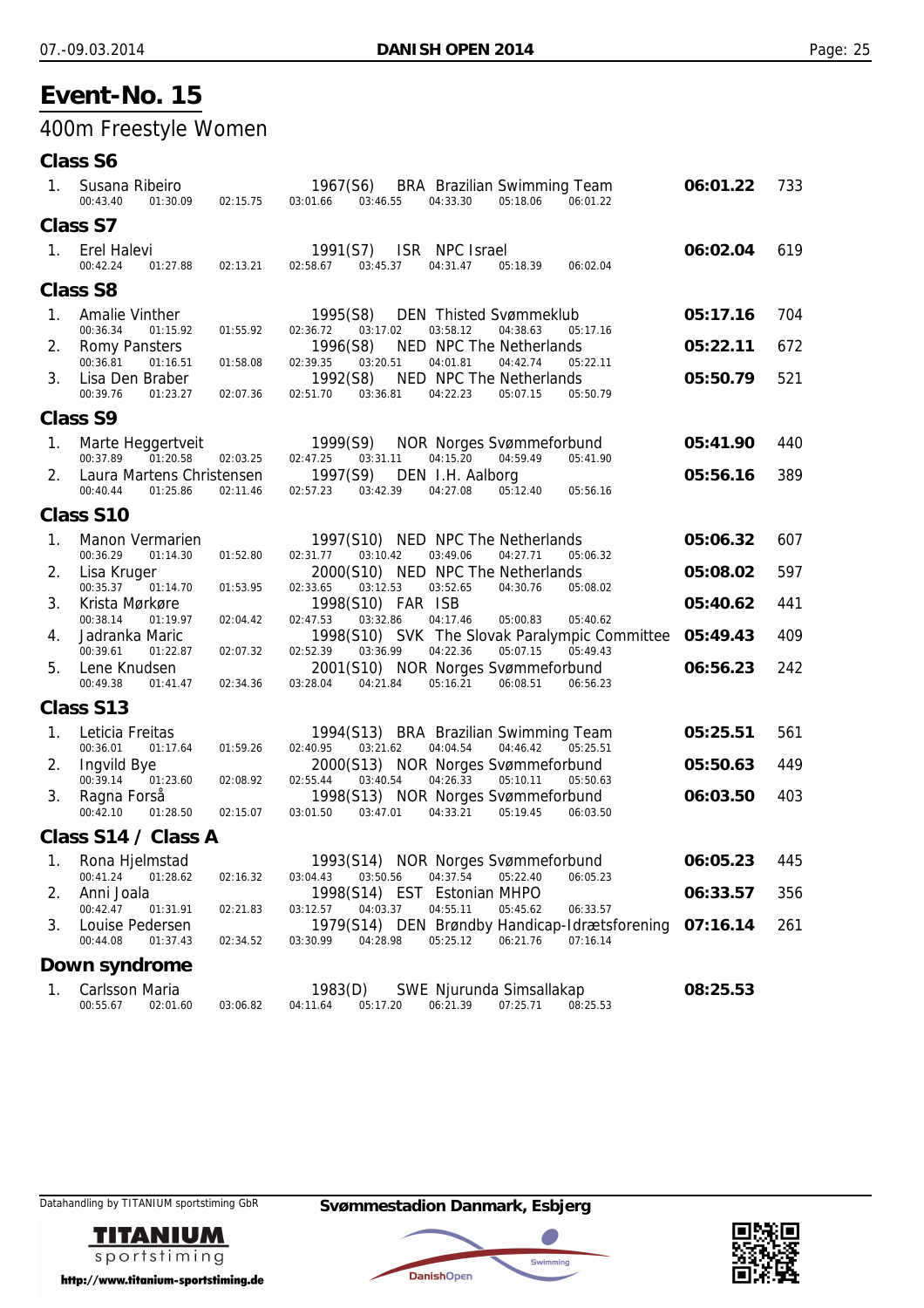# Event-No. 15

## 400m Freestyle Women

### Class S6

1. Susana Ribeiro — 1967(S6) BRA Brazilian Swimming Team — **06:01.22** — 733
   00:43.40 01:30.09 02:15.75 03:01.66 03:46.55 04:33.30 05:18.06 06:01.22

### Class S7

1. Erel Halevi — 1991(S7) ISR NPC Israel — **06:02.04** — 619
   00:42.24 01:27.88 02:13.21 02:58.67 03:45.37 04:31.47 05:18.39 06:02.04

### Class S8

1. Amalie Vinther — 1995(S8) DEN Thisted Svømmeklub — **05:17.16** — 704
   00:36.34 01:15.92 01:55.92 02:36.72 03:17.02 03:58.12 04:38.63 05:17.16
2. Romy Pansters — 1996(S8) NED NPC The Netherlands — **05:22.11** — 672
   00:36.81 01:16.51 01:58.08 02:39.35 03:20.51 04:01.81 04:42.74 05:22.11
3. Lisa Den Braber — 1992(S8) NED NPC The Netherlands — **05:50.79** — 521
   00:39.76 01:23.27 02:07.36 02:51.70 03:36.81 04:22.23 05:07.15 05:50.79

### Class S9

1. Marte Heggertveit — 1999(S9) NOR Norges Svømmeforbund — **05:41.90** — 440
   00:37.89 01:20.58 02:03.25 02:47.25 03:31.11 04:15.20 04:59.49 05:41.90
2. Laura Martens Christensen — 1997(S9) DEN I.H. Aalborg — **05:56.16** — 389
   00:40.44 01:25.86 02:11.46 02:57.23 03:42.39 04:27.08 05:12.40 05:56.16

### Class S10

1. Manon Vermarien — 1997(S10) NED NPC The Netherlands — **05:06.32** — 607
   00:36.29 01:14.30 01:52.80 02:31.77 03:10.42 03:49.06 04:27.71 05:06.32
2. Lisa Kruger — 2000(S10) NED NPC The Netherlands — **05:08.02** — 597
   00:35.37 01:14.70 01:53.95 02:33.65 03:12.53 03:52.65 04:30.76 05:08.02
3. Krista Mørkøre — 1998(S10) FAR ISB — **05:40.62** — 441
   00:38.14 01:19.97 02:04.42 02:47.53 03:32.86 04:17.46 05:00.83 05:40.62
4. Jadranka Maric — 1998(S10) SVK The Slovak Paralympic Committee — **05:49.43** — 409
   00:39.61 01:22.87 02:07.32 02:52.39 03:36.99 04:22.36 05:07.15 05:49.43
5. Lene Knudsen — 2001(S10) NOR Norges Svømmeforbund — **06:56.23** — 242
   00:49.38 01:41.47 02:34.36 03:28.04 04:21.84 05:16.21 06:08.51 06:56.23

### Class S13

1. Leticia Freitas — 1994(S13) BRA Brazilian Swimming Team — **05:25.51** — 561
   00:36.01 01:17.64 01:59.26 02:40.95 03:21.62 04:04.54 04:46.42 05:25.51
2. Ingvild Bye — 2000(S13) NOR Norges Svømmeforbund — **05:50.63** — 449
   00:39.14 01:23.60 02:08.92 02:55.44 03:40.54 04:26.33 05:10.11 05:50.63
3. Ragna Forså — 1998(S13) NOR Norges Svømmeforbund — **06:03.50** — 403
   00:42.10 01:28.50 02:15.07 03:01.50 03:47.01 04:33.21 05:19.45 06:03.50

### Class S14 / Class A

1. Rona Hjelmstad — 1993(S14) NOR Norges Svømmeforbund — **06:05.23** — 445
   00:41.24 01:28.62 02:16.32 03:04.43 03:50.56 04:37.54 05:22.40 06:05.23
2. Anni Joala — 1998(S14) EST Estonian MHPO — **06:33.57** — 356
   00:42.47 01:31.91 02:21.83 03:12.57 04:03.37 04:55.11 05:45.62 06:33.57
3. Louise Pedersen — 1979(S14) DEN Brøndby Handicap-Idrætsforening — **07:16.14** — 261
   00:44.08 01:37.43 02:34.52 03:30.99 04:28.98 05:25.12 06:21.76 07:16.14

### Down syndrome

1. Carlsson Maria — 1983(D) SWE Njurunda Simsallakap — **08:25.53**
   00:55.67 02:01.60 03:06.82 04:11.64 05:17.20 06:21.39 07:25.71 08:25.53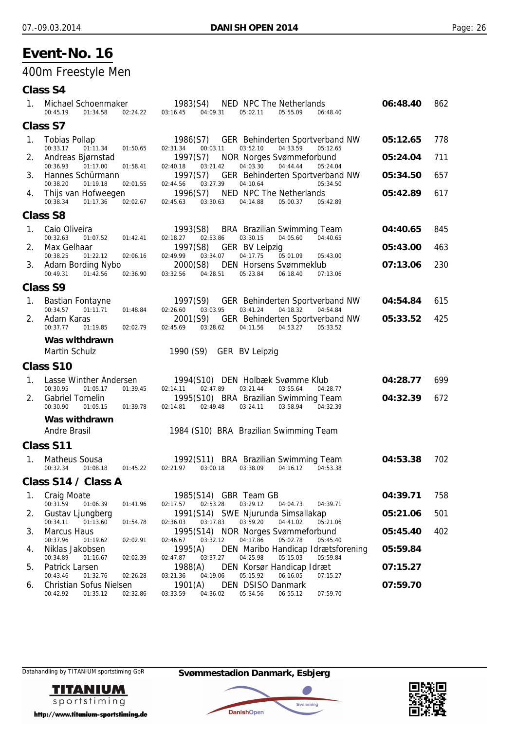# Event-No. 16

## 400m Freestyle Men

### Class S4

| Place | Name | Year (Class) | Nation | Club | Time | Points |
|---|---|---|---|---|---|---|
| 1. | Michael Schoenmaker | 1983(S4) | NED | NPC The Netherlands | **06:48.40** | 862 |
| | 00:45.19 / 01:34.58 / 02:24.22 / 03:16.45 / 04:09.31 / 05:02.11 / 05:55.09 / 06:48.40 | | | | | |

### Class S7

| Place | Name | Year (Class) | Nation | Club | Time | Points |
|---|---|---|---|---|---|---|
| 1. | Tobias Pollap | 1986(S7) | GER | Behinderten Sportverband NW | **05:12.65** | 778 |
| | 00:33.17 / 01:11.34 / 01:50.65 / 02:31.34 / 00:03.11 / 03:52.10 / 04:33.59 / 05:12.65 | | | | | |
| 2. | Andreas Bjørnstad | 1997(S7) | NOR | Norges Svømmeforbund | **05:24.04** | 711 |
| | 00:36.93 / 01:17.00 / 01:58.41 / 02:40.18 / 03:21.42 / 04:03.30 / 04:44.44 / 05:24.04 | | | | | |
| 3. | Hannes Schürmann | 1997(S7) | GER | Behinderten Sportverband NW | **05:34.50** | 657 |
| | 00:38.20 / 01:19.18 / 02:01.55 / 02:44.56 / 03:27.39 / 04:10.64 / 05:34.50 | | | | | |
| 4. | Thijs van Hofweegen | 1996(S7) | NED | NPC The Netherlands | **05:42.89** | 617 |
| | 00:38.34 / 01:17.36 / 02:02.67 / 02:45.63 / 03:30.63 / 04:14.88 / 05:00.37 / 05:42.89 | | | | | |

### Class S8

| Place | Name | Year (Class) | Nation | Club | Time | Points |
|---|---|---|---|---|---|---|
| 1. | Caio Oliveira | 1993(S8) | BRA | Brazilian Swimming Team | **04:40.65** | 845 |
| | 00:32.63 / 01:07.52 / 01:42.41 / 02:18.27 / 02:53.86 / 03:30.15 / 04:05.60 / 04:40.65 | | | | | |
| 2. | Max Gelhaar | 1997(S8) | GER | BV Leipzig | **05:43.00** | 463 |
| | 00:38.25 / 01:22.12 / 02:06.16 / 02:49.99 / 03:34.07 / 04:17.75 / 05:01.09 / 05:43.00 | | | | | |
| 3. | Adam Bording Nybo | 2000(S8) | DEN | Horsens Svømmeklub | **07:13.06** | 230 |
| | 00:49.31 / 01:42.56 / 02:36.90 / 03:32.56 / 04:28.51 / 05:23.84 / 06:18.40 / 07:13.06 | | | | | |

### Class S9

| Place | Name | Year (Class) | Nation | Club | Time | Points |
|---|---|---|---|---|---|---|
| 1. | Bastian Fontayne | 1997(S9) | GER | Behinderten Sportverband NW | **04:54.84** | 615 |
| | 00:34.57 / 01:11.71 / 01:48.84 / 02:26.60 / 03:03.95 / 03:41.24 / 04:18.32 / 04:54.84 | | | | | |
| 2. | Adam Karas | 2001(S9) | GER | Behinderten Sportverband NW | **05:33.52** | 425 |
| | 00:37.77 / 01:19.85 / 02:02.79 / 02:45.69 / 03:28.62 / 04:11.56 / 04:53.27 / 05:33.52 | | | | | |

**Was withdrawn**

Martin Schulz — 1990 (S9) GER BV Leipzig

### Class S10

| Place | Name | Year (Class) | Nation | Club | Time | Points |
|---|---|---|---|---|---|---|
| 1. | Lasse Winther Andersen | 1994(S10) | DEN | Holbæk Svømme Klub | **04:28.77** | 699 |
| | 00:30.95 / 01:05.17 / 01:39.45 / 02:14.11 / 02:47.89 / 03:21.44 / 03:55.64 / 04:28.77 | | | | | |
| 2. | Gabriel Tomelin | 1995(S10) | BRA | Brazilian Swimming Team | **04:32.39** | 672 |
| | 00:30.90 / 01:05.15 / 01:39.78 / 02:14.81 / 02:49.48 / 03:24.11 / 03:58.94 / 04:32.39 | | | | | |

**Was withdrawn**

Andre Brasil — 1984 (S10) BRA Brazilian Swimming Team

### Class S11

| Place | Name | Year (Class) | Nation | Club | Time | Points |
|---|---|---|---|---|---|---|
| 1. | Matheus Sousa | 1992(S11) | BRA | Brazilian Swimming Team | **04:53.38** | 702 |
| | 00:32.34 / 01:08.18 / 01:45.22 / 02:21.97 / 03:00.18 / 03:38.09 / 04:16.12 / 04:53.38 | | | | | |

### Class S14 / Class A

| Place | Name | Year (Class) | Nation | Club | Time | Points |
|---|---|---|---|---|---|---|
| 1. | Craig Moate | 1985(S14) | GBR | Team GB | **04:39.71** | 758 |
| | 00:31.59 / 01:06.39 / 01:41.96 / 02:17.57 / 02:53.28 / 03:29.12 / 04:04.73 / 04:39.71 | | | | | |
| 2. | Gustav Ljungberg | 1991(S14) | SWE | Njurunda Simsallakap | **05:21.06** | 501 |
| | 00:34.11 / 01:13.60 / 01:54.78 / 02:36.03 / 03:17.83 / 03:59.20 / 04:41.02 / 05:21.06 | | | | | |
| 3. | Marcus Haus | 1995(S14) | NOR | Norges Svømmeforbund | **05:45.40** | 402 |
| | 00:37.96 / 01:19.62 / 02:02.91 / 02:46.67 / 03:32.12 / 04:17.86 / 05:02.78 / 05:45.40 | | | | | |
| 4. | Niklas Jakobsen | 1995(A) | DEN | Maribo Handicap Idrætsforening | **05:59.84** | |
| | 00:34.89 / 01:16.67 / 02:02.39 / 02:47.87 / 03:37.27 / 04:25.98 / 05:15.03 / 05:59.84 | | | | | |
| 5. | Patrick Larsen | 1988(A) | DEN | Korsør Handicap Idræt | **07:15.27** | |
| | 00:43.46 / 01:32.76 / 02:26.28 / 03:21.36 / 04:19.06 / 05:15.92 / 06:16.05 / 07:15.27 | | | | | |
| 6. | Christian Sofus Nielsen | 1901(A) | DEN | DSISO Danmark | **07:59.70** | |
| | 00:42.92 / 01:35.12 / 02:32.86 / 03:33.59 / 04:36.02 / 05:34.56 / 06:55.12 / 07:59.70 | | | | | |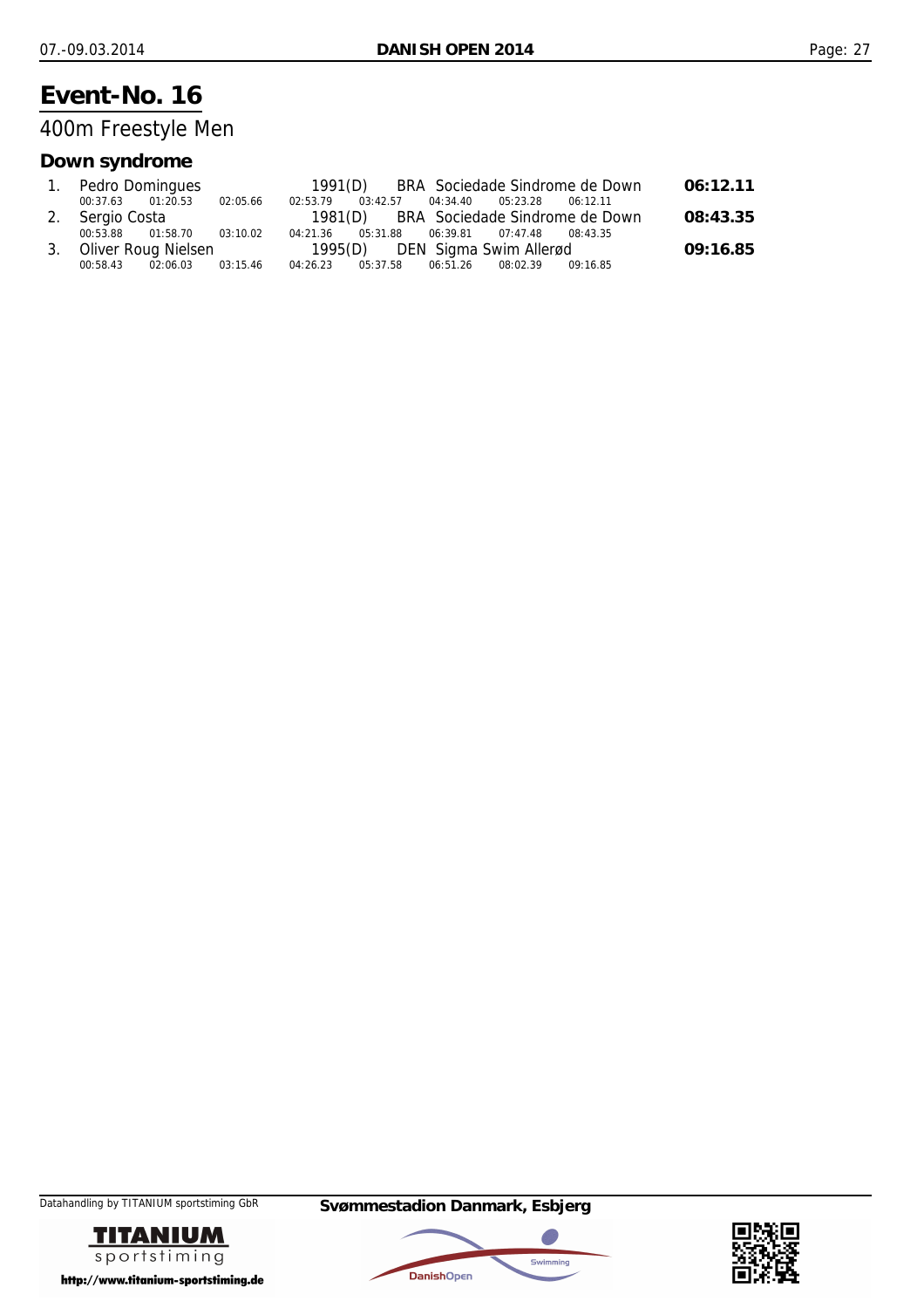# Event-No. 16

## 400m Freestyle Men

### Down syndrome

| Rank | Name | Year | Nation | Club | Time |
|---|---|---|---|---|---|
| 1. | Pedro Domingues | 1991(D) | BRA | Sociedade Sindrome de Down | **06:12.11** |
| | 00:37.63 01:20.53 02:05.66 02:53.79 03:42.57 04:34.40 05:23.28 06:12.11 | | | | |
| 2. | Sergio Costa | 1981(D) | BRA | Sociedade Sindrome de Down | **08:43.35** |
| | 00:53.88 01:58.70 03:10.02 04:21.36 05:31.88 06:39.81 07:47.48 08:43.35 | | | | |
| 3. | Oliver Roug Nielsen | 1995(D) | DEN | Sigma Swim Allerød | **09:16.85** |
| | 00:58.43 02:06.03 03:15.46 04:26.23 05:37.58 06:51.26 08:02.39 09:16.85 | | | | |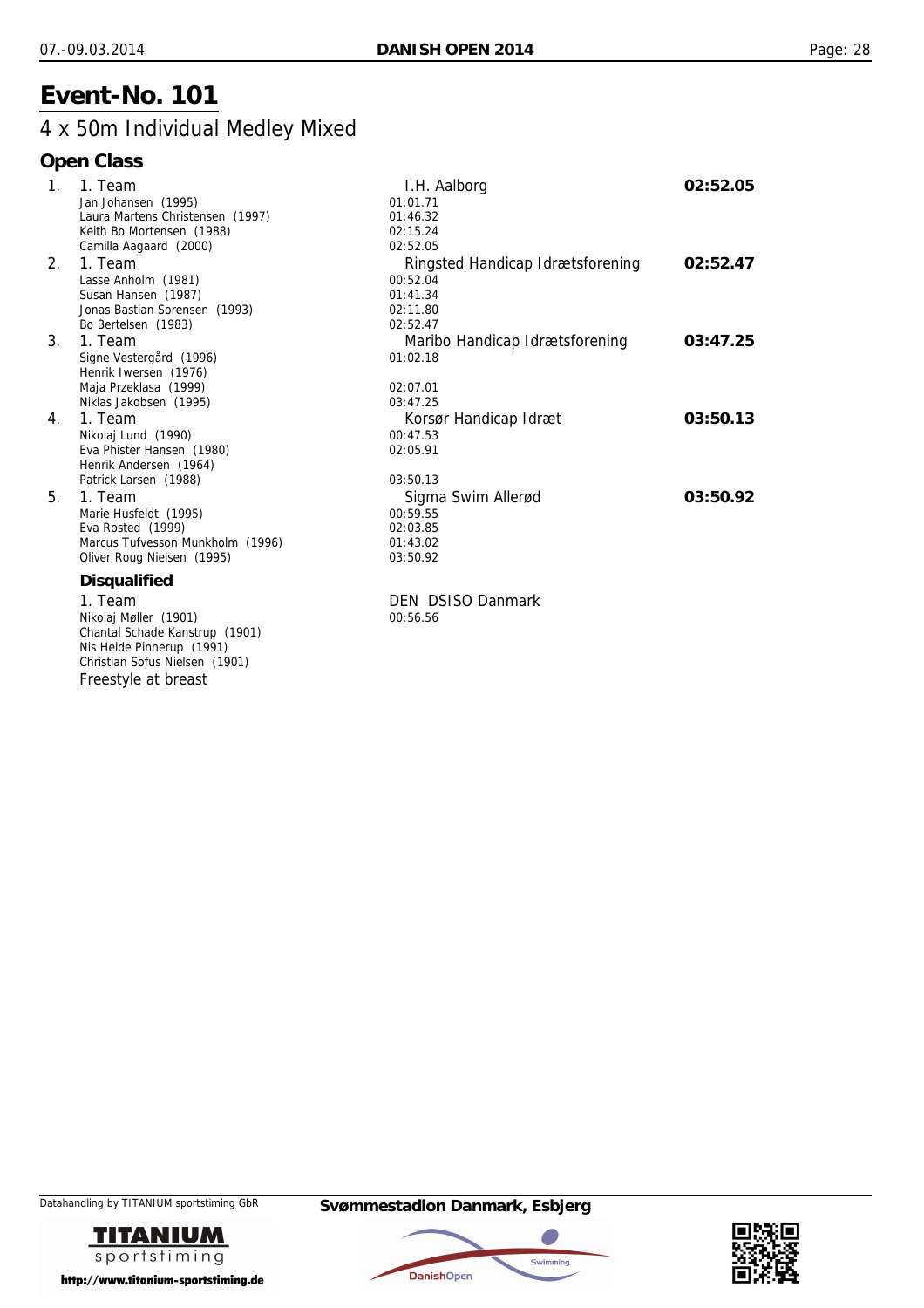# Event-No. 101

## 4 x 50m Individual Medley Mixed

### Open Class

| Place | Team / Swimmer | Club / Split | Time |
|---|---|---|---|
| 1. | 1. Team | I.H. Aalborg | **02:52.05** |
| | Jan Johansen (1995) | 01:01.71 | |
| | Laura Martens Christensen (1997) | 01:46.32 | |
| | Keith Bo Mortensen (1988) | 02:15.24 | |
| | Camilla Aagaard (2000) | 02:52.05 | |
| 2. | 1. Team | Ringsted Handicap Idrætsforening | **02:52.47** |
| | Lasse Anholm (1981) | 00:52.04 | |
| | Susan Hansen (1987) | 01:41.34 | |
| | Jonas Bastian Sorensen (1993) | 02:11.80 | |
| | Bo Bertelsen (1983) | 02:52.47 | |
| 3. | 1. Team | Maribo Handicap Idrætsforening | **03:47.25** |
| | Signe Vestergård (1996) | 01:02.18 | |
| | Henrik Iwersen (1976) | | |
| | Maja Przeklasa (1999) | 02:07.01 | |
| | Niklas Jakobsen (1995) | 03:47.25 | |
| 4. | 1. Team | Korsør Handicap Idræt | **03:50.13** |
| | Nikolaj Lund (1990) | 00:47.53 | |
| | Eva Phister Hansen (1980) | 02:05.91 | |
| | Henrik Andersen (1964) | | |
| | Patrick Larsen (1988) | 03:50.13 | |
| 5. | 1. Team | Sigma Swim Allerød | **03:50.92** |
| | Marie Husfeldt (1995) | 00:59.55 | |
| | Eva Rosted (1999) | 02:03.85 | |
| | Marcus Tufvesson Munkholm (1996) | 01:43.02 | |
| | Oliver Roug Nielsen (1995) | 03:50.92 | |

**Disqualified**

| Team / Swimmer | Club / Split |
|---|---|
| 1. Team | DEN DSISO Danmark |
| Nikolaj Møller (1901) | 00:56.56 |
| Chantal Schade Kanstrup (1901) | |
| Nis Heide Pinnerup (1991) | |
| Christian Sofus Nielsen (1901) | |

Freestyle at breast

Svømmestadion Danmark, Esbjerg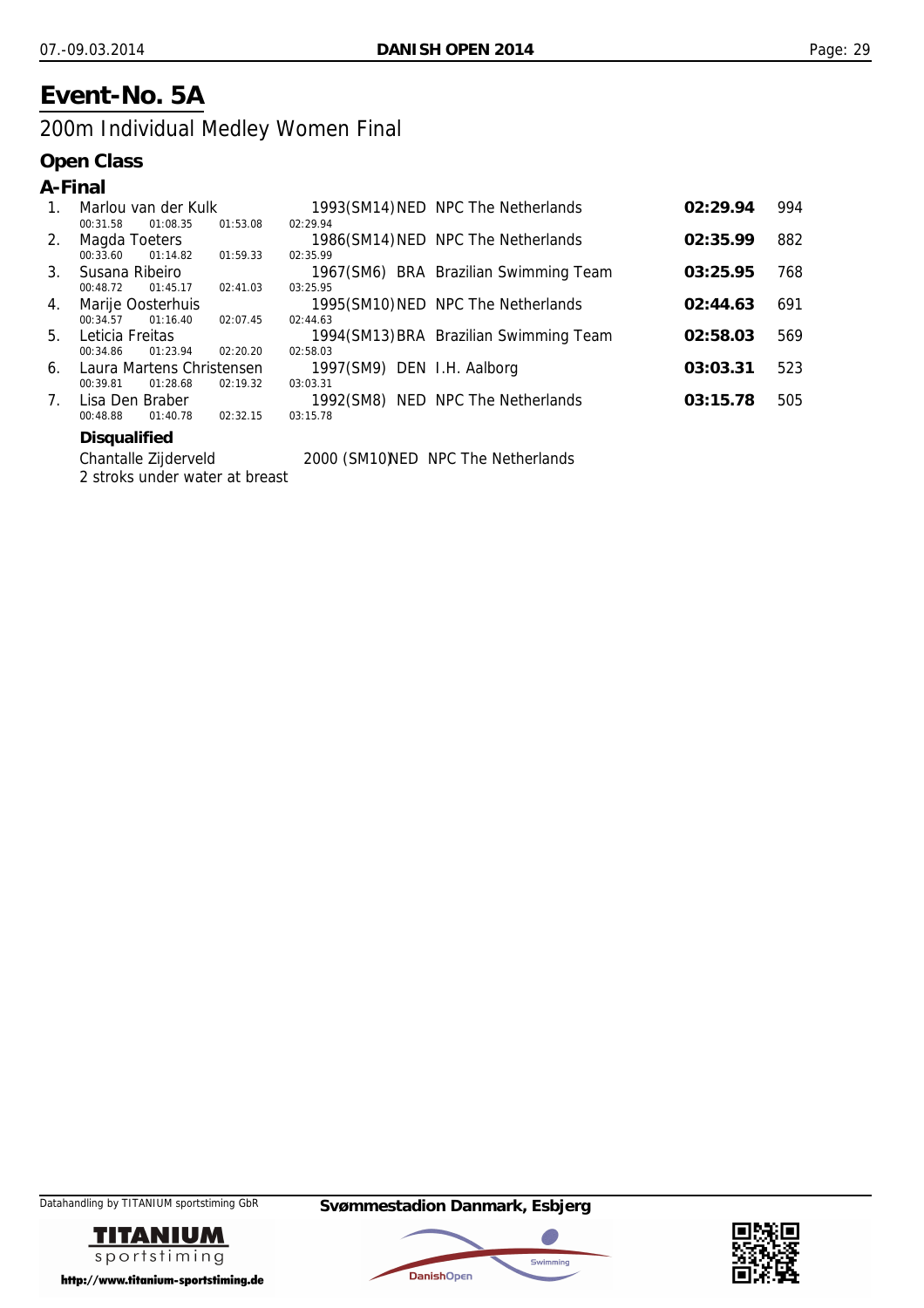# Event-No. 5A

## 200m Individual Medley Women Final

### Open Class

### A-Final

| Rank | Name | Year (Class) | Nation | Club | Time | Points |
|---|---|---|---|---|---|---|
| 1. | Marlou van der Kulk | 1993(SM14) | NED | NPC The Netherlands | **02:29.94** | 994 |
| | 00:31.58 / 01:08.35 / 01:53.08 / 02:29.94 | | | | | |
| 2. | Magda Toeters | 1986(SM14) | NED | NPC The Netherlands | **02:35.99** | 882 |
| | 00:33.60 / 01:14.82 / 01:59.33 / 02:35.99 | | | | | |
| 3. | Susana Ribeiro | 1967(SM6) | BRA | Brazilian Swimming Team | **03:25.95** | 768 |
| | 00:48.72 / 01:45.17 / 02:41.03 / 03:25.95 | | | | | |
| 4. | Marije Oosterhuis | 1995(SM10) | NED | NPC The Netherlands | **02:44.63** | 691 |
| | 00:34.57 / 01:16.40 / 02:07.45 / 02:44.63 | | | | | |
| 5. | Leticia Freitas | 1994(SM13) | BRA | Brazilian Swimming Team | **02:58.03** | 569 |
| | 00:34.86 / 01:23.94 / 02:20.20 / 02:58.03 | | | | | |
| 6. | Laura Martens Christensen | 1997(SM9) | DEN | I.H. Aalborg | **03:03.31** | 523 |
| | 00:39.81 / 01:28.68 / 02:19.32 / 03:03.31 | | | | | |
| 7. | Lisa Den Braber | 1992(SM8) | NED | NPC The Netherlands | **03:15.78** | 505 |
| | 00:48.88 / 01:40.78 / 02:32.15 / 03:15.78 | | | | | |

**Disqualified**

Chantalle Zijderveld 2000 (SM10) NED NPC The Netherlands
2 stroks under water at breast

Datahandling by TITANIUM sportstiming GbR

**Svømmestadion Danmark, Esbjerg**

http://www.titanium-sportstiming.de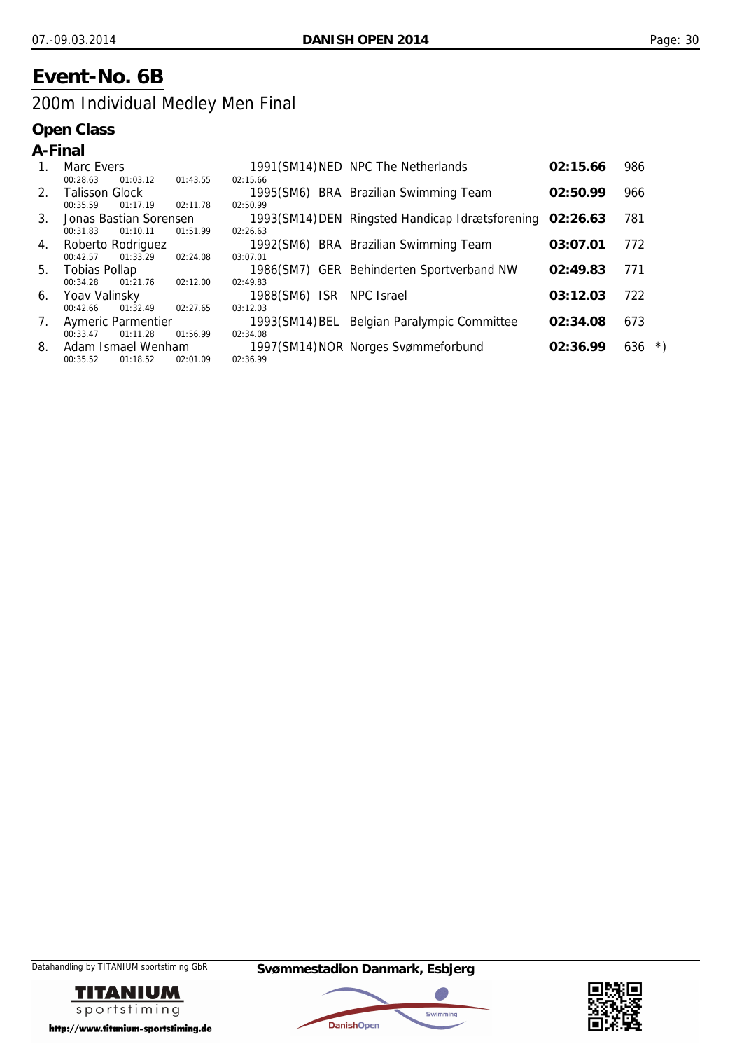# Event-No. 6B

## 200m Individual Medley Men Final

### Open Class

### A-Final

| Place | Name | Year (Class) | Nation | Club | Time | Points | |
|---|---|---|---|---|---|---|---|
| 1. | Marc Evers<br>00:28.63 01:03.12 01:43.55 02:15.66 | 1991(SM14) | NED | NPC The Netherlands | **02:15.66** | 986 | |
| 2. | Talisson Glock<br>00:35.59 01:17.19 02:11.78 02:50.99 | 1995(SM6) | BRA | Brazilian Swimming Team | **02:50.99** | 966 | |
| 3. | Jonas Bastian Sorensen<br>00:31.83 01:10.11 01:51.99 02:26.63 | 1993(SM14) | DEN | Ringsted Handicap Idrætsforening | **02:26.63** | 781 | |
| 4. | Roberto Rodriguez<br>00:42.57 01:33.29 02:24.08 03:07.01 | 1992(SM6) | BRA | Brazilian Swimming Team | **03:07.01** | 772 | |
| 5. | Tobias Pollap<br>00:34.28 01:21.76 02:12.00 02:49.83 | 1986(SM7) | GER | Behinderten Sportverband NW | **02:49.83** | 771 | |
| 6. | Yoav Valinsky<br>00:42.66 01:32.49 02:27.65 03:12.03 | 1988(SM6) | ISR | NPC Israel | **03:12.03** | 722 | |
| 7. | Aymeric Parmentier<br>00:33.47 01:11.28 01:56.99 02:34.08 | 1993(SM14) | BEL | Belgian Paralympic Committee | **02:34.08** | 673 | |
| 8. | Adam Ismael Wenham<br>00:35.52 01:18.52 02:01.09 02:36.99 | 1997(SM14) | NOR | Norges Svømmeforbund | **02:36.99** | 636 | *) |

Datahandling by TITANIUM sportstiming GbR

**Svømmestadion Danmark, Esbjerg**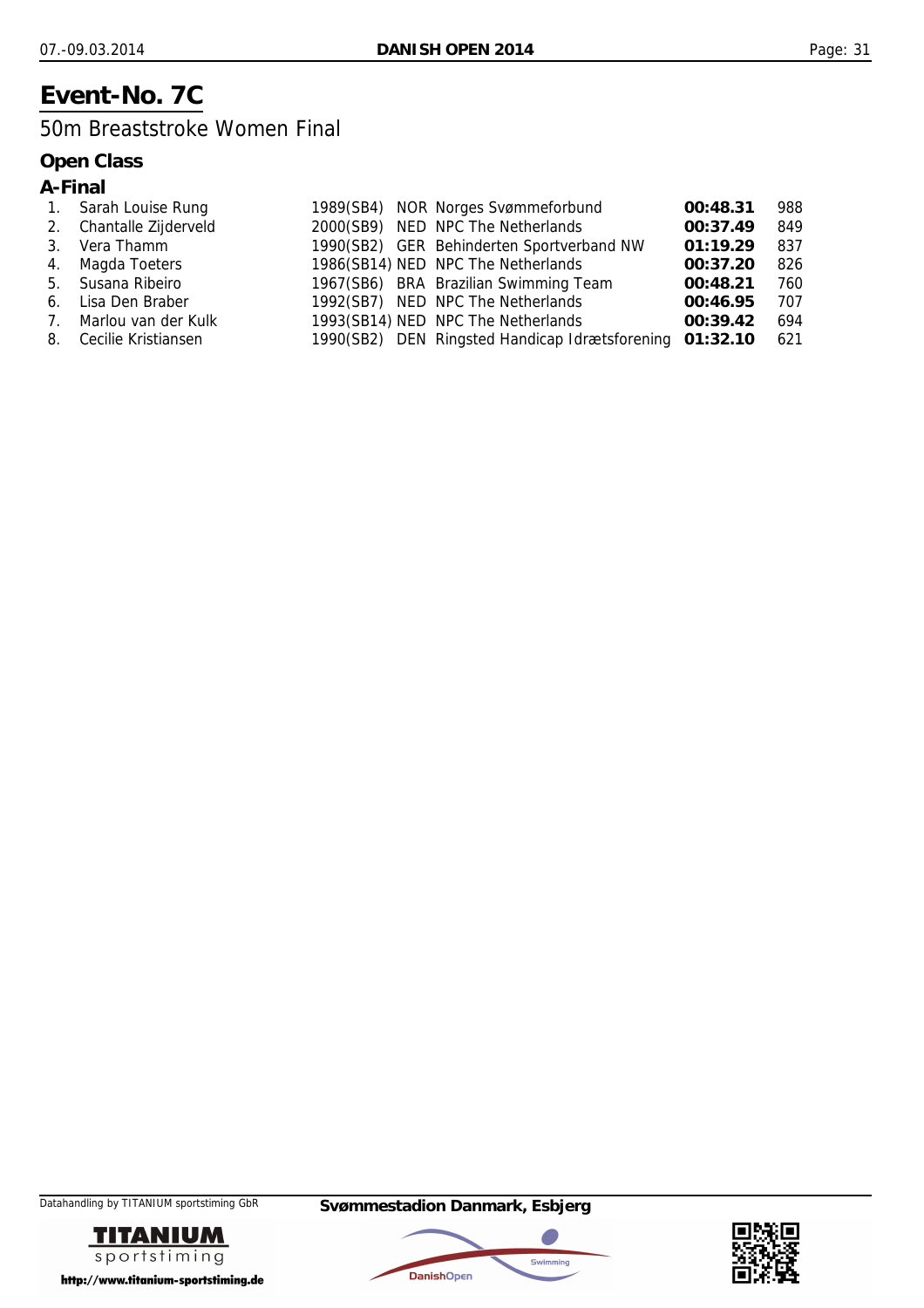# Event-No. 7C

## 50m Breaststroke Women Final

### Open Class

### A-Final

| | | | | | | |
|---|---|---|---|---|---|---|
| 1. | Sarah Louise Rung | 1989(SB4) | NOR | Norges Svømmeforbund | **00:48.31** | 988 |
| 2. | Chantalle Zijderveld | 2000(SB9) | NED | NPC The Netherlands | **00:37.49** | 849 |
| 3. | Vera Thamm | 1990(SB2) | GER | Behinderten Sportverband NW | **01:19.29** | 837 |
| 4. | Magda Toeters | 1986(SB14) | NED | NPC The Netherlands | **00:37.20** | 826 |
| 5. | Susana Ribeiro | 1967(SB6) | BRA | Brazilian Swimming Team | **00:48.21** | 760 |
| 6. | Lisa Den Braber | 1992(SB7) | NED | NPC The Netherlands | **00:46.95** | 707 |
| 7. | Marlou van der Kulk | 1993(SB14) | NED | NPC The Netherlands | **00:39.42** | 694 |
| 8. | Cecilie Kristiansen | 1990(SB2) | DEN | Ringsted Handicap Idrætsforening | **01:32.10** | 621 |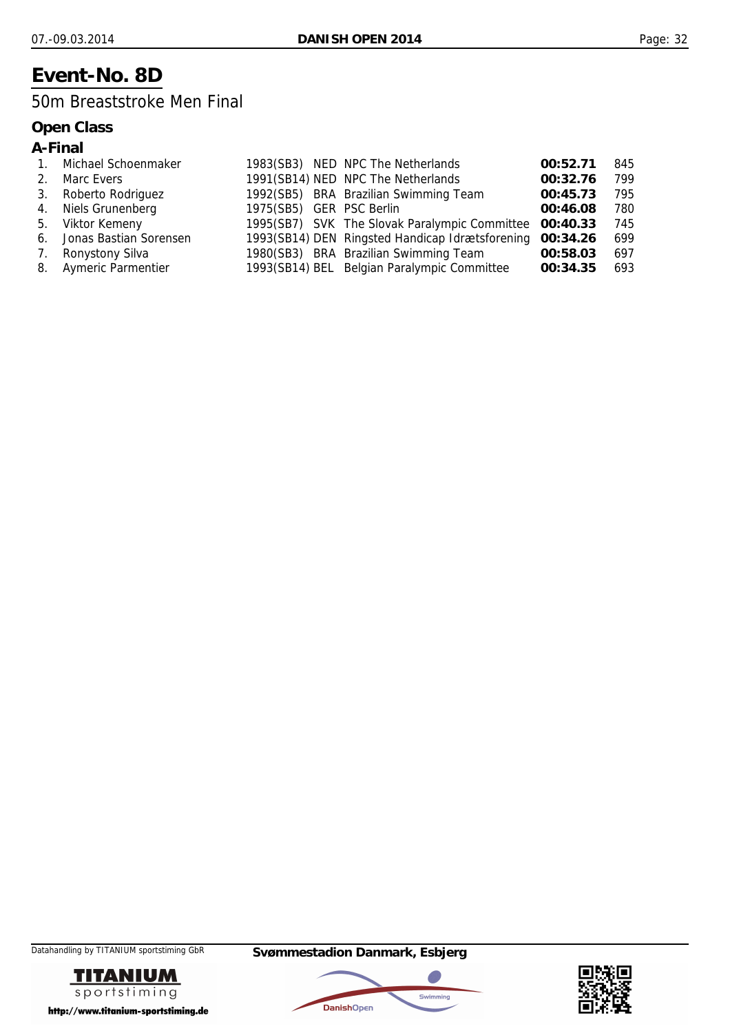# Event-No. 8D

50m Breaststroke Men Final

### Open Class

### A-Final

| | Name | Year (Class) | Nat | Club | Time | Points |
|---|---|---|---|---|---|---|
| 1. | Michael Schoenmaker | 1983(SB3) | NED | NPC The Netherlands | **00:52.71** | 845 |
| 2. | Marc Evers | 1991(SB14) | NED | NPC The Netherlands | **00:32.76** | 799 |
| 3. | Roberto Rodriguez | 1992(SB5) | BRA | Brazilian Swimming Team | **00:45.73** | 795 |
| 4. | Niels Grunenberg | 1975(SB5) | GER | PSC Berlin | **00:46.08** | 780 |
| 5. | Viktor Kemeny | 1995(SB7) | SVK | The Slovak Paralympic Committee | **00:40.33** | 745 |
| 6. | Jonas Bastian Sorensen | 1993(SB14) | DEN | Ringsted Handicap Idrætsforening | **00:34.26** | 699 |
| 7. | Ronystony Silva | 1980(SB3) | BRA | Brazilian Swimming Team | **00:58.03** | 697 |
| 8. | Aymeric Parmentier | 1993(SB14) | BEL | Belgian Paralympic Committee | **00:34.35** | 693 |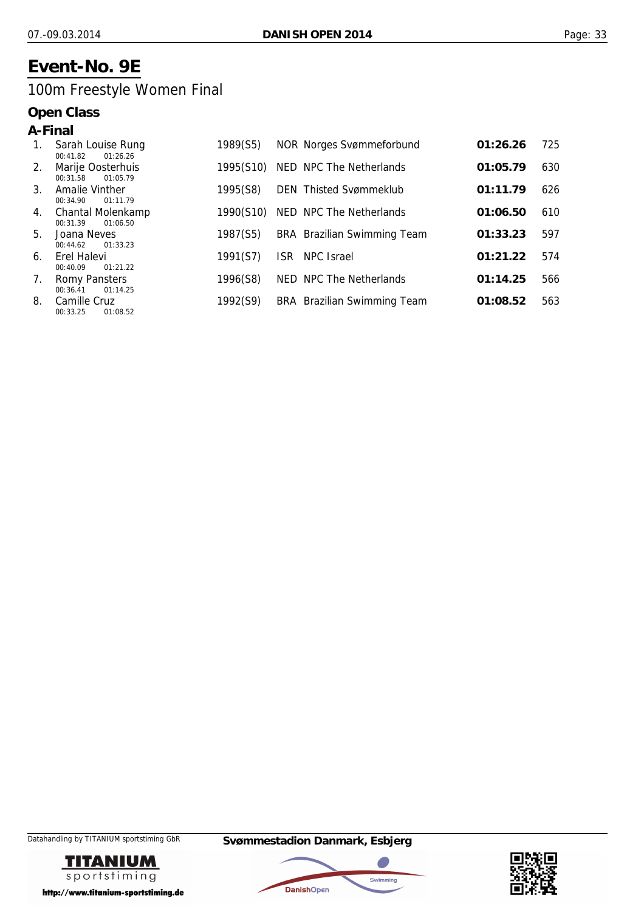# Event-No. 9E

## 100m Freestyle Women Final

### Open Class

### A-Final

| Rank | Name | Splits | Year (Class) | Nation | Club | Time | Points |
|---|---|---|---|---|---|---|---|
| 1. | Sarah Louise Rung | 00:41.82 01:26.26 | 1989(S5) | NOR | Norges Svømmeforbund | **01:26.26** | 725 |
| 2. | Marije Oosterhuis | 00:31.58 01:05.79 | 1995(S10) | NED | NPC The Netherlands | **01:05.79** | 630 |
| 3. | Amalie Vinther | 00:34.90 01:11.79 | 1995(S8) | DEN | Thisted Svømmeklub | **01:11.79** | 626 |
| 4. | Chantal Molenkamp | 00:31.39 01:06.50 | 1990(S10) | NED | NPC The Netherlands | **01:06.50** | 610 |
| 5. | Joana Neves | 00:44.62 01:33.23 | 1987(S5) | BRA | Brazilian Swimming Team | **01:33.23** | 597 |
| 6. | Erel Halevi | 00:40.09 01:21.22 | 1991(S7) | ISR | NPC Israel | **01:21.22** | 574 |
| 7. | Romy Pansters | 00:36.41 01:14.25 | 1996(S8) | NED | NPC The Netherlands | **01:14.25** | 566 |
| 8. | Camille Cruz | 00:33.25 01:08.52 | 1992(S9) | BRA | Brazilian Swimming Team | **01:08.52** | 563 |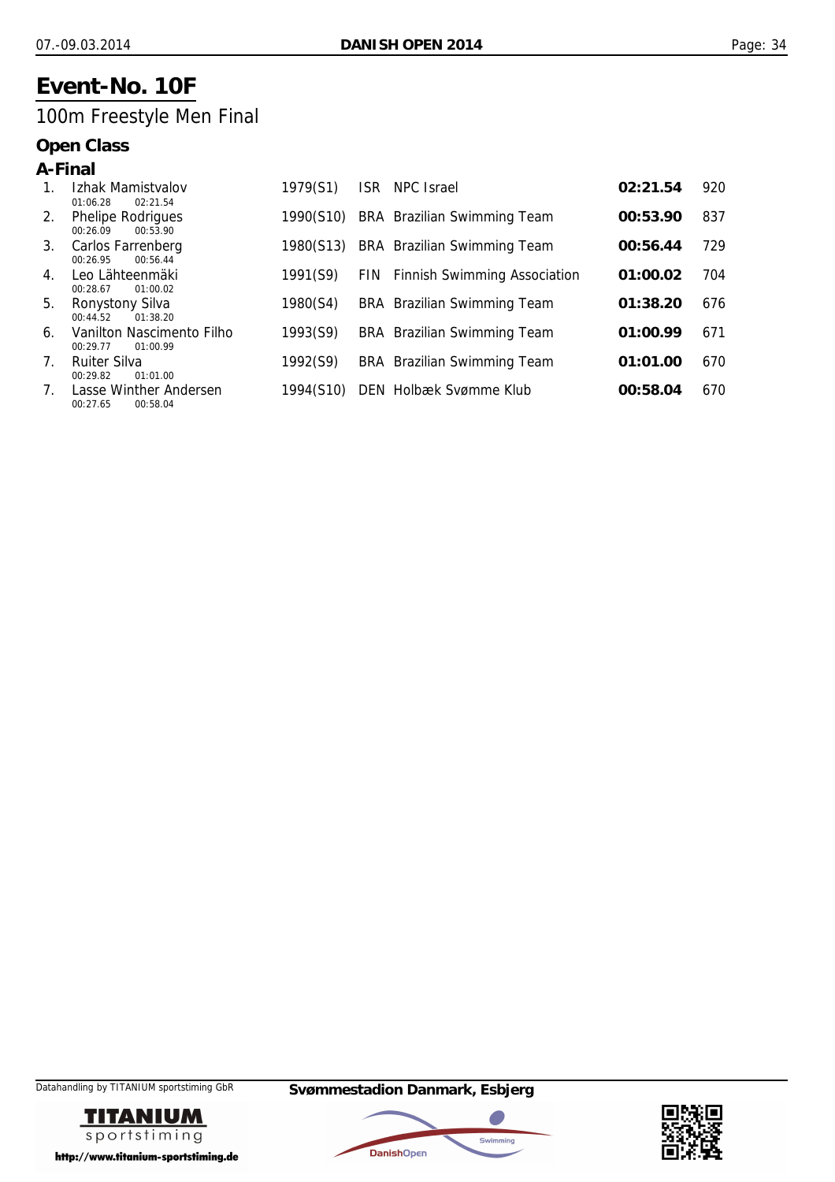# Event-No. 10F

## 100m Freestyle Men Final

### Open Class

### A-Final

| Rank | Name | Splits | Year (Class) | Nation | Club | Time | Points |
|---|---|---|---|---|---|---|---|
| 1. | Izhak Mamistvalov | 01:06.28 02:21.54 | 1979(S1) | ISR | NPC Israel | **02:21.54** | 920 |
| 2. | Phelipe Rodrigues | 00:26.09 00:53.90 | 1990(S10) | BRA | Brazilian Swimming Team | **00:53.90** | 837 |
| 3. | Carlos Farrenberg | 00:26.95 00:56.44 | 1980(S13) | BRA | Brazilian Swimming Team | **00:56.44** | 729 |
| 4. | Leo Lähteenmäki | 00:28.67 01:00.02 | 1991(S9) | FIN | Finnish Swimming Association | **01:00.02** | 704 |
| 5. | Ronystony Silva | 00:44.52 01:38.20 | 1980(S4) | BRA | Brazilian Swimming Team | **01:38.20** | 676 |
| 6. | Vanilton Nascimento Filho | 00:29.77 01:00.99 | 1993(S9) | BRA | Brazilian Swimming Team | **01:00.99** | 671 |
| 7. | Ruiter Silva | 00:29.82 01:01.00 | 1992(S9) | BRA | Brazilian Swimming Team | **01:01.00** | 670 |
| 7. | Lasse Winther Andersen | 00:27.65 00:58.04 | 1994(S10) | DEN | Holbæk Svømme Klub | **00:58.04** | 670 |

Datahandling by TITANIUM sportstiming GbR

Svømmestadion Danmark, Esbjerg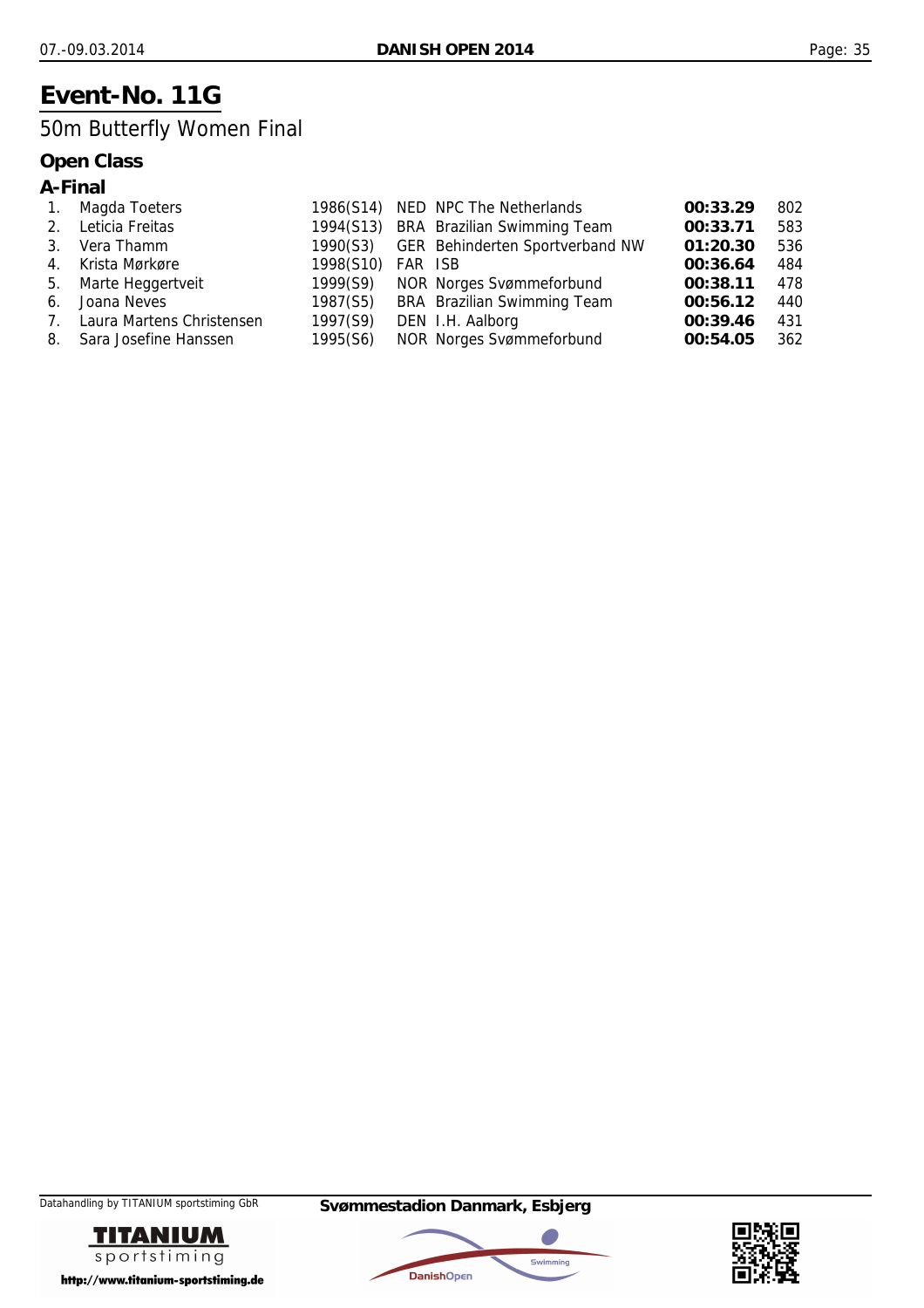# Event-No. 11G

50m Butterfly Women Final

### Open Class

### A-Final

| | Name | Year (Class) | Nation | Club | Time | Points |
|---|---|---|---|---|---|---|
| 1. | Magda Toeters | 1986(S14) | NED | NPC The Netherlands | **00:33.29** | 802 |
| 2. | Leticia Freitas | 1994(S13) | BRA | Brazilian Swimming Team | **00:33.71** | 583 |
| 3. | Vera Thamm | 1990(S3) | GER | Behinderten Sportverband NW | **01:20.30** | 536 |
| 4. | Krista Mørkøre | 1998(S10) | FAR | ISB | **00:36.64** | 484 |
| 5. | Marte Heggertveit | 1999(S9) | NOR | Norges Svømmeforbund | **00:38.11** | 478 |
| 6. | Joana Neves | 1987(S5) | BRA | Brazilian Swimming Team | **00:56.12** | 440 |
| 7. | Laura Martens Christensen | 1997(S9) | DEN | I.H. Aalborg | **00:39.46** | 431 |
| 8. | Sara Josefine Hanssen | 1995(S6) | NOR | Norges Svømmeforbund | **00:54.05** | 362 |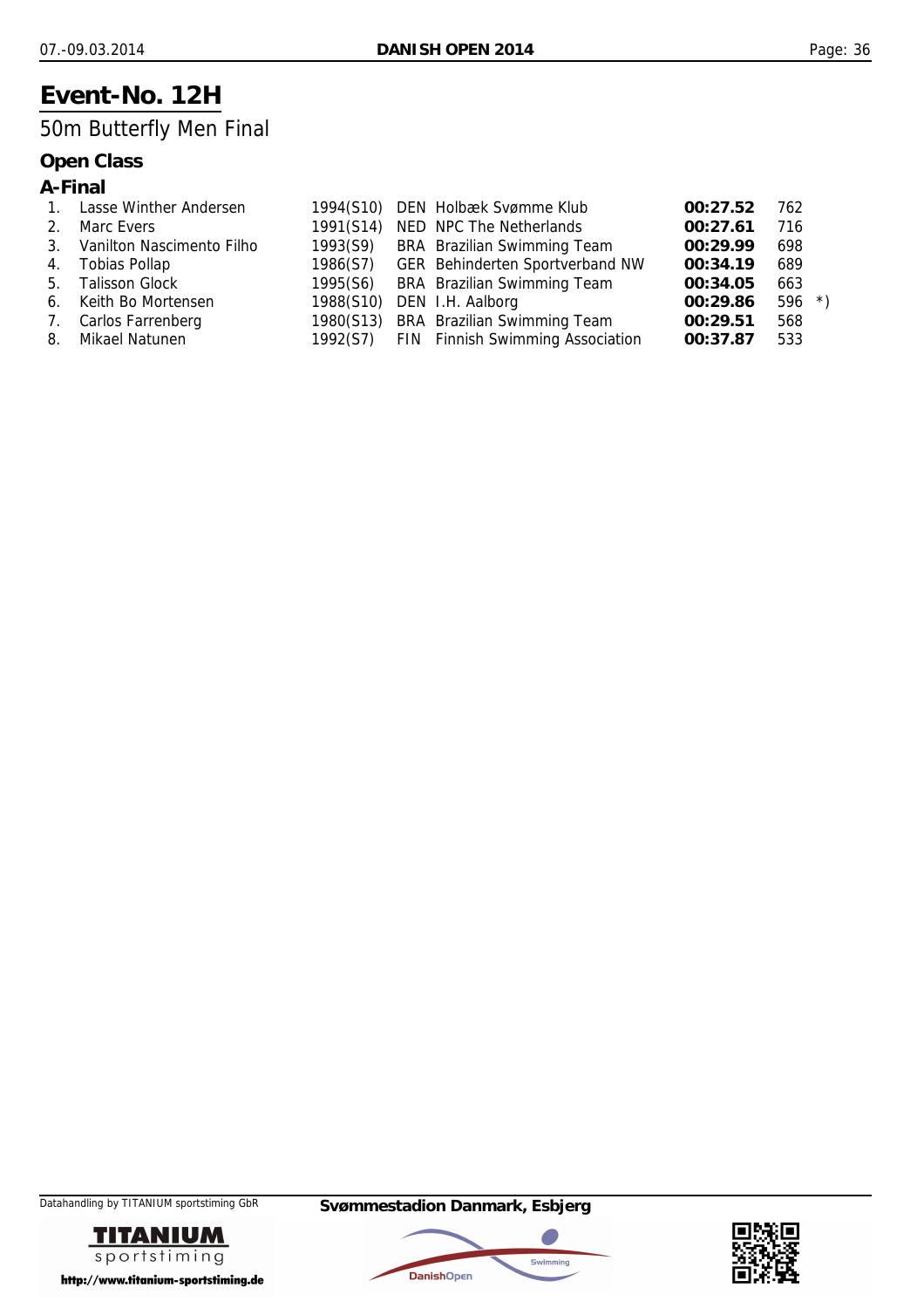# Event-No. 12H

## 50m Butterfly Men Final

### Open Class

### A-Final

| | | | | | | | |
|---|---|---|---|---|---|---|---|
| 1. | Lasse Winther Andersen | 1994(S10) | DEN | Holbæk Svømme Klub | **00:27.52** | 762 | |
| 2. | Marc Evers | 1991(S14) | NED | NPC The Netherlands | **00:27.61** | 716 | |
| 3. | Vanilton Nascimento Filho | 1993(S9) | BRA | Brazilian Swimming Team | **00:29.99** | 698 | |
| 4. | Tobias Pollap | 1986(S7) | GER | Behinderten Sportverband NW | **00:34.19** | 689 | |
| 5. | Talisson Glock | 1995(S6) | BRA | Brazilian Swimming Team | **00:34.05** | 663 | |
| 6. | Keith Bo Mortensen | 1988(S10) | DEN | I.H. Aalborg | **00:29.86** | 596 | *) |
| 7. | Carlos Farrenberg | 1980(S13) | BRA | Brazilian Swimming Team | **00:29.51** | 568 | |
| 8. | Mikael Natunen | 1992(S7) | FIN | Finnish Swimming Association | **00:37.87** | 533 | |

Datahandling by TITANIUM sportstiming GbR

**Svømmestadion Danmark, Esbjerg**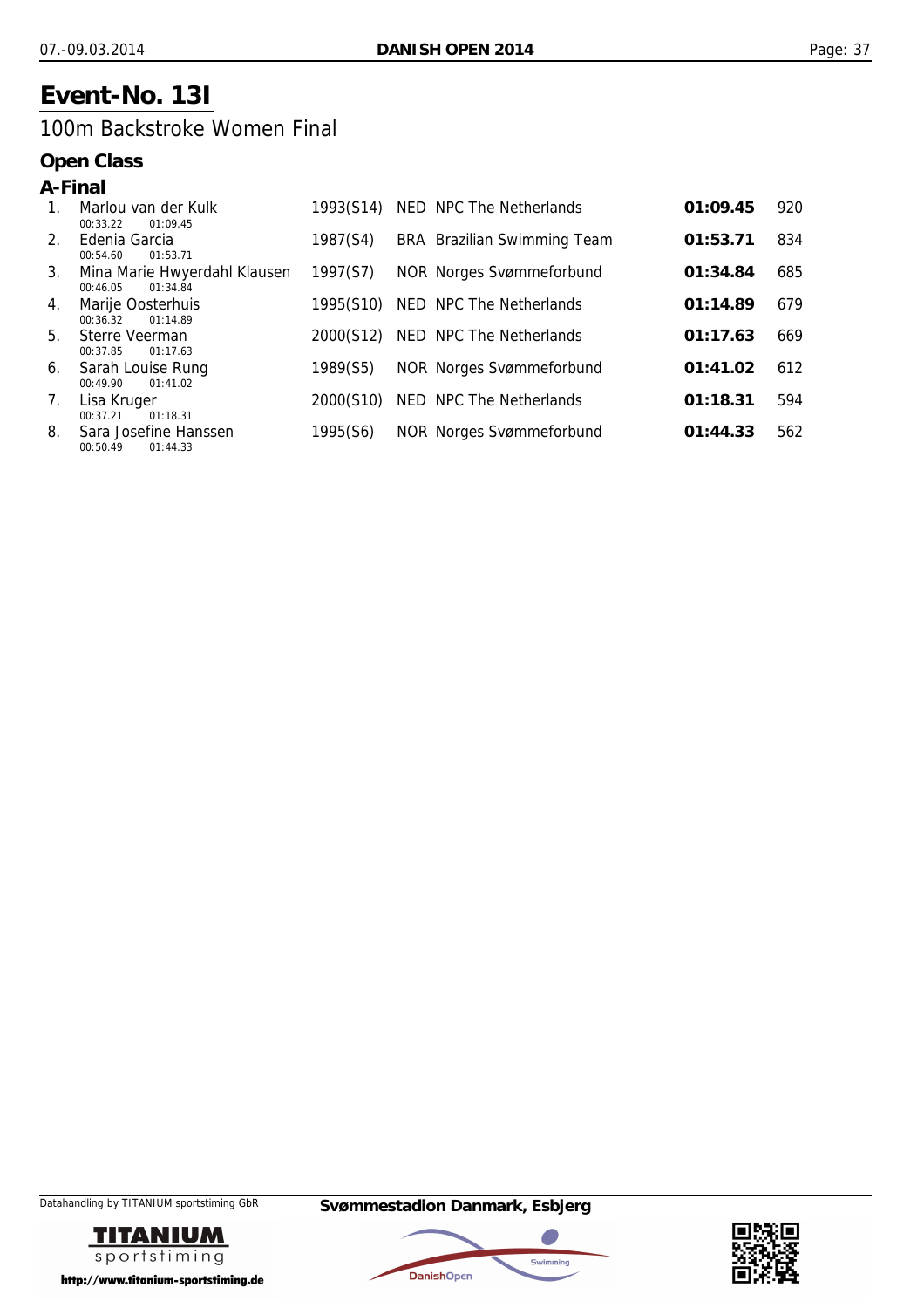# Event-No. 13I

## 100m Backstroke Women Final

### Open Class

### A-Final

| Rank | Name | Splits | YOB (Class) | Nation | Club | Time | Points |
|---|---|---|---|---|---|---|---|
| 1. | Marlou van der Kulk | 00:33.22 01:09.45 | 1993(S14) | NED | NPC The Netherlands | **01:09.45** | 920 |
| 2. | Edenia Garcia | 00:54.60 01:53.71 | 1987(S4) | BRA | Brazilian Swimming Team | **01:53.71** | 834 |
| 3. | Mina Marie Hwyerdahl Klausen | 00:46.05 01:34.84 | 1997(S7) | NOR | Norges Svømmeforbund | **01:34.84** | 685 |
| 4. | Marije Oosterhuis | 00:36.32 01:14.89 | 1995(S10) | NED | NPC The Netherlands | **01:14.89** | 679 |
| 5. | Sterre Veerman | 00:37.85 01:17.63 | 2000(S12) | NED | NPC The Netherlands | **01:17.63** | 669 |
| 6. | Sarah Louise Rung | 00:49.90 01:41.02 | 1989(S5) | NOR | Norges Svømmeforbund | **01:41.02** | 612 |
| 7. | Lisa Kruger | 00:37.21 01:18.31 | 2000(S10) | NED | NPC The Netherlands | **01:18.31** | 594 |
| 8. | Sara Josefine Hanssen | 00:50.49 01:44.33 | 1995(S6) | NOR | Norges Svømmeforbund | **01:44.33** | 562 |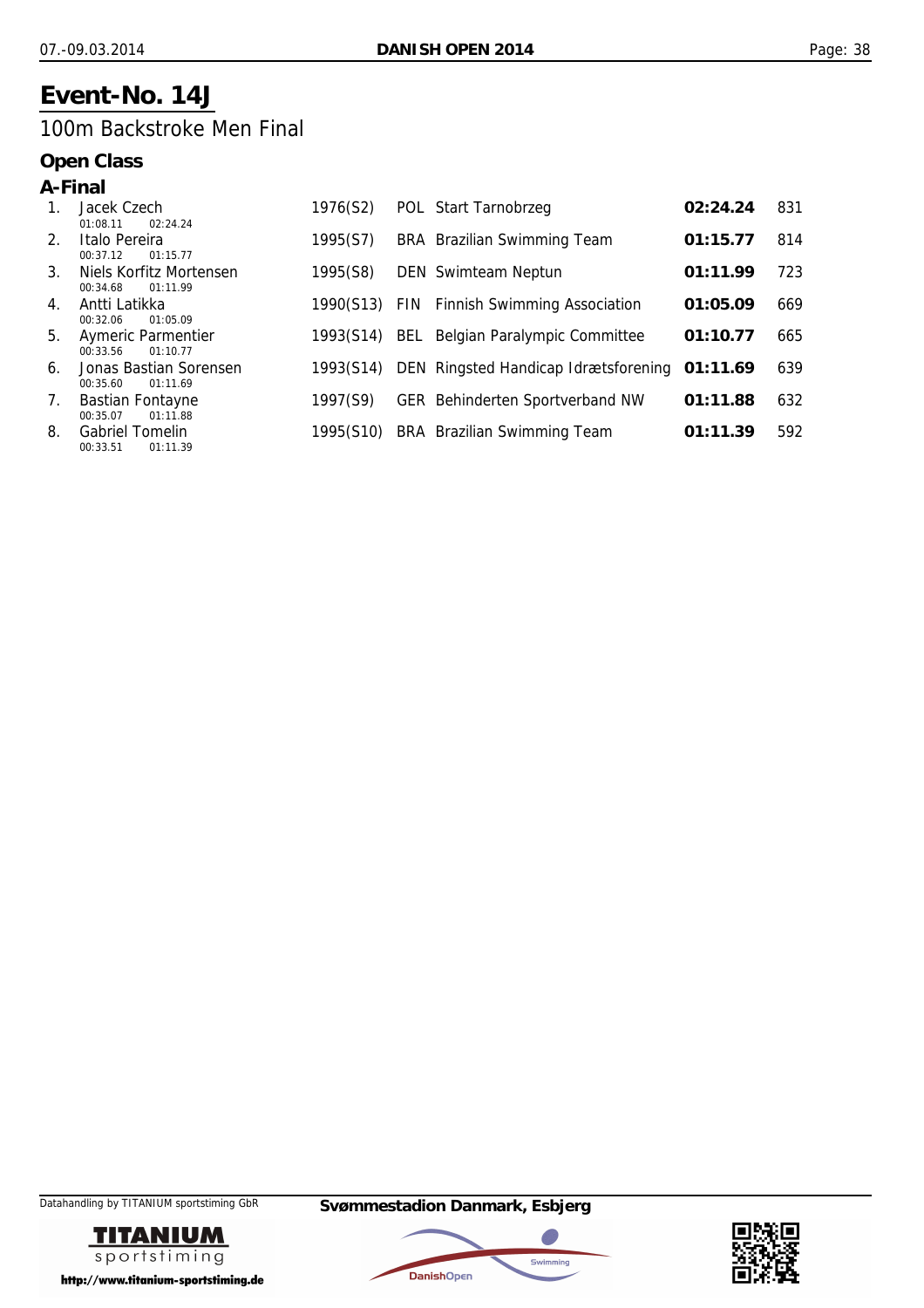# Event-No. 14J

## 100m Backstroke Men Final

### Open Class

### A-Final

| Rank | Name | Splits | Year (Class) | Nation | Club | Time | Points |
|---|---|---|---|---|---|---|---|
| 1. | Jacek Czech | 01:08.11 02:24.24 | 1976(S2) | POL | Start Tarnobrzeg | **02:24.24** | 831 |
| 2. | Italo Pereira | 00:37.12 01:15.77 | 1995(S7) | BRA | Brazilian Swimming Team | **01:15.77** | 814 |
| 3. | Niels Korfitz Mortensen | 00:34.68 01:11.99 | 1995(S8) | DEN | Swimteam Neptun | **01:11.99** | 723 |
| 4. | Antti Latikka | 00:32.06 01:05.09 | 1990(S13) | FIN | Finnish Swimming Association | **01:05.09** | 669 |
| 5. | Aymeric Parmentier | 00:33.56 01:10.77 | 1993(S14) | BEL | Belgian Paralympic Committee | **01:10.77** | 665 |
| 6. | Jonas Bastian Sorensen | 00:35.60 01:11.69 | 1993(S14) | DEN | Ringsted Handicap Idrætsforening | **01:11.69** | 639 |
| 7. | Bastian Fontayne | 00:35.07 01:11.88 | 1997(S9) | GER | Behinderten Sportverband NW | **01:11.88** | 632 |
| 8. | Gabriel Tomelin | 00:33.51 01:11.39 | 1995(S10) | BRA | Brazilian Swimming Team | **01:11.39** | 592 |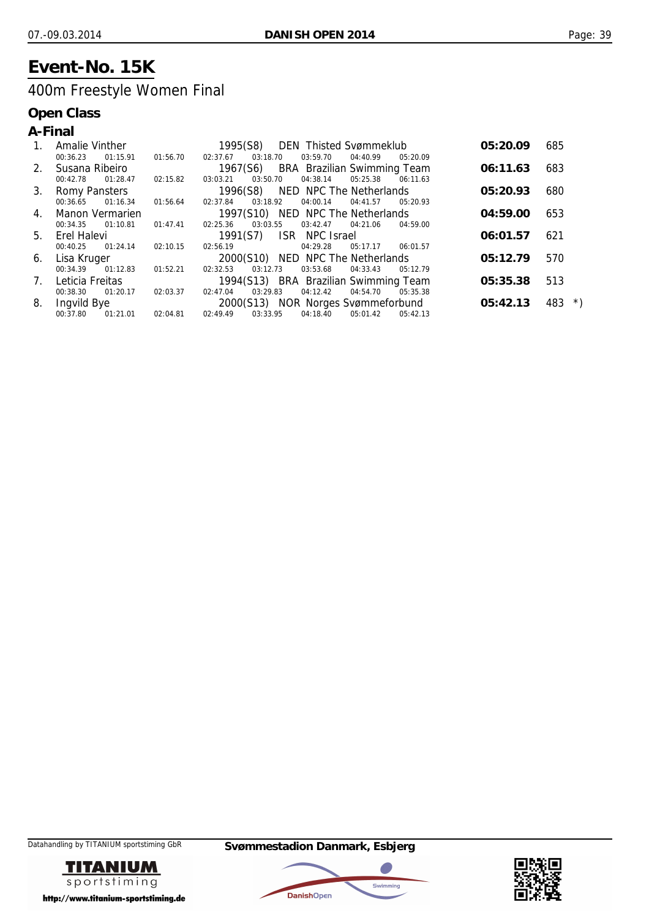# Event-No. 15K

## 400m Freestyle Women Final

### Open Class

### A-Final

| Rank | Name | Year (Class) | Nation | Club | Time | Points | |
|---|---|---|---|---|---|---|---|
| 1. | Amalie Vinther | 1995(S8) | DEN | Thisted Svømmeklub | **05:20.09** | 685 | |
| | 00:36.23 01:15.91 01:56.70 02:37.67 03:18.70 03:59.70 04:40.99 05:20.09 | | | | | | |
| 2. | Susana Ribeiro | 1967(S6) | BRA | Brazilian Swimming Team | **06:11.63** | 683 | |
| | 00:42.78 01:28.47 02:15.82 03:03.21 03:50.70 04:38.14 05:25.38 06:11.63 | | | | | | |
| 3. | Romy Pansters | 1996(S8) | NED | NPC The Netherlands | **05:20.93** | 680 | |
| | 00:36.65 01:16.34 01:56.64 02:37.84 03:18.92 04:00.14 04:41.57 05:20.93 | | | | | | |
| 4. | Manon Vermarien | 1997(S10) | NED | NPC The Netherlands | **04:59.00** | 653 | |
| | 00:34.35 01:10.81 01:47.41 02:25.36 03:03.55 03:42.47 04:21.06 04:59.00 | | | | | | |
| 5. | Erel Halevi | 1991(S7) | ISR | NPC Israel | **06:01.57** | 621 | |
| | 00:40.25 01:24.14 02:10.15 02:56.19 04:29.28 05:17.17 06:01.57 | | | | | | |
| 6. | Lisa Kruger | 2000(S10) | NED | NPC The Netherlands | **05:12.79** | 570 | |
| | 00:34.39 01:12.83 01:52.21 02:32.53 03:12.73 03:53.68 04:33.43 05:12.79 | | | | | | |
| 7. | Leticia Freitas | 1994(S13) | BRA | Brazilian Swimming Team | **05:35.38** | 513 | |
| | 00:38.30 01:20.17 02:03.37 02:47.04 03:29.83 04:12.42 04:54.70 05:35.38 | | | | | | |
| 8. | Ingvild Bye | 2000(S13) | NOR | Norges Svømmeforbund | **05:42.13** | 483 | *) |
| | 00:37.80 01:21.01 02:04.81 02:49.49 03:33.95 04:18.40 05:01.42 05:42.13 | | | | | | |

Datahandling by TITANIUM sportstiming GbR

**Svømmestadion Danmark, Esbjerg**

http://www.titanium-sportstiming.de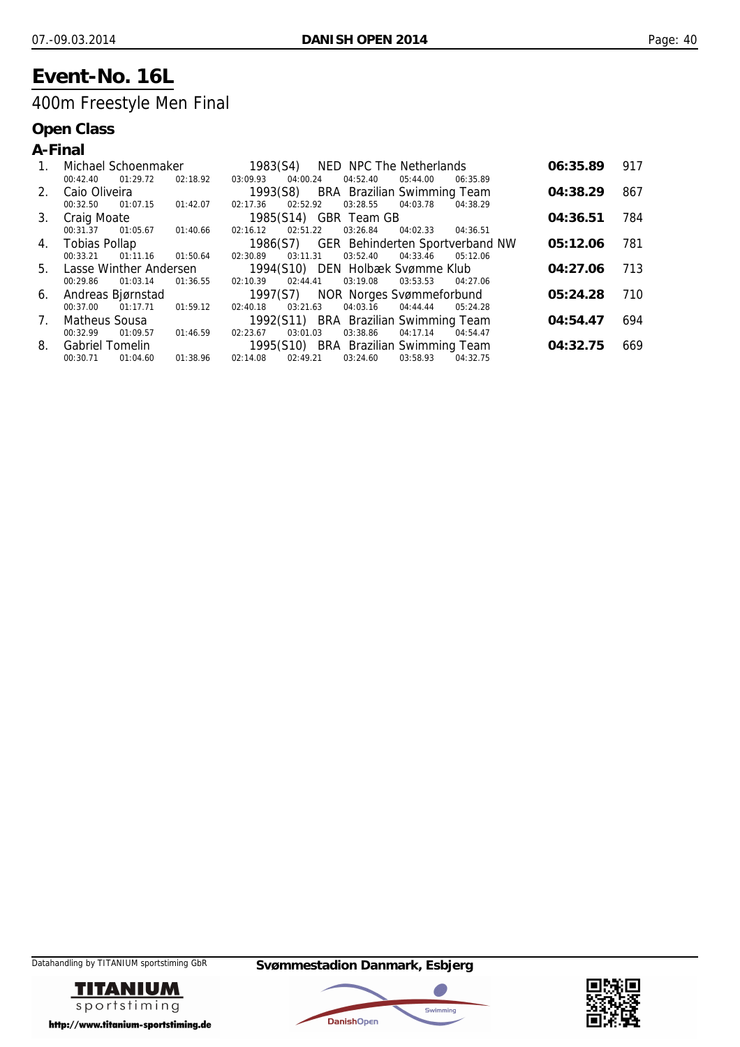# Event-No. 16L

## 400m Freestyle Men Final

### Open Class

### A-Final

| Rank | Name | Year (Class) | Nation | Club | Time | Points |
|---|---|---|---|---|---|---|
| 1. | Michael Schoenmaker | 1983(S4) | NED | NPC The Netherlands | **06:35.89** | 917 |
| | 00:42.40 01:29.72 02:18.92 03:09.93 04:00.24 04:52.40 05:44.00 06:35.89 | | | | | |
| 2. | Caio Oliveira | 1993(S8) | BRA | Brazilian Swimming Team | **04:38.29** | 867 |
| | 00:32.50 01:07.15 01:42.07 02:17.36 02:52.92 03:28.55 04:03.78 04:38.29 | | | | | |
| 3. | Craig Moate | 1985(S14) | GBR | Team GB | **04:36.51** | 784 |
| | 00:31.37 01:05.67 01:40.66 02:16.12 02:51.22 03:26.84 04:02.33 04:36.51 | | | | | |
| 4. | Tobias Pollap | 1986(S7) | GER | Behinderten Sportverband NW | **05:12.06** | 781 |
| | 00:33.21 01:11.16 01:50.64 02:30.89 03:11.31 03:52.40 04:33.46 05:12.06 | | | | | |
| 5. | Lasse Winther Andersen | 1994(S10) | DEN | Holbæk Svømme Klub | **04:27.06** | 713 |
| | 00:29.86 01:03.14 01:36.55 02:10.39 02:44.41 03:19.08 03:53.53 04:27.06 | | | | | |
| 6. | Andreas Bjørnstad | 1997(S7) | NOR | Norges Svømmeforbund | **05:24.28** | 710 |
| | 00:37.00 01:17.71 01:59.12 02:40.18 03:21.63 04:03.16 04:44.44 05:24.28 | | | | | |
| 7. | Matheus Sousa | 1992(S11) | BRA | Brazilian Swimming Team | **04:54.47** | 694 |
| | 00:32.99 01:09.57 01:46.59 02:23.67 03:01.03 03:38.86 04:17.14 04:54.47 | | | | | |
| 8. | Gabriel Tomelin | 1995(S10) | BRA | Brazilian Swimming Team | **04:32.75** | 669 |
| | 00:30.71 01:04.60 01:38.96 02:14.08 02:49.21 03:24.60 03:58.93 04:32.75 | | | | | |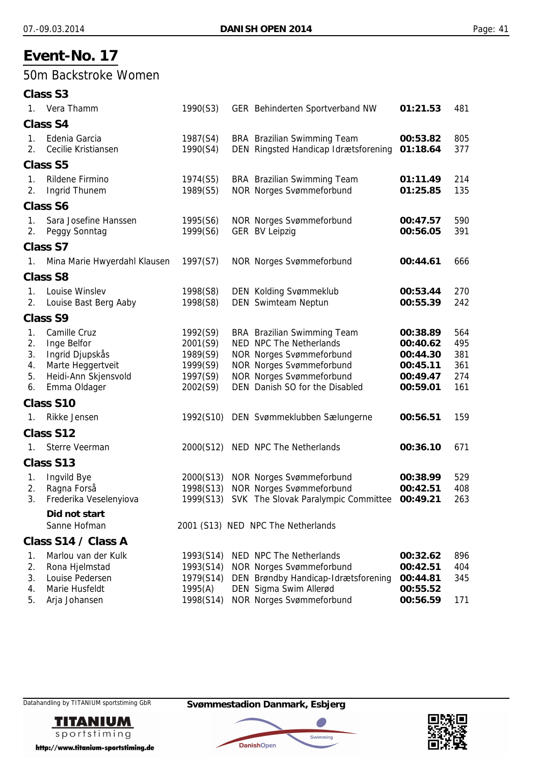# Event-No. 17

## 50m Backstroke Women

### Class S3

| | | | | | |
|---|---|---|---|---|---|
| 1. | Vera Thamm | 1990(S3) | GER Behinderten Sportverband NW | **01:21.53** | 481 |

### Class S4

| | | | | | |
|---|---|---|---|---|---|
| 1. | Edenia Garcia | 1987(S4) | BRA Brazilian Swimming Team | **00:53.82** | 805 |
| 2. | Cecilie Kristiansen | 1990(S4) | DEN Ringsted Handicap Idrætsforening | **01:18.64** | 377 |

### Class S5

| | | | | | |
|---|---|---|---|---|---|
| 1. | Rildene Firmino | 1974(S5) | BRA Brazilian Swimming Team | **01:11.49** | 214 |
| 2. | Ingrid Thunem | 1989(S5) | NOR Norges Svømmeforbund | **01:25.85** | 135 |

### Class S6

| | | | | | |
|---|---|---|---|---|---|
| 1. | Sara Josefine Hanssen | 1995(S6) | NOR Norges Svømmeforbund | **00:47.57** | 590 |
| 2. | Peggy Sonntag | 1999(S6) | GER BV Leipzig | **00:56.05** | 391 |

### Class S7

| | | | | | |
|---|---|---|---|---|---|
| 1. | Mina Marie Hwyerdahl Klausen | 1997(S7) | NOR Norges Svømmeforbund | **00:44.61** | 666 |

### Class S8

| | | | | | |
|---|---|---|---|---|---|
| 1. | Louise Winslev | 1998(S8) | DEN Kolding Svømmeklub | **00:53.44** | 270 |
| 2. | Louise Bast Berg Aaby | 1998(S8) | DEN Swimteam Neptun | **00:55.39** | 242 |

### Class S9

| | | | | | |
|---|---|---|---|---|---|
| 1. | Camille Cruz | 1992(S9) | BRA Brazilian Swimming Team | **00:38.89** | 564 |
| 2. | Inge Belfor | 2001(S9) | NED NPC The Netherlands | **00:40.62** | 495 |
| 3. | Ingrid Djupskås | 1989(S9) | NOR Norges Svømmeforbund | **00:44.30** | 381 |
| 4. | Marte Heggertveit | 1999(S9) | NOR Norges Svømmeforbund | **00:45.11** | 361 |
| 5. | Heidi-Ann Skjensvold | 1997(S9) | NOR Norges Svømmeforbund | **00:49.47** | 274 |
| 6. | Emma Oldager | 2002(S9) | DEN Danish SO for the Disabled | **00:59.01** | 161 |

### Class S10

| | | | | | |
|---|---|---|---|---|---|
| 1. | Rikke Jensen | 1992(S10) | DEN Svømmeklubben Sælungerne | **00:56.51** | 159 |

### Class S12

| | | | | | |
|---|---|---|---|---|---|
| 1. | Sterre Veerman | 2000(S12) | NED NPC The Netherlands | **00:36.10** | 671 |

### Class S13

| | | | | | |
|---|---|---|---|---|---|
| 1. | Ingvild Bye | 2000(S13) | NOR Norges Svømmeforbund | **00:38.99** | 529 |
| 2. | Ragna Forså | 1998(S13) | NOR Norges Svømmeforbund | **00:42.51** | 408 |
| 3. | Frederika Veselenyiova | 1999(S13) | SVK The Slovak Paralympic Committee | **00:49.21** | 263 |

**Did not start**

Sanne Hofman — 2001 (S13) NED NPC The Netherlands

### Class S14 / Class A

| | | | | | |
|---|---|---|---|---|---|
| 1. | Marlou van der Kulk | 1993(S14) | NED NPC The Netherlands | **00:32.62** | 896 |
| 2. | Rona Hjelmstad | 1993(S14) | NOR Norges Svømmeforbund | **00:42.51** | 404 |
| 3. | Louise Pedersen | 1979(S14) | DEN Brøndby Handicap-Idrætsforening | **00:44.81** | 345 |
| 4. | Marie Husfeldt | 1995(A) | DEN Sigma Swim Allerød | **00:55.52** | |
| 5. | Arja Johansen | 1998(S14) | NOR Norges Svømmeforbund | **00:56.59** | 171 |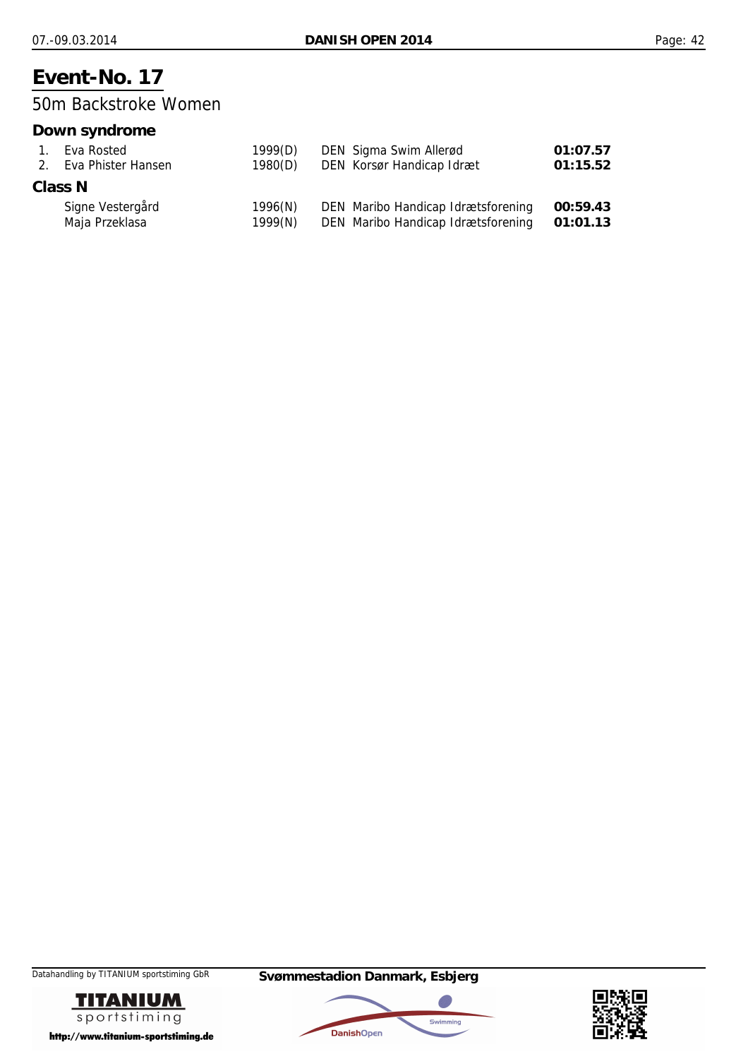# Event-No. 17

## 50m Backstroke Women

### Down syndrome

| | Name | Year | Club | Time |
|---|---|---|---|---|
| 1. | Eva Rosted | 1999(D) | DEN Sigma Swim Allerød | **01:07.57** |
| 2. | Eva Phister Hansen | 1980(D) | DEN Korsør Handicap Idræt | **01:15.52** |

### Class N

| | Name | Year | Club | Time |
|---|---|---|---|---|
| | Signe Vestergård | 1996(N) | DEN Maribo Handicap Idrætsforening | **00:59.43** |
| | Maja Przeklasa | 1999(N) | DEN Maribo Handicap Idrætsforening | **01:01.13** |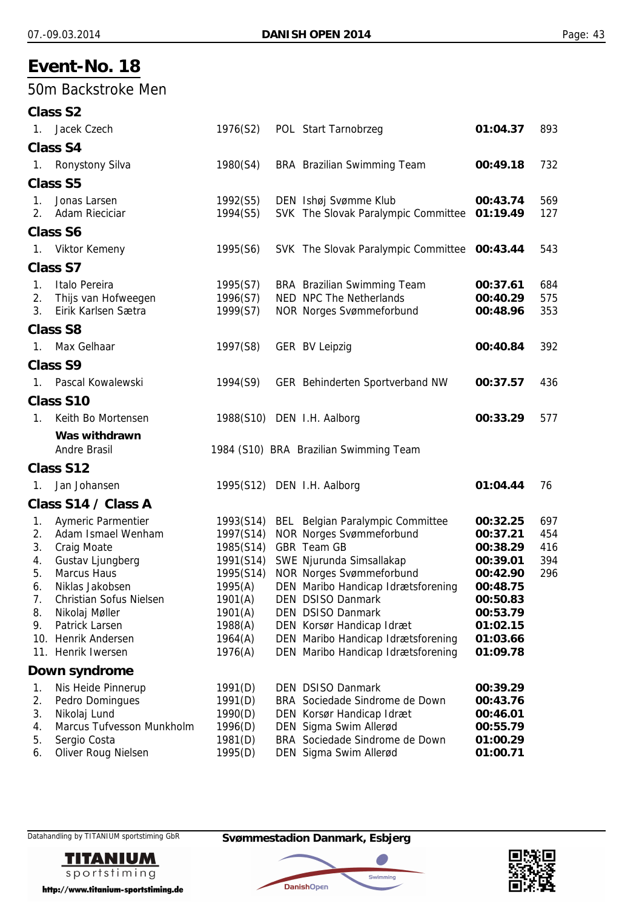# Event-No. 18

## 50m Backstroke Men

### Class S2

| | Name | Year | Club | Time | Points |
|---|---|---|---|---|---|
| 1. | Jacek Czech | 1976(S2) | POL Start Tarnobrzeg | **01:04.37** | 893 |

### Class S4

| | Name | Year | Club | Time | Points |
|---|---|---|---|---|---|
| 1. | Ronystony Silva | 1980(S4) | BRA Brazilian Swimming Team | **00:49.18** | 732 |

### Class S5

| | Name | Year | Club | Time | Points |
|---|---|---|---|---|---|
| 1. | Jonas Larsen | 1992(S5) | DEN Ishøj Svømme Klub | **00:43.74** | 569 |
| 2. | Adam Rieciciar | 1994(S5) | SVK The Slovak Paralympic Committee | **01:19.49** | 127 |

### Class S6

| | Name | Year | Club | Time | Points |
|---|---|---|---|---|---|
| 1. | Viktor Kemeny | 1995(S6) | SVK The Slovak Paralympic Committee | **00:43.44** | 543 |

### Class S7

| | Name | Year | Club | Time | Points |
|---|---|---|---|---|---|
| 1. | Italo Pereira | 1995(S7) | BRA Brazilian Swimming Team | **00:37.61** | 684 |
| 2. | Thijs van Hofweegen | 1996(S7) | NED NPC The Netherlands | **00:40.29** | 575 |
| 3. | Eirik Karlsen Sætra | 1999(S7) | NOR Norges Svømmeforbund | **00:48.96** | 353 |

### Class S8

| | Name | Year | Club | Time | Points |
|---|---|---|---|---|---|
| 1. | Max Gelhaar | 1997(S8) | GER BV Leipzig | **00:40.84** | 392 |

### Class S9

| | Name | Year | Club | Time | Points |
|---|---|---|---|---|---|
| 1. | Pascal Kowalewski | 1994(S9) | GER Behinderten Sportverband NW | **00:37.57** | 436 |

### Class S10

| | Name | Year | Club | Time | Points |
|---|---|---|---|---|---|
| 1. | Keith Bo Mortensen | 1988(S10) | DEN I.H. Aalborg | **00:33.29** | 577 |

**Was withdrawn**

| Name | Year | Club |
|---|---|---|
| Andre Brasil | 1984 (S10) | BRA Brazilian Swimming Team |

### Class S12

| | Name | Year | Club | Time | Points |
|---|---|---|---|---|---|
| 1. | Jan Johansen | 1995(S12) | DEN I.H. Aalborg | **01:04.44** | 76 |

### Class S14 / Class A

| | Name | Year | Club | Time | Points |
|---|---|---|---|---|---|
| 1. | Aymeric Parmentier | 1993(S14) | BEL Belgian Paralympic Committee | **00:32.25** | 697 |
| 2. | Adam Ismael Wenham | 1997(S14) | NOR Norges Svømmeforbund | **00:37.21** | 454 |
| 3. | Craig Moate | 1985(S14) | GBR Team GB | **00:38.29** | 416 |
| 4. | Gustav Ljungberg | 1991(S14) | SWE Njurunda Simsallakap | **00:39.01** | 394 |
| 5. | Marcus Haus | 1995(S14) | NOR Norges Svømmeforbund | **00:42.90** | 296 |
| 6. | Niklas Jakobsen | 1995(A) | DEN Maribo Handicap Idrætsforening | **00:48.75** | |
| 7. | Christian Sofus Nielsen | 1901(A) | DEN DSISO Danmark | **00:50.83** | |
| 8. | Nikolaj Møller | 1901(A) | DEN DSISO Danmark | **00:53.79** | |
| 9. | Patrick Larsen | 1988(A) | DEN Korsør Handicap Idræt | **01:02.15** | |
| 10. | Henrik Andersen | 1964(A) | DEN Maribo Handicap Idrætsforening | **01:03.66** | |
| 11. | Henrik Iwersen | 1976(A) | DEN Maribo Handicap Idrætsforening | **01:09.78** | |

### Down syndrome

| | Name | Year | Club | Time |
|---|---|---|---|---|
| 1. | Nis Heide Pinnerup | 1991(D) | DEN DSISO Danmark | **00:39.29** |
| 2. | Pedro Domingues | 1991(D) | BRA Sociedade Sindrome de Down | **00:43.76** |
| 3. | Nikolaj Lund | 1990(D) | DEN Korsør Handicap Idræt | **00:46.01** |
| 4. | Marcus Tufvesson Munkholm | 1996(D) | DEN Sigma Swim Allerød | **00:55.79** |
| 5. | Sergio Costa | 1981(D) | BRA Sociedade Sindrome de Down | **01:00.29** |
| 6. | Oliver Roug Nielsen | 1995(D) | DEN Sigma Swim Allerød | **01:00.71** |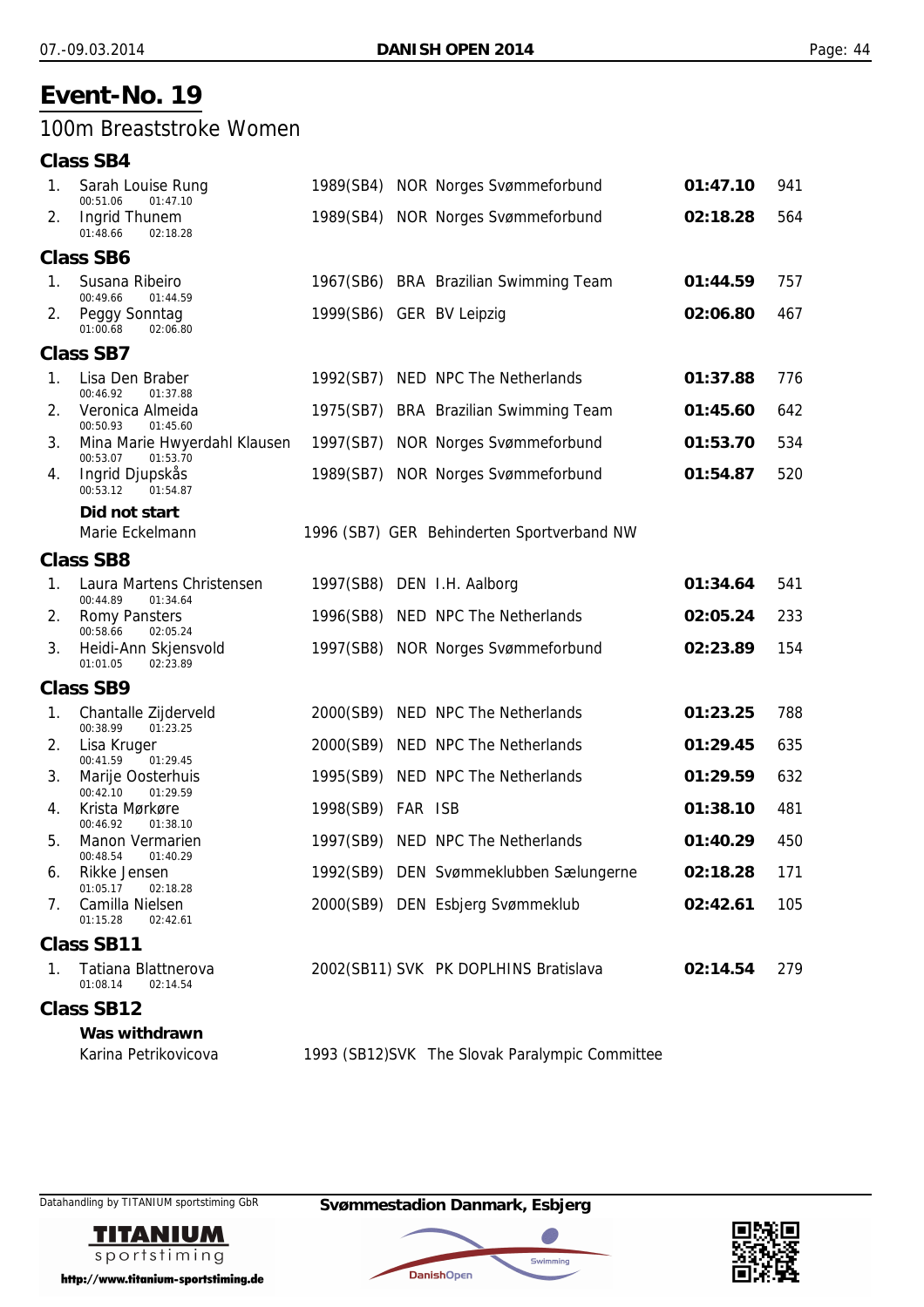# Event-No. 19

## 100m Breaststroke Women

### Class SB4

| Rank | Name | Splits | Year (Class) | Nation | Club | Time | Points |
|---|---|---|---|---|---|---|---|
| 1. | Sarah Louise Rung | 00:51.06 / 01:47.10 | 1989(SB4) | NOR | Norges Svømmeforbund | **01:47.10** | 941 |
| 2. | Ingrid Thunem | 01:48.66 / 02:18.28 | 1989(SB4) | NOR | Norges Svømmeforbund | **02:18.28** | 564 |

### Class SB6

| Rank | Name | Splits | Year (Class) | Nation | Club | Time | Points |
|---|---|---|---|---|---|---|---|
| 1. | Susana Ribeiro | 00:49.66 / 01:44.59 | 1967(SB6) | BRA | Brazilian Swimming Team | **01:44.59** | 757 |
| 2. | Peggy Sonntag | 01:00.68 / 02:06.80 | 1999(SB6) | GER | BV Leipzig | **02:06.80** | 467 |

### Class SB7

| Rank | Name | Splits | Year (Class) | Nation | Club | Time | Points |
|---|---|---|---|---|---|---|---|
| 1. | Lisa Den Braber | 00:46.92 / 01:37.88 | 1992(SB7) | NED | NPC The Netherlands | **01:37.88** | 776 |
| 2. | Veronica Almeida | 00:50.93 / 01:45.60 | 1975(SB7) | BRA | Brazilian Swimming Team | **01:45.60** | 642 |
| 3. | Mina Marie Hwyerdahl Klausen | 00:53.07 / 01:53.70 | 1997(SB7) | NOR | Norges Svømmeforbund | **01:53.70** | 534 |
| 4. | Ingrid Djupskås | 00:53.12 / 01:54.87 | 1989(SB7) | NOR | Norges Svømmeforbund | **01:54.87** | 520 |

**Did not start**

| Name | Year (Class) | Nation | Club |
|---|---|---|---|
| Marie Eckelmann | 1996 (SB7) | GER | Behinderten Sportverband NW |

### Class SB8

| Rank | Name | Splits | Year (Class) | Nation | Club | Time | Points |
|---|---|---|---|---|---|---|---|
| 1. | Laura Martens Christensen | 00:44.89 / 01:34.64 | 1997(SB8) | DEN | I.H. Aalborg | **01:34.64** | 541 |
| 2. | Romy Pansters | 00:58.66 / 02:05.24 | 1996(SB8) | NED | NPC The Netherlands | **02:05.24** | 233 |
| 3. | Heidi-Ann Skjensvold | 01:01.05 / 02:23.89 | 1997(SB8) | NOR | Norges Svømmeforbund | **02:23.89** | 154 |

### Class SB9

| Rank | Name | Splits | Year (Class) | Nation | Club | Time | Points |
|---|---|---|---|---|---|---|---|
| 1. | Chantalle Zijderveld | 00:38.99 / 01:23.25 | 2000(SB9) | NED | NPC The Netherlands | **01:23.25** | 788 |
| 2. | Lisa Kruger | 00:41.59 / 01:29.45 | 2000(SB9) | NED | NPC The Netherlands | **01:29.45** | 635 |
| 3. | Marije Oosterhuis | 00:42.10 / 01:29.59 | 1995(SB9) | NED | NPC The Netherlands | **01:29.59** | 632 |
| 4. | Krista Mørkøre | 00:46.92 / 01:38.10 | 1998(SB9) | FAR | ISB | **01:38.10** | 481 |
| 5. | Manon Vermarien | 00:48.54 / 01:40.29 | 1997(SB9) | NED | NPC The Netherlands | **01:40.29** | 450 |
| 6. | Rikke Jensen | 01:05.17 / 02:18.28 | 1992(SB9) | DEN | Svømmeklubben Sælungerne | **02:18.28** | 171 |
| 7. | Camilla Nielsen | 01:15.28 / 02:42.61 | 2000(SB9) | DEN | Esbjerg Svømmeklub | **02:42.61** | 105 |

### Class SB11

| Rank | Name | Splits | Year (Class) | Nation | Club | Time | Points |
|---|---|---|---|---|---|---|---|
| 1. | Tatiana Blattnerova | 01:08.14 / 02:14.54 | 2002(SB11) | SVK | PK DOPLHINS Bratislava | **02:14.54** | 279 |

### Class SB12

**Was withdrawn**

| Name | Year (Class) | Nation | Club |
|---|---|---|---|
| Karina Petrikovicova | 1993 (SB12) | SVK | The Slovak Paralympic Committee |

Datahandling by TITANIUM sportstiming GbR

**Svømmestadion Danmark, Esbjerg**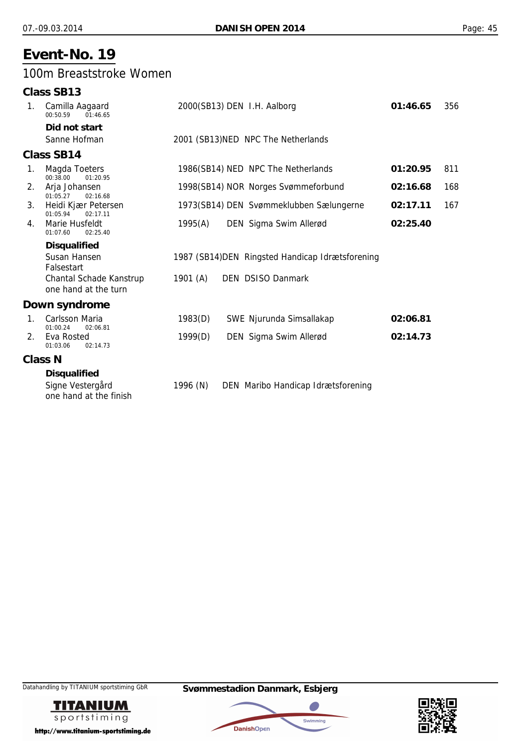# Event-No. 19

## 100m Breaststroke Women

### Class SB13

| Rank | Name | Year (Class) | Nation | Club | Time | Points |
|---|---|---|---|---|---|---|
| 1. | Camilla Aagaard<br>00:50.59 01:46.65 | 2000(SB13) | DEN | I.H. Aalborg | **01:46.65** | 356 |

**Did not start**

| Name | Year (Class) | Nation | Club |
|---|---|---|---|
| Sanne Hofman | 2001 (SB13) | NED | NPC The Netherlands |

### Class SB14

| Rank | Name | Year (Class) | Nation | Club | Time | Points |
|---|---|---|---|---|---|---|
| 1. | Magda Toeters<br>00:38.00 01:20.95 | 1986(SB14) | NED | NPC The Netherlands | **01:20.95** | 811 |
| 2. | Arja Johansen<br>01:05.27 02:16.68 | 1998(SB14) | NOR | Norges Svømmeforbund | **02:16.68** | 168 |
| 3. | Heidi Kjær Petersen<br>01:05.94 02:17.11 | 1973(SB14) | DEN | Svømmeklubben Sælungerne | **02:17.11** | 167 |
| 4. | Marie Husfeldt<br>01:07.60 02:25.40 | 1995(A) | DEN | Sigma Swim Allerød | **02:25.40** | |

**Disqualified**

| Name | Year (Class) | Nation | Club |
|---|---|---|---|
| Susan Hansen<br>Falsestart | 1987 (SB14) | DEN | Ringsted Handicap Idrætsforening |
| Chantal Schade Kanstrup<br>one hand at the turn | 1901 (A) | DEN | DSISO Danmark |

### Down syndrome

| Rank | Name | Year (Class) | Nation | Club | Time |
|---|---|---|---|---|---|
| 1. | Carlsson Maria<br>01:00.24 02:06.81 | 1983(D) | SWE | Njurunda Simsallakap | **02:06.81** |
| 2. | Eva Rosted<br>01:03.06 02:14.73 | 1999(D) | DEN | Sigma Swim Allerød | **02:14.73** |

### Class N

**Disqualified**

| Name | Year (Class) | Nation | Club |
|---|---|---|---|
| Signe Vestergård<br>one hand at the finish | 1996 (N) | DEN | Maribo Handicap Idrætsforening |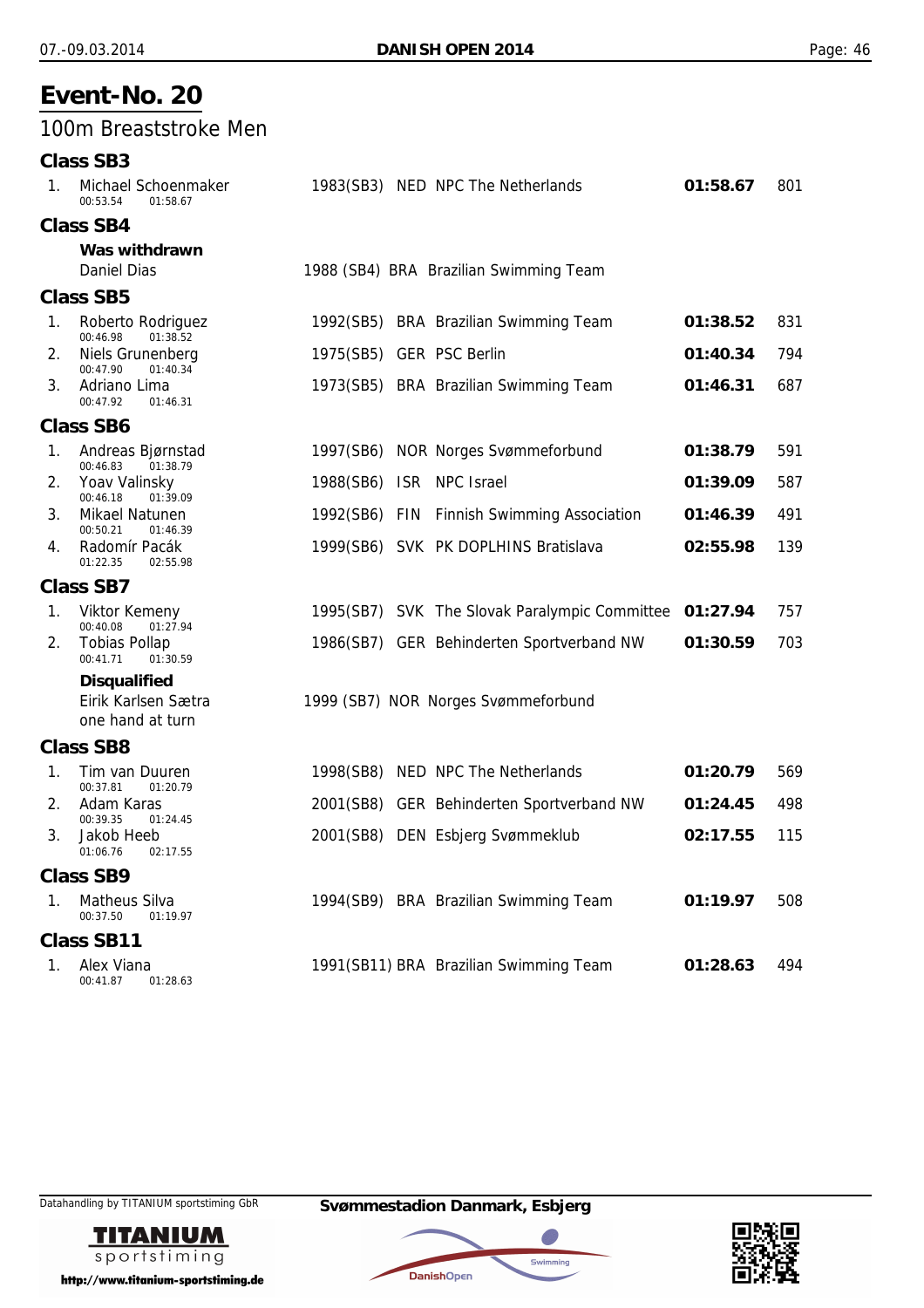# Event-No. 20

## 100m Breaststroke Men

### Class SB3

1. Michael Schoenmaker — 1983(SB3) NED NPC The Netherlands — **01:58.67** — 801
   00:53.54 01:58.67

### Class SB4

**Was withdrawn**

Daniel Dias — 1988 (SB4) BRA Brazilian Swimming Team

### Class SB5

1. Roberto Rodriguez — 1992(SB5) BRA Brazilian Swimming Team — **01:38.52** — 831
   00:46.98 01:38.52
2. Niels Grunenberg — 1975(SB5) GER PSC Berlin — **01:40.34** — 794
   00:47.90 01:40.34
3. Adriano Lima — 1973(SB5) BRA Brazilian Swimming Team — **01:46.31** — 687
   00:47.92 01:46.31

### Class SB6

1. Andreas Bjørnstad — 1997(SB6) NOR Norges Svømmeforbund — **01:38.79** — 591
   00:46.83 01:38.79
2. Yoav Valinsky — 1988(SB6) ISR NPC Israel — **01:39.09** — 587
   00:46.18 01:39.09
3. Mikael Natunen — 1992(SB6) FIN Finnish Swimming Association — **01:46.39** — 491
   00:50.21 01:46.39
4. Radomír Pacák — 1999(SB6) SVK PK DOPLHINS Bratislava — **02:55.98** — 139
   01:22.35 02:55.98

### Class SB7

1. Viktor Kemeny — 1995(SB7) SVK The Slovak Paralympic Committee — **01:27.94** — 757
   00:40.08 01:27.94
2. Tobias Pollap — 1986(SB7) GER Behinderten Sportverband NW — **01:30.59** — 703
   00:41.71 01:30.59

**Disqualified**

Eirik Karlsen Sætra — 1999 (SB7) NOR Norges Svømmeforbund
one hand at turn

### Class SB8

1. Tim van Duuren — 1998(SB8) NED NPC The Netherlands — **01:20.79** — 569
   00:37.81 01:20.79
2. Adam Karas — 2001(SB8) GER Behinderten Sportverband NW — **01:24.45** — 498
   00:39.35 01:24.45
3. Jakob Heeb — 2001(SB8) DEN Esbjerg Svømmeklub — **02:17.55** — 115
   01:06.76 02:17.55

### Class SB9

1. Matheus Silva — 1994(SB9) BRA Brazilian Swimming Team — **01:19.97** — 508
   00:37.50 01:19.97

### Class SB11

1. Alex Viana — 1991(SB11) BRA Brazilian Swimming Team — **01:28.63** — 494
   00:41.87 01:28.63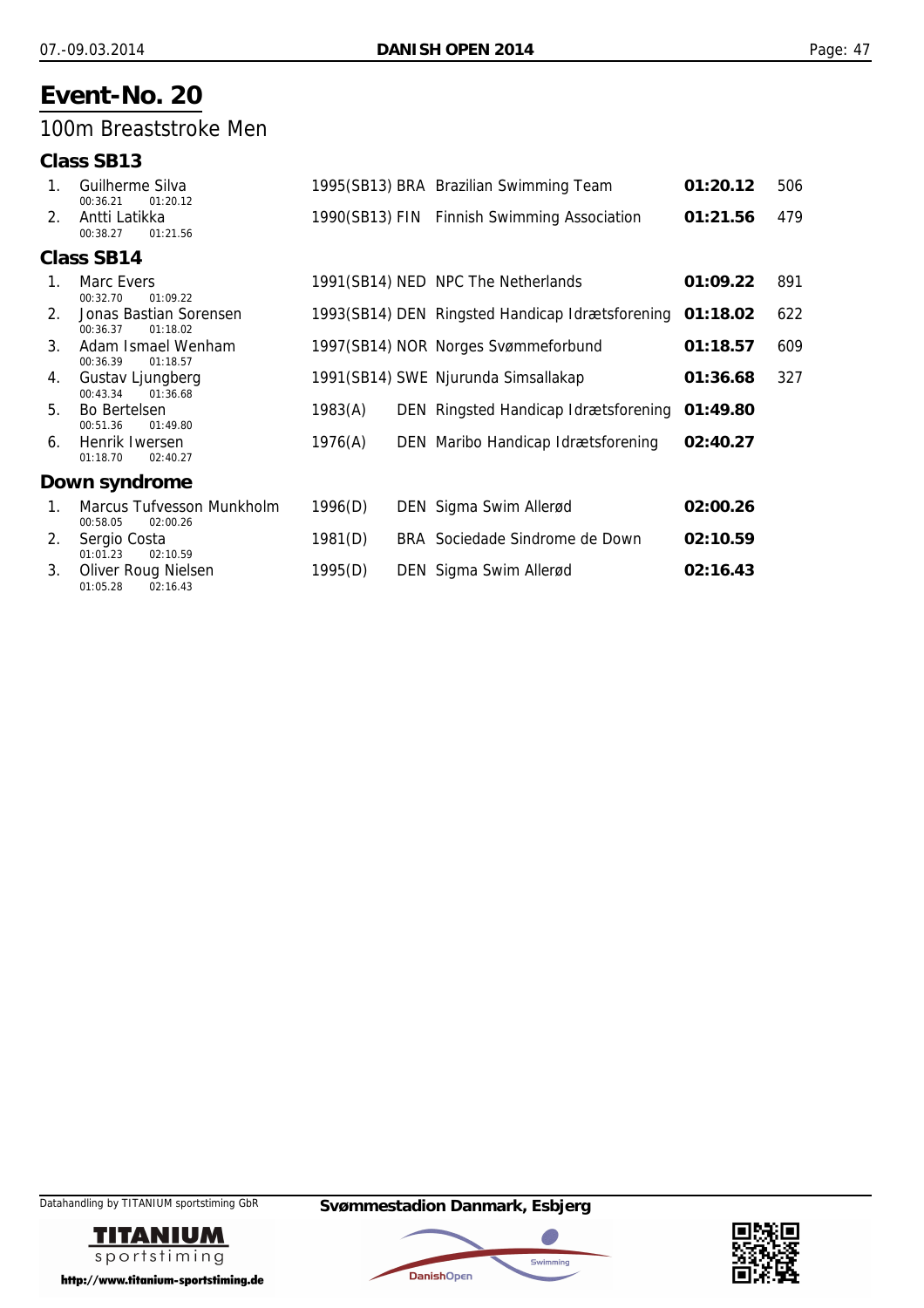# Event-No. 20

## 100m Breaststroke Men

### Class SB13

| Place | Name | Splits | Born (Class) | Nation | Club | Time | Points |
|---|---|---|---|---|---|---|---|
| 1. | Guilherme Silva | 00:36.21 01:20.12 | 1995(SB13) | BRA | Brazilian Swimming Team | **01:20.12** | 506 |
| 2. | Antti Latikka | 00:38.27 01:21.56 | 1990(SB13) | FIN | Finnish Swimming Association | **01:21.56** | 479 |

### Class SB14

| Place | Name | Splits | Born (Class) | Nation | Club | Time | Points |
|---|---|---|---|---|---|---|---|
| 1. | Marc Evers | 00:32.70 01:09.22 | 1991(SB14) | NED | NPC The Netherlands | **01:09.22** | 891 |
| 2. | Jonas Bastian Sorensen | 00:36.37 01:18.02 | 1993(SB14) | DEN | Ringsted Handicap Idrætsforening | **01:18.02** | 622 |
| 3. | Adam Ismael Wenham | 00:36.39 01:18.57 | 1997(SB14) | NOR | Norges Svømmeforbund | **01:18.57** | 609 |
| 4. | Gustav Ljungberg | 00:43.34 01:36.68 | 1991(SB14) | SWE | Njurunda Simsallakap | **01:36.68** | 327 |
| 5. | Bo Bertelsen | 00:51.36 01:49.80 | 1983(A) | DEN | Ringsted Handicap Idrætsforening | **01:49.80** | |
| 6. | Henrik Iwersen | 01:18.70 02:40.27 | 1976(A) | DEN | Maribo Handicap Idrætsforening | **02:40.27** | |

### Down syndrome

| Place | Name | Splits | Born (Class) | Nation | Club | Time |
|---|---|---|---|---|---|---|
| 1. | Marcus Tufvesson Munkholm | 00:58.05 02:00.26 | 1996(D) | DEN | Sigma Swim Allerød | **02:00.26** |
| 2. | Sergio Costa | 01:01.23 02:10.59 | 1981(D) | BRA | Sociedade Sindrome de Down | **02:10.59** |
| 3. | Oliver Roug Nielsen | 01:05.28 02:16.43 | 1995(D) | DEN | Sigma Swim Allerød | **02:16.43** |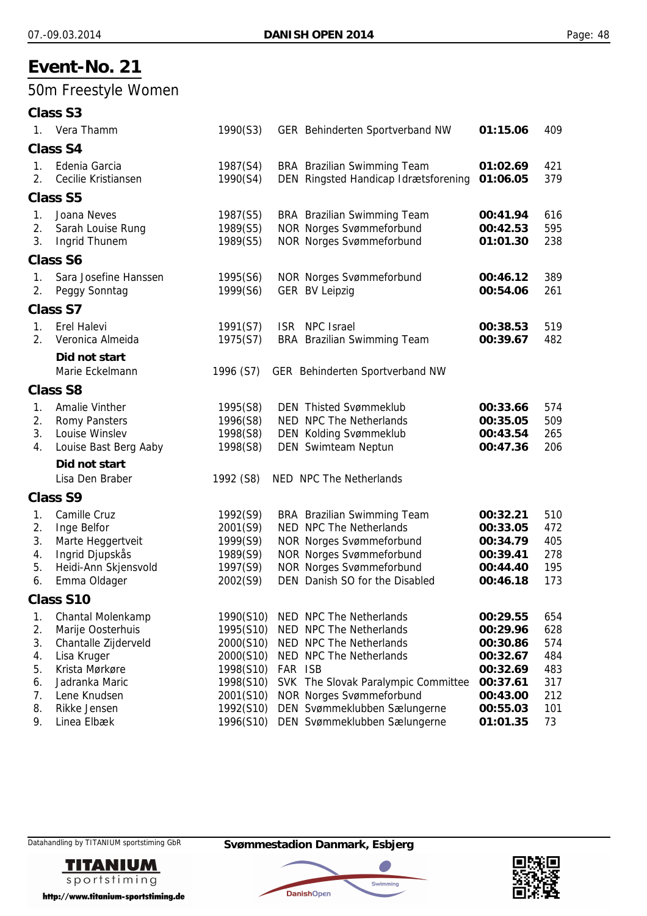# Event-No. 21

## 50m Freestyle Women

### Class S3

| | Name | Year (Class) | Nation | Club | Time | Points |
|---|---|---|---|---|---|---|
| 1. | Vera Thamm | 1990(S3) | GER | Behinderten Sportverband NW | **01:15.06** | 409 |

### Class S4

| | Name | Year (Class) | Nation | Club | Time | Points |
|---|---|---|---|---|---|---|
| 1. | Edenia Garcia | 1987(S4) | BRA | Brazilian Swimming Team | **01:02.69** | 421 |
| 2. | Cecilie Kristiansen | 1990(S4) | DEN | Ringsted Handicap Idrætsforening | **01:06.05** | 379 |

### Class S5

| | Name | Year (Class) | Nation | Club | Time | Points |
|---|---|---|---|---|---|---|
| 1. | Joana Neves | 1987(S5) | BRA | Brazilian Swimming Team | **00:41.94** | 616 |
| 2. | Sarah Louise Rung | 1989(S5) | NOR | Norges Svømmeforbund | **00:42.53** | 595 |
| 3. | Ingrid Thunem | 1989(S5) | NOR | Norges Svømmeforbund | **01:01.30** | 238 |

### Class S6

| | Name | Year (Class) | Nation | Club | Time | Points |
|---|---|---|---|---|---|---|
| 1. | Sara Josefine Hanssen | 1995(S6) | NOR | Norges Svømmeforbund | **00:46.12** | 389 |
| 2. | Peggy Sonntag | 1999(S6) | GER | BV Leipzig | **00:54.06** | 261 |

### Class S7

| | Name | Year (Class) | Nation | Club | Time | Points |
|---|---|---|---|---|---|---|
| 1. | Erel Halevi | 1991(S7) | ISR | NPC Israel | **00:38.53** | 519 |
| 2. | Veronica Almeida | 1975(S7) | BRA | Brazilian Swimming Team | **00:39.67** | 482 |

**Did not start**

| Name | Year (Class) | Nation | Club |
|---|---|---|---|
| Marie Eckelmann | 1996 (S7) | GER | Behinderten Sportverband NW |

### Class S8

| | Name | Year (Class) | Nation | Club | Time | Points |
|---|---|---|---|---|---|---|
| 1. | Amalie Vinther | 1995(S8) | DEN | Thisted Svømmeklub | **00:33.66** | 574 |
| 2. | Romy Pansters | 1996(S8) | NED | NPC The Netherlands | **00:35.05** | 509 |
| 3. | Louise Winslev | 1998(S8) | DEN | Kolding Svømmeklub | **00:43.54** | 265 |
| 4. | Louise Bast Berg Aaby | 1998(S8) | DEN | Swimteam Neptun | **00:47.36** | 206 |

**Did not start**

| Name | Year (Class) | Nation | Club |
|---|---|---|---|
| Lisa Den Braber | 1992 (S8) | NED | NPC The Netherlands |

### Class S9

| | Name | Year (Class) | Nation | Club | Time | Points |
|---|---|---|---|---|---|---|
| 1. | Camille Cruz | 1992(S9) | BRA | Brazilian Swimming Team | **00:32.21** | 510 |
| 2. | Inge Belfor | 2001(S9) | NED | NPC The Netherlands | **00:33.05** | 472 |
| 3. | Marte Heggertveit | 1999(S9) | NOR | Norges Svømmeforbund | **00:34.79** | 405 |
| 4. | Ingrid Djupskås | 1989(S9) | NOR | Norges Svømmeforbund | **00:39.41** | 278 |
| 5. | Heidi-Ann Skjensvold | 1997(S9) | NOR | Norges Svømmeforbund | **00:44.40** | 195 |
| 6. | Emma Oldager | 2002(S9) | DEN | Danish SO for the Disabled | **00:46.18** | 173 |

### Class S10

| | Name | Year (Class) | Nation | Club | Time | Points |
|---|---|---|---|---|---|---|
| 1. | Chantal Molenkamp | 1990(S10) | NED | NPC The Netherlands | **00:29.55** | 654 |
| 2. | Marije Oosterhuis | 1995(S10) | NED | NPC The Netherlands | **00:29.96** | 628 |
| 3. | Chantalle Zijderveld | 2000(S10) | NED | NPC The Netherlands | **00:30.86** | 574 |
| 4. | Lisa Kruger | 2000(S10) | NED | NPC The Netherlands | **00:32.67** | 484 |
| 5. | Krista Mørkøre | 1998(S10) | FAR | ISB | **00:32.69** | 483 |
| 6. | Jadranka Maric | 1998(S10) | SVK | The Slovak Paralympic Committee | **00:37.61** | 317 |
| 7. | Lene Knudsen | 2001(S10) | NOR | Norges Svømmeforbund | **00:43.00** | 212 |
| 8. | Rikke Jensen | 1992(S10) | DEN | Svømmeklubben Sælungerne | **00:55.03** | 101 |
| 9. | Linea Elbæk | 1996(S10) | DEN | Svømmeklubben Sælungerne | **01:01.35** | 73 |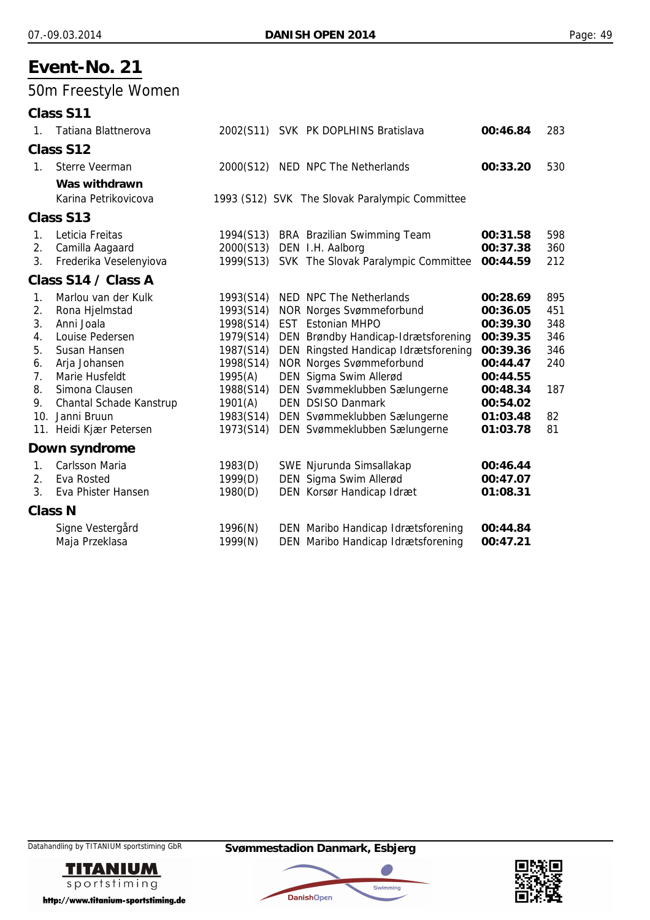# Event-No. 21

## 50m Freestyle Women

### Class S11

| | Name | Year (Class) | Nat | Club | Time | Points |
|---|---|---|---|---|---|---|
| 1. | Tatiana Blattnerova | 2002(S11) | SVK | PK DOPLHINS Bratislava | **00:46.84** | 283 |

### Class S12

| | Name | Year (Class) | Nat | Club | Time | Points |
|---|---|---|---|---|---|---|
| 1. | Sterre Veerman | 2000(S12) | NED | NPC The Netherlands | **00:33.20** | 530 |

**Was withdrawn**

| | Name | Year (Class) | Nat | Club | Time | Points |
|---|---|---|---|---|---|---|
| | Karina Petrikovicova | 1993 (S12) | SVK | The Slovak Paralympic Committee | | |

### Class S13

| | Name | Year (Class) | Nat | Club | Time | Points |
|---|---|---|---|---|---|---|
| 1. | Leticia Freitas | 1994(S13) | BRA | Brazilian Swimming Team | **00:31.58** | 598 |
| 2. | Camilla Aagaard | 2000(S13) | DEN | I.H. Aalborg | **00:37.38** | 360 |
| 3. | Frederika Veselenyiova | 1999(S13) | SVK | The Slovak Paralympic Committee | **00:44.59** | 212 |

### Class S14 / Class A

| | Name | Year (Class) | Nat | Club | Time | Points |
|---|---|---|---|---|---|---|
| 1. | Marlou van der Kulk | 1993(S14) | NED | NPC The Netherlands | **00:28.69** | 895 |
| 2. | Rona Hjelmstad | 1993(S14) | NOR | Norges Svømmeforbund | **00:36.05** | 451 |
| 3. | Anni Joala | 1998(S14) | EST | Estonian MHPO | **00:39.30** | 348 |
| 4. | Louise Pedersen | 1979(S14) | DEN | Brøndby Handicap-Idrætsforening | **00:39.35** | 346 |
| 5. | Susan Hansen | 1987(S14) | DEN | Ringsted Handicap Idrætsforening | **00:39.36** | 346 |
| 6. | Arja Johansen | 1998(S14) | NOR | Norges Svømmeforbund | **00:44.47** | 240 |
| 7. | Marie Husfeldt | 1995(A) | DEN | Sigma Swim Allerød | **00:44.55** | |
| 8. | Simona Clausen | 1988(S14) | DEN | Svømmeklubben Sælungerne | **00:48.34** | 187 |
| 9. | Chantal Schade Kanstrup | 1901(A) | DEN | DSISO Danmark | **00:54.02** | |
| 10. | Janni Bruun | 1983(S14) | DEN | Svømmeklubben Sælungerne | **01:03.48** | 82 |
| 11. | Heidi Kjær Petersen | 1973(S14) | DEN | Svømmeklubben Sælungerne | **01:03.78** | 81 |

### Down syndrome

| | Name | Year (Class) | Nat | Club | Time | Points |
|---|---|---|---|---|---|---|
| 1. | Carlsson Maria | 1983(D) | SWE | Njurunda Simsallakap | **00:46.44** | |
| 2. | Eva Rosted | 1999(D) | DEN | Sigma Swim Allerød | **00:47.07** | |
| 3. | Eva Phister Hansen | 1980(D) | DEN | Korsør Handicap Idræt | **01:08.31** | |

### Class N

| | Name | Year (Class) | Nat | Club | Time | Points |
|---|---|---|---|---|---|---|
| | Signe Vestergård | 1996(N) | DEN | Maribo Handicap Idrætsforening | **00:44.84** | |
| | Maja Przeklasa | 1999(N) | DEN | Maribo Handicap Idrætsforening | **00:47.21** | |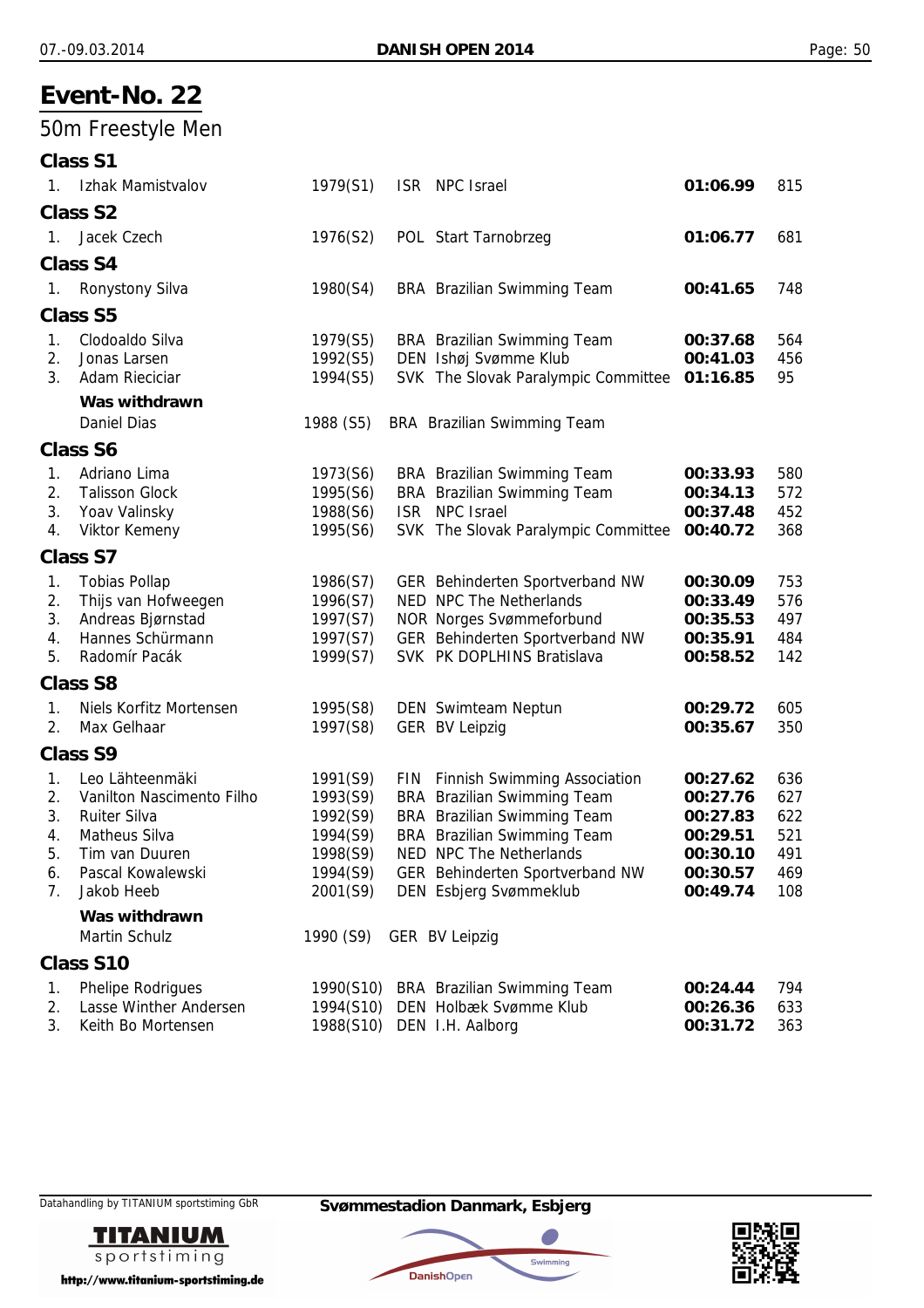# Event-No. 22

## 50m Freestyle Men

### Class S1

| | | | | | |
|---|---|---|---|---|---|
| 1. | Izhak Mamistvalov | 1979(S1) | ISR NPC Israel | **01:06.99** | 815 |

### Class S2

| | | | | | |
|---|---|---|---|---|---|
| 1. | Jacek Czech | 1976(S2) | POL Start Tarnobrzeg | **01:06.77** | 681 |

### Class S4

| | | | | | |
|---|---|---|---|---|---|
| 1. | Ronystony Silva | 1980(S4) | BRA Brazilian Swimming Team | **00:41.65** | 748 |

### Class S5

| | | | | | |
|---|---|---|---|---|---|
| 1. | Clodoaldo Silva | 1979(S5) | BRA Brazilian Swimming Team | **00:37.68** | 564 |
| 2. | Jonas Larsen | 1992(S5) | DEN Ishøj Svømme Klub | **00:41.03** | 456 |
| 3. | Adam Rieciciar | 1994(S5) | SVK The Slovak Paralympic Committee | **01:16.85** | 95 |

**Was withdrawn**

| | | |
|---|---|---|
| Daniel Dias | 1988 (S5) | BRA Brazilian Swimming Team |

### Class S6

| | | | | | |
|---|---|---|---|---|---|
| 1. | Adriano Lima | 1973(S6) | BRA Brazilian Swimming Team | **00:33.93** | 580 |
| 2. | Talisson Glock | 1995(S6) | BRA Brazilian Swimming Team | **00:34.13** | 572 |
| 3. | Yoav Valinsky | 1988(S6) | ISR NPC Israel | **00:37.48** | 452 |
| 4. | Viktor Kemeny | 1995(S6) | SVK The Slovak Paralympic Committee | **00:40.72** | 368 |

### Class S7

| | | | | | |
|---|---|---|---|---|---|
| 1. | Tobias Pollap | 1986(S7) | GER Behinderten Sportverband NW | **00:30.09** | 753 |
| 2. | Thijs van Hofweegen | 1996(S7) | NED NPC The Netherlands | **00:33.49** | 576 |
| 3. | Andreas Bjørnstad | 1997(S7) | NOR Norges Svømmeforbund | **00:35.53** | 497 |
| 4. | Hannes Schürmann | 1997(S7) | GER Behinderten Sportverband NW | **00:35.91** | 484 |
| 5. | Radomír Pacák | 1999(S7) | SVK PK DOPLHINS Bratislava | **00:58.52** | 142 |

### Class S8

| | | | | | |
|---|---|---|---|---|---|
| 1. | Niels Korfitz Mortensen | 1995(S8) | DEN Swimteam Neptun | **00:29.72** | 605 |
| 2. | Max Gelhaar | 1997(S8) | GER BV Leipzig | **00:35.67** | 350 |

### Class S9

| | | | | | |
|---|---|---|---|---|---|
| 1. | Leo Lähteenmäki | 1991(S9) | FIN Finnish Swimming Association | **00:27.62** | 636 |
| 2. | Vanilton Nascimento Filho | 1993(S9) | BRA Brazilian Swimming Team | **00:27.76** | 627 |
| 3. | Ruiter Silva | 1992(S9) | BRA Brazilian Swimming Team | **00:27.83** | 622 |
| 4. | Matheus Silva | 1994(S9) | BRA Brazilian Swimming Team | **00:29.51** | 521 |
| 5. | Tim van Duuren | 1998(S9) | NED NPC The Netherlands | **00:30.10** | 491 |
| 6. | Pascal Kowalewski | 1994(S9) | GER Behinderten Sportverband NW | **00:30.57** | 469 |
| 7. | Jakob Heeb | 2001(S9) | DEN Esbjerg Svømmeklub | **00:49.74** | 108 |

**Was withdrawn**

| | | |
|---|---|---|
| Martin Schulz | 1990 (S9) | GER BV Leipzig |

### Class S10

| | | | | | |
|---|---|---|---|---|---|
| 1. | Phelipe Rodrigues | 1990(S10) | BRA Brazilian Swimming Team | **00:24.44** | 794 |
| 2. | Lasse Winther Andersen | 1994(S10) | DEN Holbæk Svømme Klub | **00:26.36** | 633 |
| 3. | Keith Bo Mortensen | 1988(S10) | DEN I.H. Aalborg | **00:31.72** | 363 |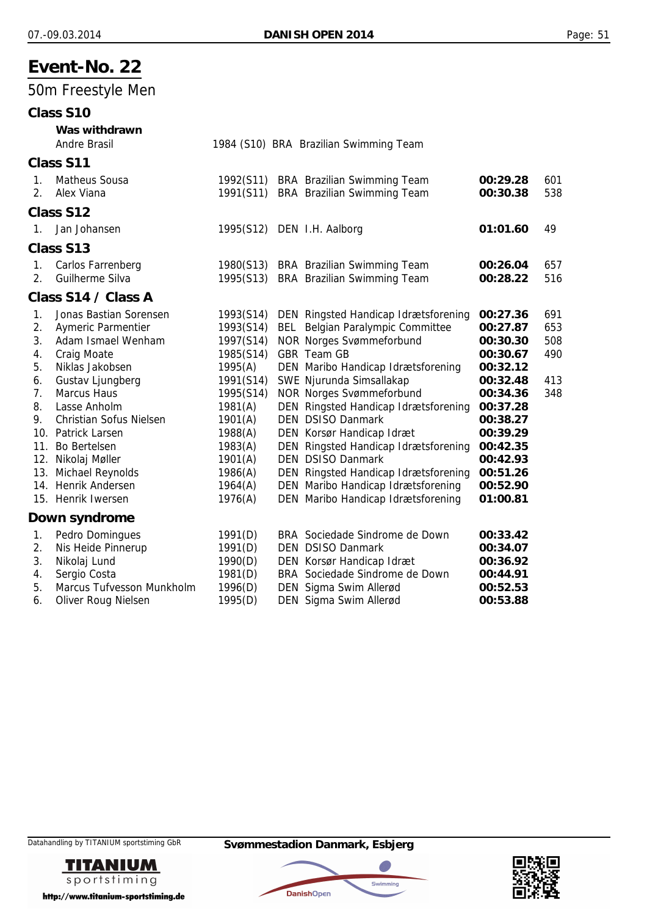# Event-No. 22

## 50m Freestyle Men

### Class S10

**Was withdrawn**

| Name | Year (Class) | Nation | Club |
|---|---|---|---|
| Andre Brasil | 1984 (S10) | BRA | Brazilian Swimming Team |

### Class S11

| Place | Name | Year (Class) | Nation | Club | Time | Points |
|---|---|---|---|---|---|---|
| 1. | Matheus Sousa | 1992(S11) | BRA | Brazilian Swimming Team | **00:29.28** | 601 |
| 2. | Alex Viana | 1991(S11) | BRA | Brazilian Swimming Team | **00:30.38** | 538 |

### Class S12

| Place | Name | Year (Class) | Nation | Club | Time | Points |
|---|---|---|---|---|---|---|
| 1. | Jan Johansen | 1995(S12) | DEN | I.H. Aalborg | **01:01.60** | 49 |

### Class S13

| Place | Name | Year (Class) | Nation | Club | Time | Points |
|---|---|---|---|---|---|---|
| 1. | Carlos Farrenberg | 1980(S13) | BRA | Brazilian Swimming Team | **00:26.04** | 657 |
| 2. | Guilherme Silva | 1995(S13) | BRA | Brazilian Swimming Team | **00:28.22** | 516 |

### Class S14 / Class A

| Place | Name | Year (Class) | Nation | Club | Time | Points |
|---|---|---|---|---|---|---|
| 1. | Jonas Bastian Sorensen | 1993(S14) | DEN | Ringsted Handicap Idrætsforening | **00:27.36** | 691 |
| 2. | Aymeric Parmentier | 1993(S14) | BEL | Belgian Paralympic Committee | **00:27.87** | 653 |
| 3. | Adam Ismael Wenham | 1997(S14) | NOR | Norges Svømmeforbund | **00:30.30** | 508 |
| 4. | Craig Moate | 1985(S14) | GBR | Team GB | **00:30.67** | 490 |
| 5. | Niklas Jakobsen | 1995(A) | DEN | Maribo Handicap Idrætsforening | **00:32.12** | |
| 6. | Gustav Ljungberg | 1991(S14) | SWE | Njurunda Simsallakap | **00:32.48** | 413 |
| 7. | Marcus Haus | 1995(S14) | NOR | Norges Svømmeforbund | **00:34.36** | 348 |
| 8. | Lasse Anholm | 1981(A) | DEN | Ringsted Handicap Idrætsforening | **00:37.28** | |
| 9. | Christian Sofus Nielsen | 1901(A) | DEN | DSISO Danmark | **00:38.27** | |
| 10. | Patrick Larsen | 1988(A) | DEN | Korsør Handicap Idræt | **00:39.29** | |
| 11. | Bo Bertelsen | 1983(A) | DEN | Ringsted Handicap Idrætsforening | **00:42.35** | |
| 12. | Nikolaj Møller | 1901(A) | DEN | DSISO Danmark | **00:42.93** | |
| 13. | Michael Reynolds | 1986(A) | DEN | Ringsted Handicap Idrætsforening | **00:51.26** | |
| 14. | Henrik Andersen | 1964(A) | DEN | Maribo Handicap Idrætsforening | **00:52.90** | |
| 15. | Henrik Iwersen | 1976(A) | DEN | Maribo Handicap Idrætsforening | **01:00.81** | |

### Down syndrome

| Place | Name | Year (Class) | Nation | Club | Time |
|---|---|---|---|---|---|
| 1. | Pedro Domingues | 1991(D) | BRA | Sociedade Sindrome de Down | **00:33.42** |
| 2. | Nis Heide Pinnerup | 1991(D) | DEN | DSISO Danmark | **00:34.07** |
| 3. | Nikolaj Lund | 1990(D) | DEN | Korsør Handicap Idræt | **00:36.92** |
| 4. | Sergio Costa | 1981(D) | BRA | Sociedade Sindrome de Down | **00:44.91** |
| 5. | Marcus Tufvesson Munkholm | 1996(D) | DEN | Sigma Swim Allerød | **00:52.53** |
| 6. | Oliver Roug Nielsen | 1995(D) | DEN | Sigma Swim Allerød | **00:53.88** |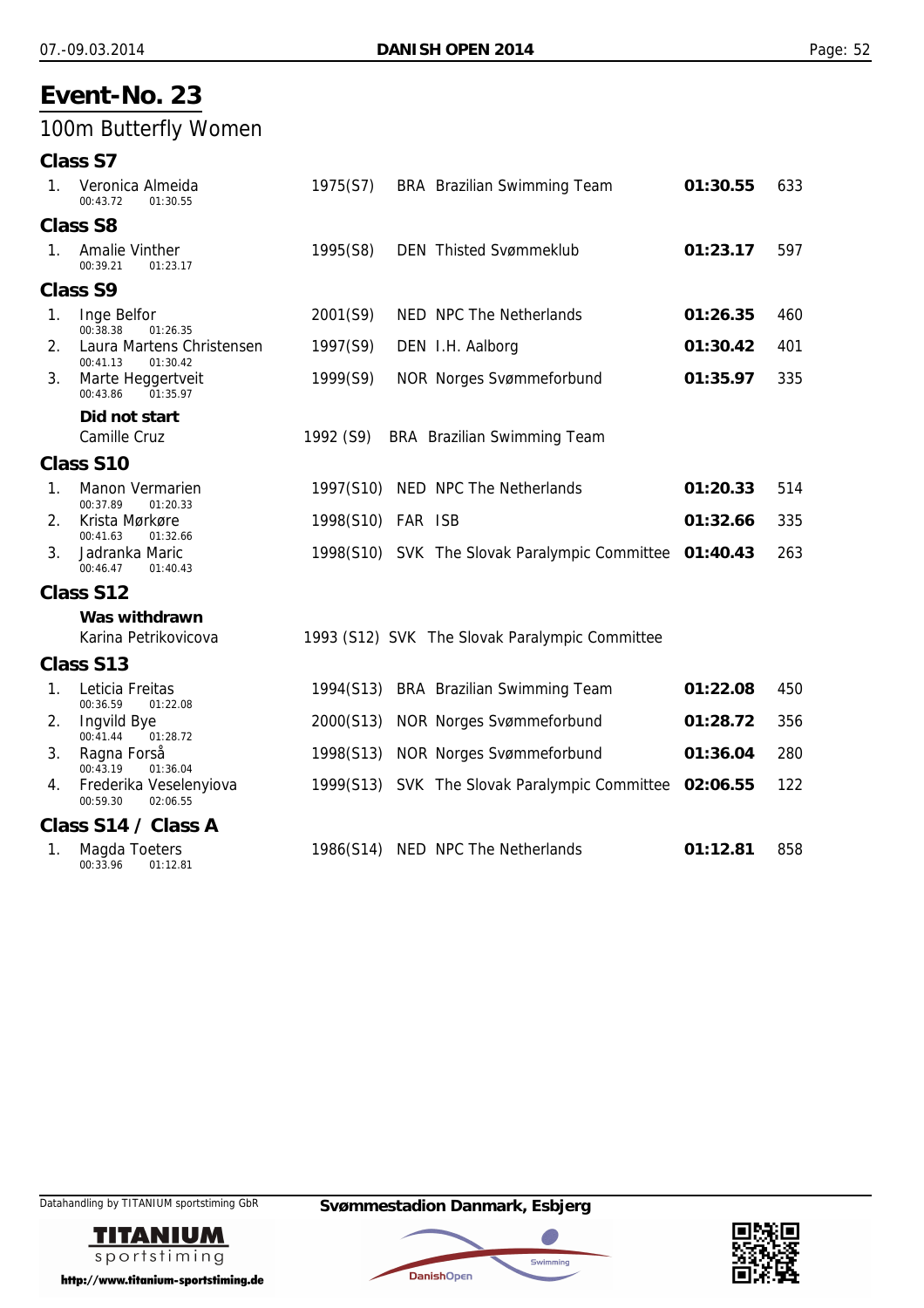# Event-No. 23

## 100m Butterfly Women

### Class S7

| Rank | Name | Split 50m | Split 100m | Year (Class) | Nation | Club | Time | Points |
|---|---|---|---|---|---|---|---|---|
| 1. | Veronica Almeida | 00:43.72 | 01:30.55 | 1975(S7) | BRA | Brazilian Swimming Team | **01:30.55** | 633 |

### Class S8

| Rank | Name | Split 50m | Split 100m | Year (Class) | Nation | Club | Time | Points |
|---|---|---|---|---|---|---|---|---|
| 1. | Amalie Vinther | 00:39.21 | 01:23.17 | 1995(S8) | DEN | Thisted Svømmeklub | **01:23.17** | 597 |

### Class S9

| Rank | Name | Split 50m | Split 100m | Year (Class) | Nation | Club | Time | Points |
|---|---|---|---|---|---|---|---|---|
| 1. | Inge Belfor | 00:38.38 | 01:26.35 | 2001(S9) | NED | NPC The Netherlands | **01:26.35** | 460 |
| 2. | Laura Martens Christensen | 00:41.13 | 01:30.42 | 1997(S9) | DEN | I.H. Aalborg | **01:30.42** | 401 |
| 3. | Marte Heggertveit | 00:43.86 | 01:35.97 | 1999(S9) | NOR | Norges Svømmeforbund | **01:35.97** | 335 |

**Did not start**

Camille Cruz — 1992 (S9) BRA Brazilian Swimming Team

### Class S10

| Rank | Name | Split 50m | Split 100m | Year (Class) | Nation | Club | Time | Points |
|---|---|---|---|---|---|---|---|---|
| 1. | Manon Vermarien | 00:37.89 | 01:20.33 | 1997(S10) | NED | NPC The Netherlands | **01:20.33** | 514 |
| 2. | Krista Mørkøre | 00:41.63 | 01:32.66 | 1998(S10) | FAR | ISB | **01:32.66** | 335 |
| 3. | Jadranka Maric | 00:46.47 | 01:40.43 | 1998(S10) | SVK | The Slovak Paralympic Committee | **01:40.43** | 263 |

### Class S12

**Was withdrawn**

Karina Petrikovicova — 1993 (S12) SVK The Slovak Paralympic Committee

### Class S13

| Rank | Name | Split 50m | Split 100m | Year (Class) | Nation | Club | Time | Points |
|---|---|---|---|---|---|---|---|---|
| 1. | Leticia Freitas | 00:36.59 | 01:22.08 | 1994(S13) | BRA | Brazilian Swimming Team | **01:22.08** | 450 |
| 2. | Ingvild Bye | 00:41.44 | 01:28.72 | 2000(S13) | NOR | Norges Svømmeforbund | **01:28.72** | 356 |
| 3. | Ragna Forså | 00:43.19 | 01:36.04 | 1998(S13) | NOR | Norges Svømmeforbund | **01:36.04** | 280 |
| 4. | Frederika Veselenyiova | 00:59.30 | 02:06.55 | 1999(S13) | SVK | The Slovak Paralympic Committee | **02:06.55** | 122 |

### Class S14 / Class A

| Rank | Name | Split 50m | Split 100m | Year (Class) | Nation | Club | Time | Points |
|---|---|---|---|---|---|---|---|---|
| 1. | Magda Toeters | 00:33.96 | 01:12.81 | 1986(S14) | NED | NPC The Netherlands | **01:12.81** | 858 |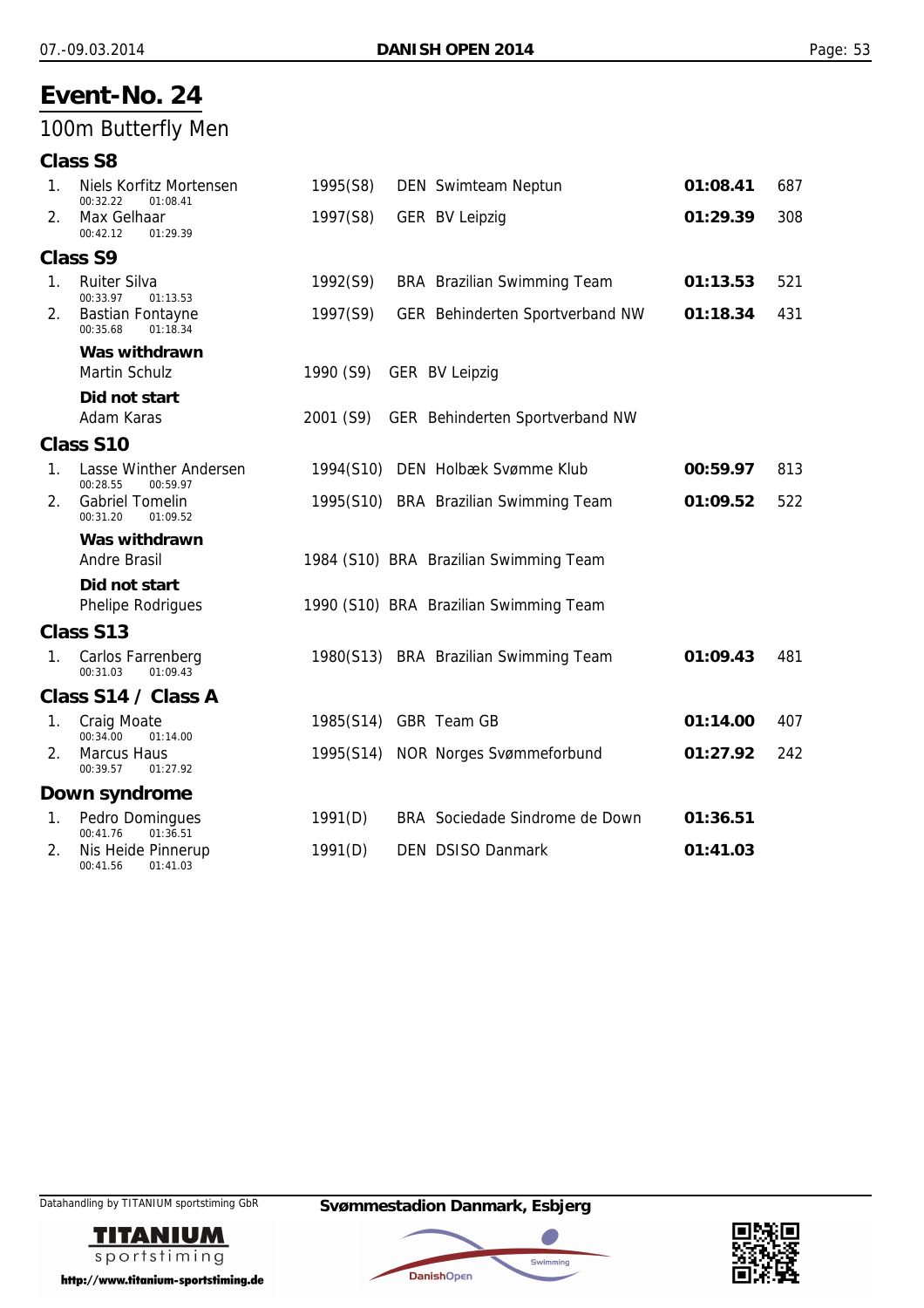# Event-No. 24

## 100m Butterfly Men

### Class S8

| | Name | YoB (Class) | Club | Time | Points |
|---|---|---|---|---|---|
| 1. | Niels Korfitz Mortensen<br>00:32.22 01:08.41 | 1995(S8) | DEN Swimteam Neptun | **01:08.41** | 687 |
| 2. | Max Gelhaar<br>00:42.12 01:29.39 | 1997(S8) | GER BV Leipzig | **01:29.39** | 308 |

### Class S9

| | Name | YoB (Class) | Club | Time | Points |
|---|---|---|---|---|---|
| 1. | Ruiter Silva<br>00:33.97 01:13.53 | 1992(S9) | BRA Brazilian Swimming Team | **01:13.53** | 521 |
| 2. | Bastian Fontayne<br>00:35.68 01:18.34 | 1997(S9) | GER Behinderten Sportverband NW | **01:18.34** | 431 |

**Was withdrawn**

| Name | YoB (Class) | Club |
|---|---|---|
| Martin Schulz | 1990 (S9) | GER BV Leipzig |

**Did not start**

| Name | YoB (Class) | Club |
|---|---|---|
| Adam Karas | 2001 (S9) | GER Behinderten Sportverband NW |

### Class S10

| | Name | YoB (Class) | Club | Time | Points |
|---|---|---|---|---|---|
| 1. | Lasse Winther Andersen<br>00:28.55 00:59.97 | 1994(S10) | DEN Holbæk Svømme Klub | **00:59.97** | 813 |
| 2. | Gabriel Tomelin<br>00:31.20 01:09.52 | 1995(S10) | BRA Brazilian Swimming Team | **01:09.52** | 522 |

**Was withdrawn**

| Name | YoB (Class) | Club |
|---|---|---|
| Andre Brasil | 1984 (S10) | BRA Brazilian Swimming Team |

**Did not start**

| Name | YoB (Class) | Club |
|---|---|---|
| Phelipe Rodrigues | 1990 (S10) | BRA Brazilian Swimming Team |

### Class S13

| | Name | YoB (Class) | Club | Time | Points |
|---|---|---|---|---|---|
| 1. | Carlos Farrenberg<br>00:31.03 01:09.43 | 1980(S13) | BRA Brazilian Swimming Team | **01:09.43** | 481 |

### Class S14 / Class A

| | Name | YoB (Class) | Club | Time | Points |
|---|---|---|---|---|---|
| 1. | Craig Moate<br>00:34.00 01:14.00 | 1985(S14) | GBR Team GB | **01:14.00** | 407 |
| 2. | Marcus Haus<br>00:39.57 01:27.92 | 1995(S14) | NOR Norges Svømmeforbund | **01:27.92** | 242 |

### Down syndrome

| | Name | YoB (Class) | Club | Time | Points |
|---|---|---|---|---|---|
| 1. | Pedro Domingues<br>00:41.76 01:36.51 | 1991(D) | BRA Sociedade Sindrome de Down | **01:36.51** | |
| 2. | Nis Heide Pinnerup<br>00:41.56 01:41.03 | 1991(D) | DEN DSISO Danmark | **01:41.03** | |

Datahandling by TITANIUM sportstiming GbR

**Svømmestadion Danmark, Esbjerg**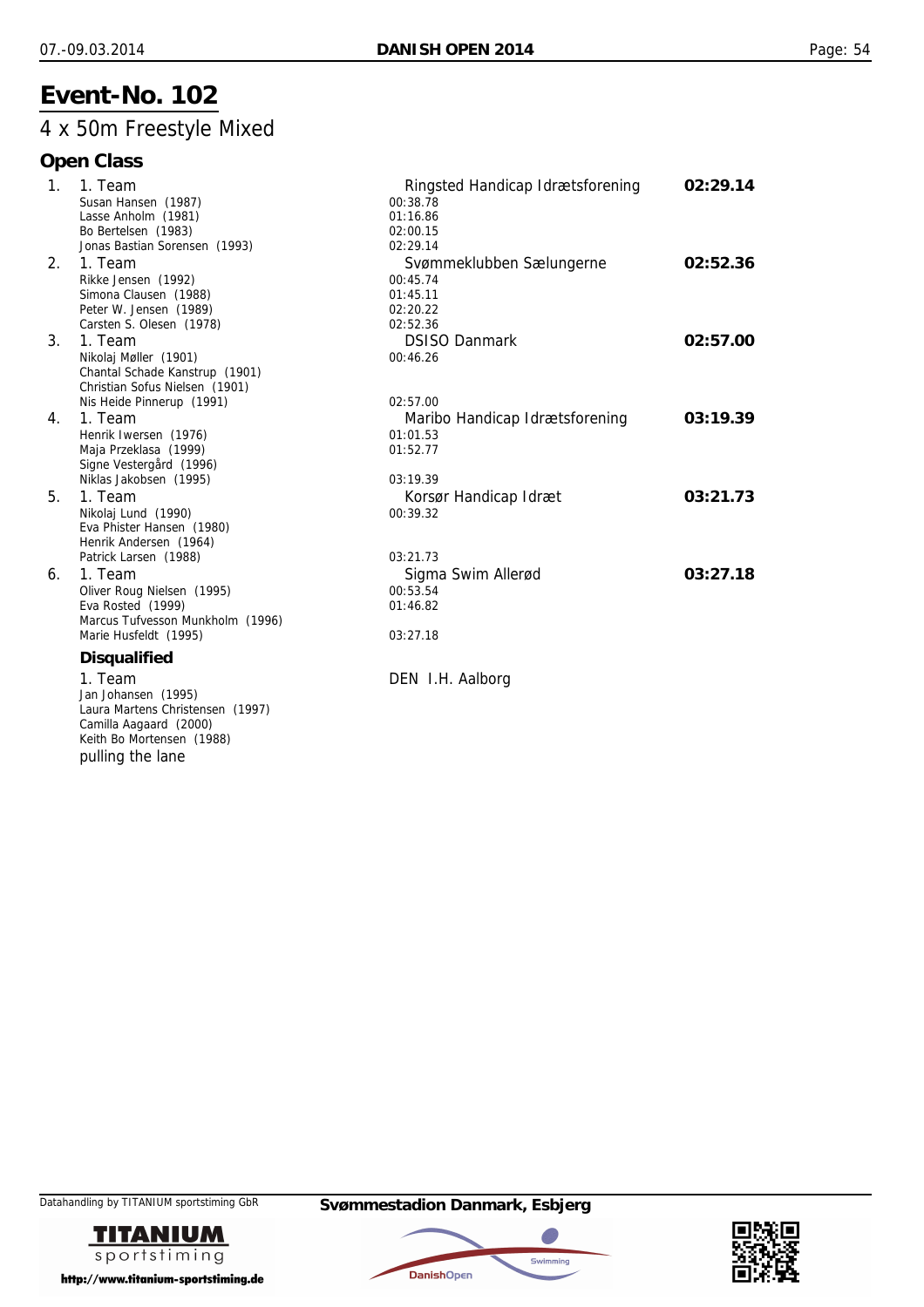# Event-No. 102

## 4 x 50m Freestyle Mixed

### Open Class

| Place | Team / Swimmers | Club / Splits | Time |
|---|---|---|---|
| 1. | 1. Team | Ringsted Handicap Idrætsforening | **02:29.14** |
| | Susan Hansen (1987) | 00:38.78 | |
| | Lasse Anholm (1981) | 01:16.86 | |
| | Bo Bertelsen (1983) | 02:00.15 | |
| | Jonas Bastian Sorensen (1993) | 02:29.14 | |
| 2. | 1. Team | Svømmeklubben Sælungerne | **02:52.36** |
| | Rikke Jensen (1992) | 00:45.74 | |
| | Simona Clausen (1988) | 01:45.11 | |
| | Peter W. Jensen (1989) | 02:20.22 | |
| | Carsten S. Olesen (1978) | 02:52.36 | |
| 3. | 1. Team | DSISO Danmark | **02:57.00** |
| | Nikolaj Møller (1901) | 00:46.26 | |
| | Chantal Schade Kanstrup (1901) | | |
| | Christian Sofus Nielsen (1901) | | |
| | Nis Heide Pinnerup (1991) | 02:57.00 | |
| 4. | 1. Team | Maribo Handicap Idrætsforening | **03:19.39** |
| | Henrik Iwersen (1976) | 01:01.53 | |
| | Maja Przeklasa (1999) | 01:52.77 | |
| | Signe Vestergård (1996) | | |
| | Niklas Jakobsen (1995) | 03:19.39 | |
| 5. | 1. Team | Korsør Handicap Idræt | **03:21.73** |
| | Nikolaj Lund (1990) | 00:39.32 | |
| | Eva Phister Hansen (1980) | | |
| | Henrik Andersen (1964) | | |
| | Patrick Larsen (1988) | 03:21.73 | |
| 6. | 1. Team | Sigma Swim Allerød | **03:27.18** |
| | Oliver Roug Nielsen (1995) | 00:53.54 | |
| | Eva Rosted (1999) | 01:46.82 | |
| | Marcus Tufvesson Munkholm (1996) | | |
| | Marie Husfeldt (1995) | 03:27.18 | |

**Disqualified**

| Team / Swimmers | Club |
|---|---|
| 1. Team | DEN I.H. Aalborg |
| Jan Johansen (1995) | |
| Laura Martens Christensen (1997) | |
| Camilla Aagaard (2000) | |
| Keith Bo Mortensen (1988) | |
| pulling the lane | |

Datahandling by TITANIUM sportstiming GbR

**Svømmestadion Danmark, Esbjerg**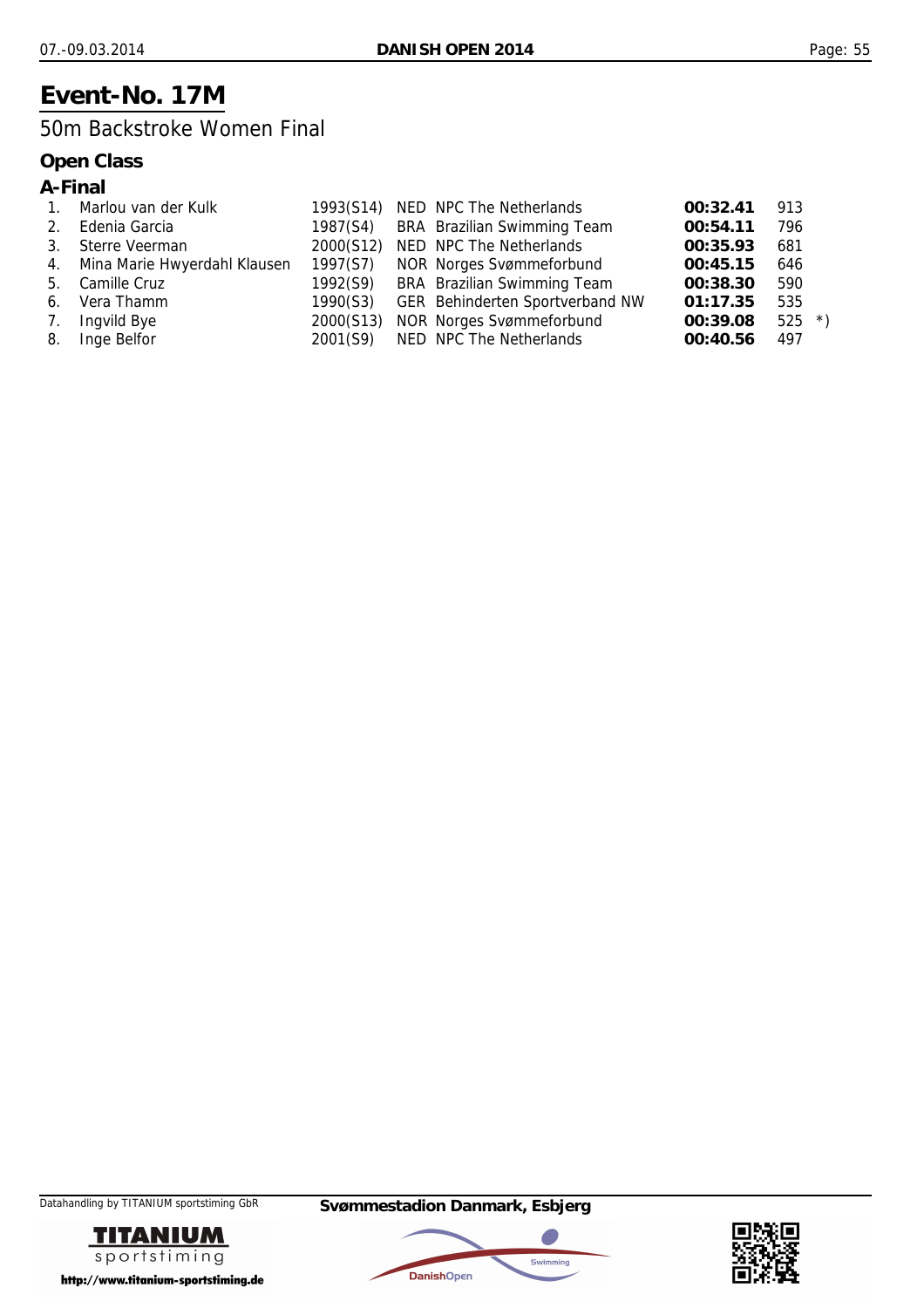# Event-No. 17M

## 50m Backstroke Women Final

### Open Class

### A-Final

| | | | | | | |
|---|---|---|---|---|---|---|
| 1. | Marlou van der Kulk | 1993(S14) | NED NPC The Netherlands | **00:32.41** | 913 | |
| 2. | Edenia Garcia | 1987(S4) | BRA Brazilian Swimming Team | **00:54.11** | 796 | |
| 3. | Sterre Veerman | 2000(S12) | NED NPC The Netherlands | **00:35.93** | 681 | |
| 4. | Mina Marie Hwyerdahl Klausen | 1997(S7) | NOR Norges Svømmeforbund | **00:45.15** | 646 | |
| 5. | Camille Cruz | 1992(S9) | BRA Brazilian Swimming Team | **00:38.30** | 590 | |
| 6. | Vera Thamm | 1990(S3) | GER Behinderten Sportverband NW | **01:17.35** | 535 | |
| 7. | Ingvild Bye | 2000(S13) | NOR Norges Svømmeforbund | **00:39.08** | 525 | *) |
| 8. | Inge Belfor | 2001(S9) | NED NPC The Netherlands | **00:40.56** | 497 | |

Datahandling by TITANIUM sportstiming GbR

**Svømmestadion Danmark, Esbjerg**

TITANIUM sportstiming

http://www.titanium-sportstiming.de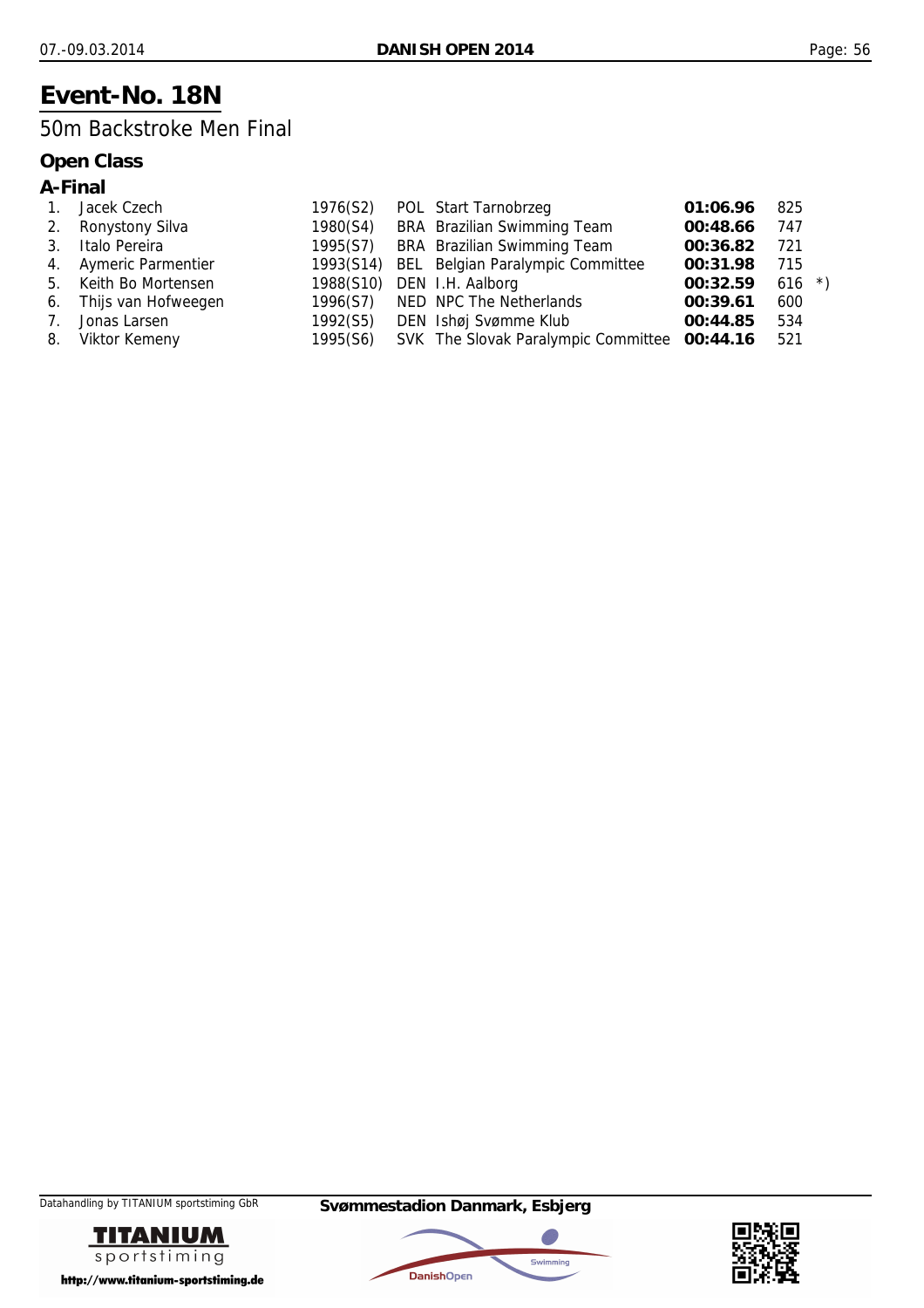# Event-No. 18N

## 50m Backstroke Men Final

### Open Class

### A-Final

| | | | | | | | |
|---|---|---|---|---|---|---|---|
| 1. | Jacek Czech | 1976(S2) | POL | Start Tarnobrzeg | **01:06.96** | 825 | |
| 2. | Ronystony Silva | 1980(S4) | BRA | Brazilian Swimming Team | **00:48.66** | 747 | |
| 3. | Italo Pereira | 1995(S7) | BRA | Brazilian Swimming Team | **00:36.82** | 721 | |
| 4. | Aymeric Parmentier | 1993(S14) | BEL | Belgian Paralympic Committee | **00:31.98** | 715 | |
| 5. | Keith Bo Mortensen | 1988(S10) | DEN | I.H. Aalborg | **00:32.59** | 616 | *) |
| 6. | Thijs van Hofweegen | 1996(S7) | NED | NPC The Netherlands | **00:39.61** | 600 | |
| 7. | Jonas Larsen | 1992(S5) | DEN | Ishøj Svømme Klub | **00:44.85** | 534 | |
| 8. | Viktor Kemeny | 1995(S6) | SVK | The Slovak Paralympic Committee | **00:44.16** | 521 | |

Datahandling by TITANIUM sportstiming GbR

**Svømmestadion Danmark, Esbjerg**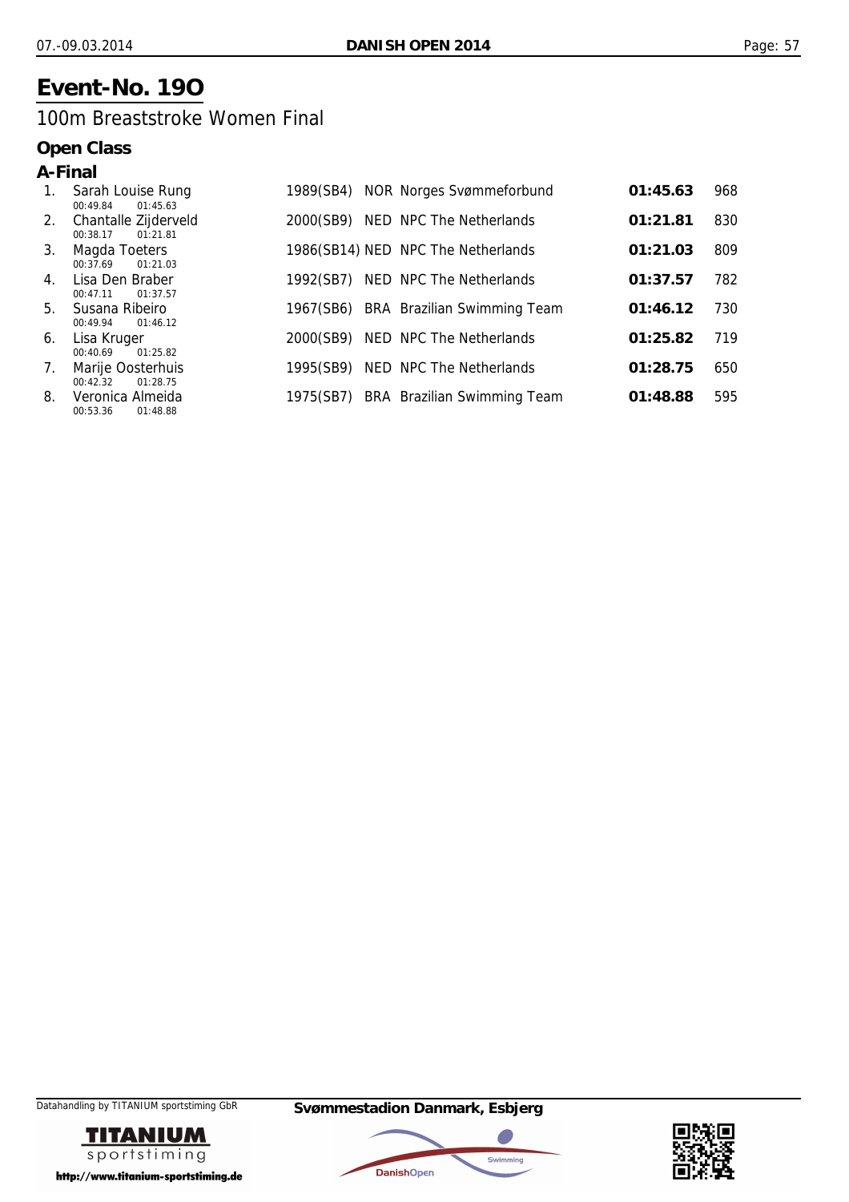# Event-No. 19O

## 100m Breaststroke Women Final

### Open Class

### A-Final

| Rank | Name | Split 50m | Split 100m | Year (Class) | Nation | Club | Time | Points |
|---|---|---|---|---|---|---|---|---|
| 1. | Sarah Louise Rung | 00:49.84 | 01:45.63 | 1989(SB4) | NOR | Norges Svømmeforbund | **01:45.63** | 968 |
| 2. | Chantalle Zijderveld | 00:38.17 | 01:21.81 | 2000(SB9) | NED | NPC The Netherlands | **01:21.81** | 830 |
| 3. | Magda Toeters | 00:37.69 | 01:21.03 | 1986(SB14) | NED | NPC The Netherlands | **01:21.03** | 809 |
| 4. | Lisa Den Braber | 00:47.11 | 01:37.57 | 1992(SB7) | NED | NPC The Netherlands | **01:37.57** | 782 |
| 5. | Susana Ribeiro | 00:49.94 | 01:46.12 | 1967(SB6) | BRA | Brazilian Swimming Team | **01:46.12** | 730 |
| 6. | Lisa Kruger | 00:40.69 | 01:25.82 | 2000(SB9) | NED | NPC The Netherlands | **01:25.82** | 719 |
| 7. | Marije Oosterhuis | 00:42.32 | 01:28.75 | 1995(SB9) | NED | NPC The Netherlands | **01:28.75** | 650 |
| 8. | Veronica Almeida | 00:53.36 | 01:48.88 | 1975(SB7) | BRA | Brazilian Swimming Team | **01:48.88** | 595 |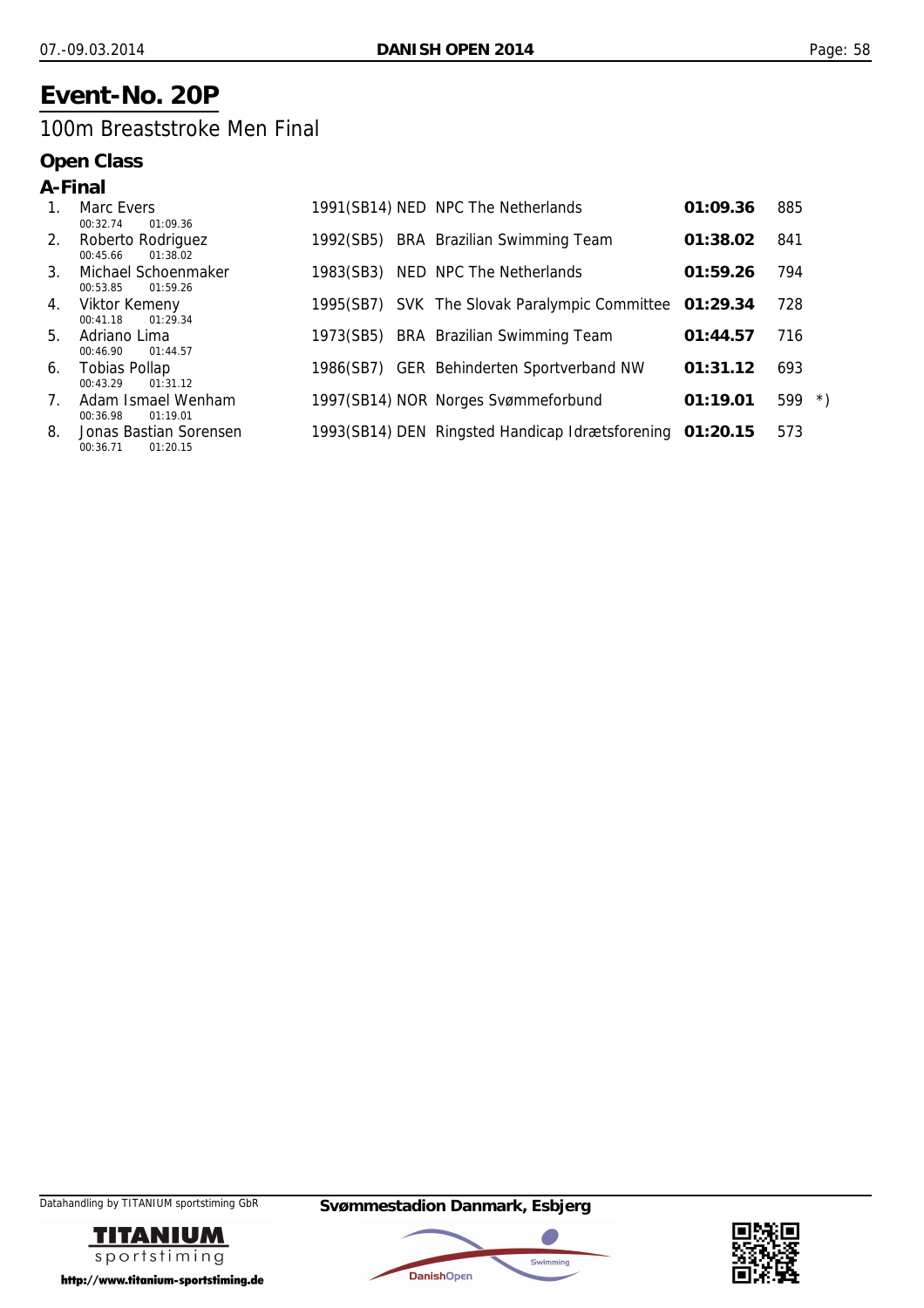# Event-No. 20P

## 100m Breaststroke Men Final

### Open Class

### A-Final

| Rank | Name | Splits | YoB (Class) | Nation | Club | Time | Points | |
|---|---|---|---|---|---|---|---|---|
| 1. | Marc Evers | 00:32.74 01:09.36 | 1991(SB14) | NED | NPC The Netherlands | **01:09.36** | 885 | |
| 2. | Roberto Rodriguez | 00:45.66 01:38.02 | 1992(SB5) | BRA | Brazilian Swimming Team | **01:38.02** | 841 | |
| 3. | Michael Schoenmaker | 00:53.85 01:59.26 | 1983(SB3) | NED | NPC The Netherlands | **01:59.26** | 794 | |
| 4. | Viktor Kemeny | 00:41.18 01:29.34 | 1995(SB7) | SVK | The Slovak Paralympic Committee | **01:29.34** | 728 | |
| 5. | Adriano Lima | 00:46.90 01:44.57 | 1973(SB5) | BRA | Brazilian Swimming Team | **01:44.57** | 716 | |
| 6. | Tobias Pollap | 00:43.29 01:31.12 | 1986(SB7) | GER | Behinderten Sportverband NW | **01:31.12** | 693 | |
| 7. | Adam Ismael Wenham | 00:36.98 01:19.01 | 1997(SB14) | NOR | Norges Svømmeforbund | **01:19.01** | 599 | *) |
| 8. | Jonas Bastian Sorensen | 00:36.71 01:20.15 | 1993(SB14) | DEN | Ringsted Handicap Idrætsforening | **01:20.15** | 573 | |

Datahandling by TITANIUM sportstiming GbR

**Svømmestadion Danmark, Esbjerg**

http://www.titanium-sportstiming.de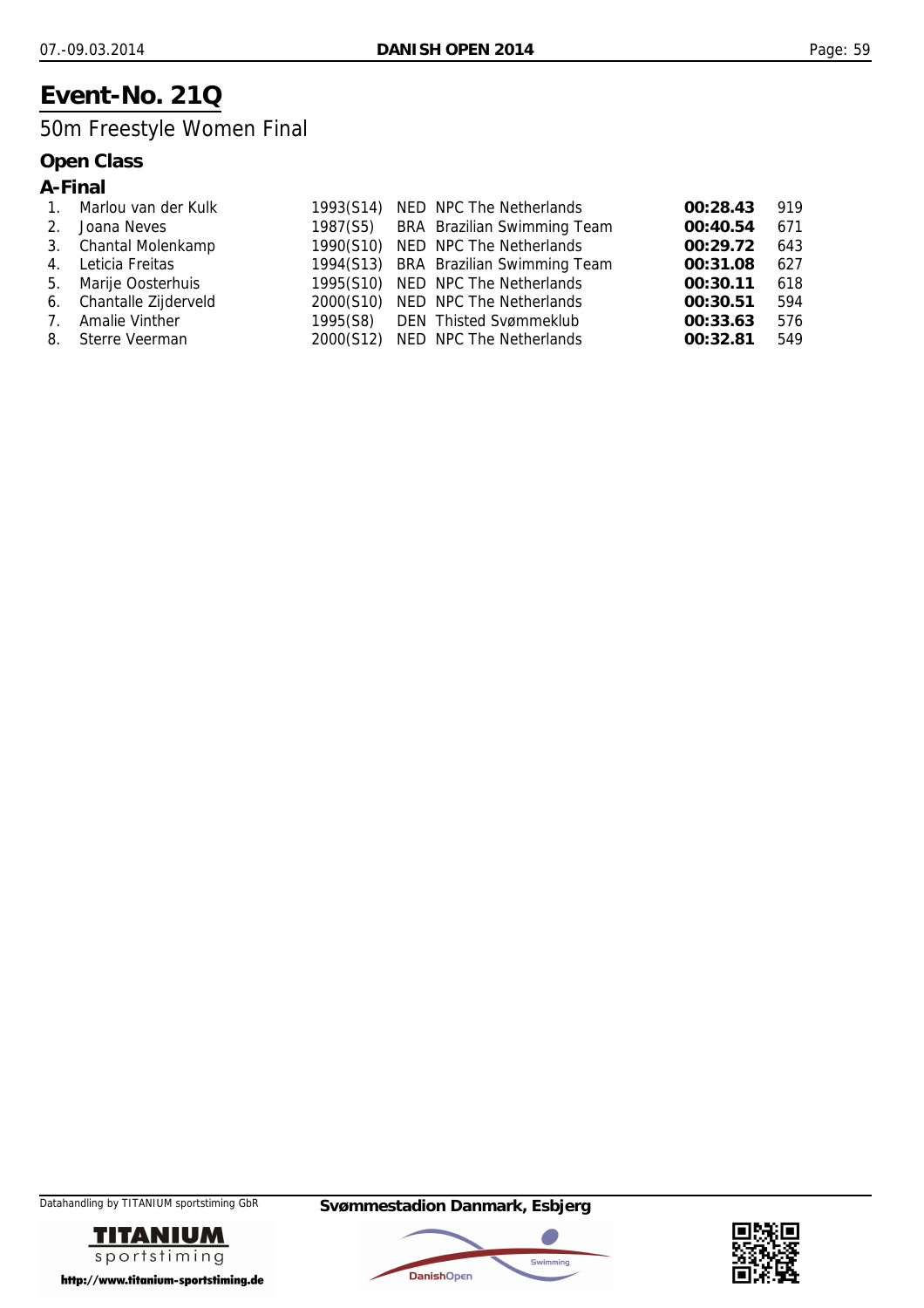# Event-No. 21Q

## 50m Freestyle Women Final

### Open Class

### A-Final

| | Name | Year (Class) | Nation | Club | Time | Points |
|---|---|---|---|---|---|---|
| 1. | Marlou van der Kulk | 1993(S14) | NED | NPC The Netherlands | **00:28.43** | 919 |
| 2. | Joana Neves | 1987(S5) | BRA | Brazilian Swimming Team | **00:40.54** | 671 |
| 3. | Chantal Molenkamp | 1990(S10) | NED | NPC The Netherlands | **00:29.72** | 643 |
| 4. | Leticia Freitas | 1994(S13) | BRA | Brazilian Swimming Team | **00:31.08** | 627 |
| 5. | Marije Oosterhuis | 1995(S10) | NED | NPC The Netherlands | **00:30.11** | 618 |
| 6. | Chantalle Zijderveld | 2000(S10) | NED | NPC The Netherlands | **00:30.51** | 594 |
| 7. | Amalie Vinther | 1995(S8) | DEN | Thisted Svømmeklub | **00:33.63** | 576 |
| 8. | Sterre Veerman | 2000(S12) | NED | NPC The Netherlands | **00:32.81** | 549 |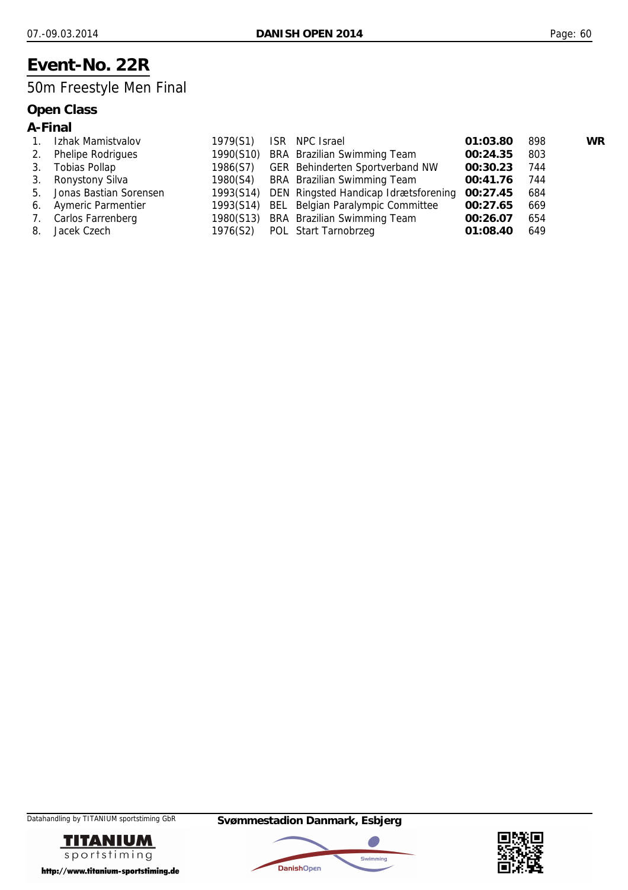# Event-No. 22R

## 50m Freestyle Men Final

### Open Class

### A-Final

| | | | | | | | |
|---|---|---|---|---|---|---|---|
| 1. | Izhak Mamistvalov | 1979(S1) | ISR | NPC Israel | **01:03.80** | 898 | **WR** |
| 2. | Phelipe Rodrigues | 1990(S10) | BRA | Brazilian Swimming Team | **00:24.35** | 803 | |
| 3. | Tobias Pollap | 1986(S7) | GER | Behinderten Sportverband NW | **00:30.23** | 744 | |
| 3. | Ronystony Silva | 1980(S4) | BRA | Brazilian Swimming Team | **00:41.76** | 744 | |
| 5. | Jonas Bastian Sorensen | 1993(S14) | DEN | Ringsted Handicap Idrætsforening | **00:27.45** | 684 | |
| 6. | Aymeric Parmentier | 1993(S14) | BEL | Belgian Paralympic Committee | **00:27.65** | 669 | |
| 7. | Carlos Farrenberg | 1980(S13) | BRA | Brazilian Swimming Team | **00:26.07** | 654 | |
| 8. | Jacek Czech | 1976(S2) | POL | Start Tarnobrzeg | **01:08.40** | 649 | |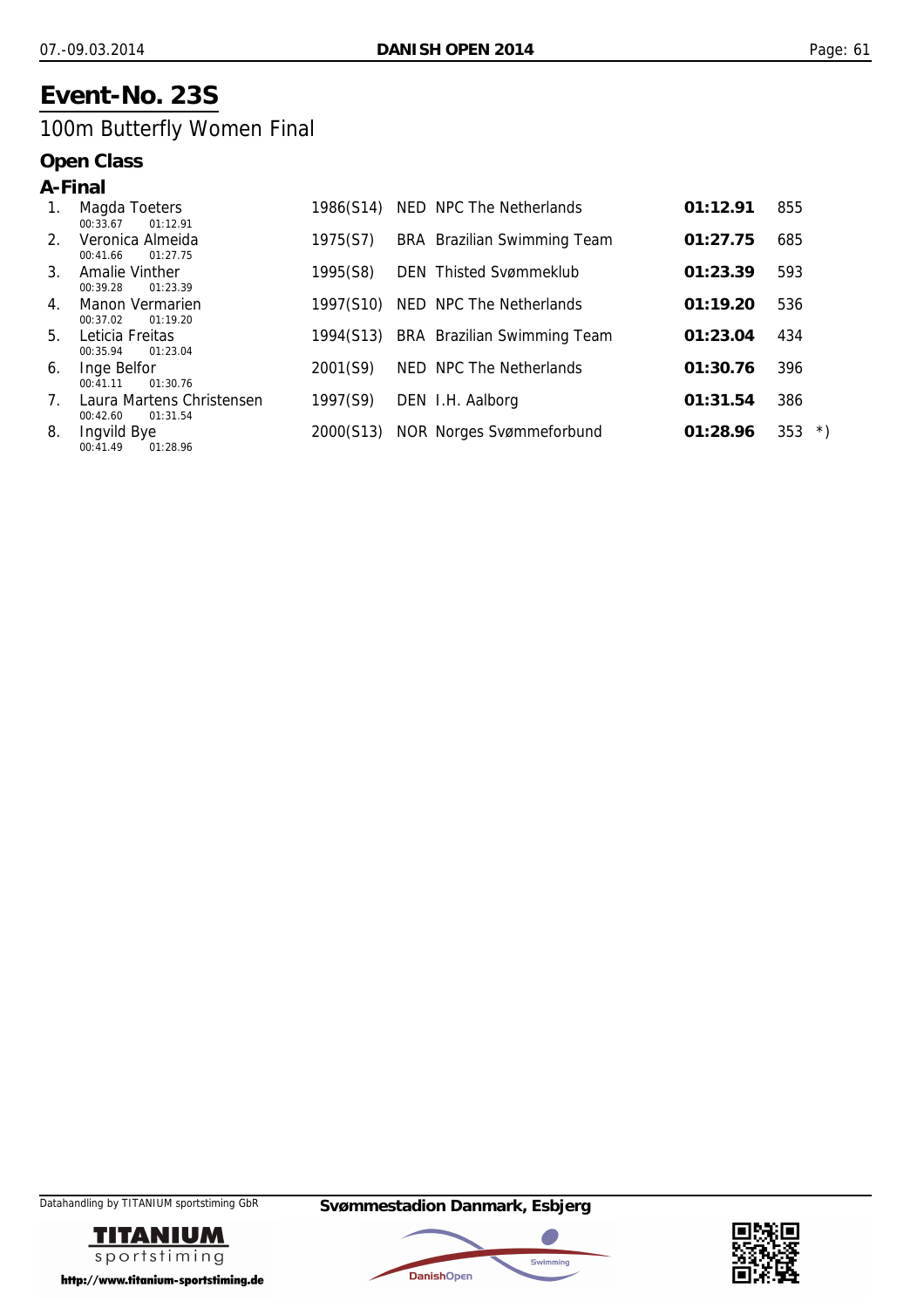# Event-No. 23S

## 100m Butterfly Women Final

### Open Class

### A-Final

| Rank | Name | Splits | Year (Class) | Nation | Club | Time | Points | |
|---|---|---|---|---|---|---|---|---|
| 1. | Magda Toeters | 00:33.67 01:12.91 | 1986(S14) | NED | NPC The Netherlands | **01:12.91** | 855 | |
| 2. | Veronica Almeida | 00:41.66 01:27.75 | 1975(S7) | BRA | Brazilian Swimming Team | **01:27.75** | 685 | |
| 3. | Amalie Vinther | 00:39.28 01:23.39 | 1995(S8) | DEN | Thisted Svømmeklub | **01:23.39** | 593 | |
| 4. | Manon Vermarien | 00:37.02 01:19.20 | 1997(S10) | NED | NPC The Netherlands | **01:19.20** | 536 | |
| 5. | Leticia Freitas | 00:35.94 01:23.04 | 1994(S13) | BRA | Brazilian Swimming Team | **01:23.04** | 434 | |
| 6. | Inge Belfor | 00:41.11 01:30.76 | 2001(S9) | NED | NPC The Netherlands | **01:30.76** | 396 | |
| 7. | Laura Martens Christensen | 00:42.60 01:31.54 | 1997(S9) | DEN | I.H. Aalborg | **01:31.54** | 386 | |
| 8. | Ingvild Bye | 00:41.49 01:28.96 | 2000(S13) | NOR | Norges Svømmeforbund | **01:28.96** | 353 | *) |

Datahandling by TITANIUM sportstiming GbR

**Svømmestadion Danmark, Esbjerg**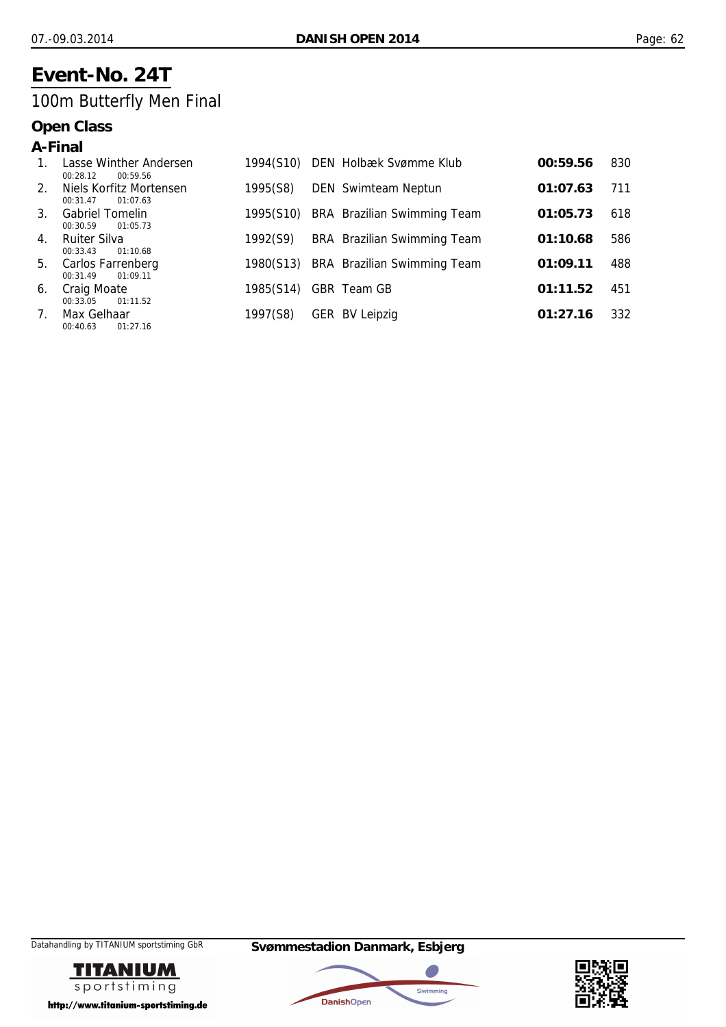# Event-No. 24T

## 100m Butterfly Men Final

### Open Class

### A-Final

| | | | | | | |
|---|---|---|---|---|---|---|
| 1. | Lasse Winther Andersen<br>00:28.12 00:59.56 | 1994(S10) | DEN | Holbæk Svømme Klub | **00:59.56** | 830 |
| 2. | Niels Korfitz Mortensen<br>00:31.47 01:07.63 | 1995(S8) | DEN | Swimteam Neptun | **01:07.63** | 711 |
| 3. | Gabriel Tomelin<br>00:30.59 01:05.73 | 1995(S10) | BRA | Brazilian Swimming Team | **01:05.73** | 618 |
| 4. | Ruiter Silva<br>00:33.43 01:10.68 | 1992(S9) | BRA | Brazilian Swimming Team | **01:10.68** | 586 |
| 5. | Carlos Farrenberg<br>00:31.49 01:09.11 | 1980(S13) | BRA | Brazilian Swimming Team | **01:09.11** | 488 |
| 6. | Craig Moate<br>00:33.05 01:11.52 | 1985(S14) | GBR | Team GB | **01:11.52** | 451 |
| 7. | Max Gelhaar<br>00:40.63 01:27.16 | 1997(S8) | GER | BV Leipzig | **01:27.16** | 332 |